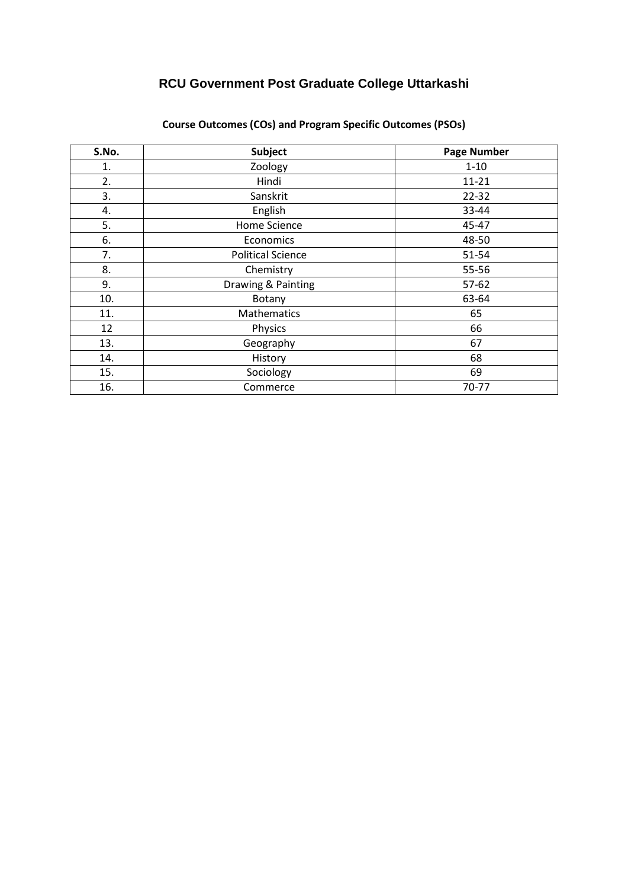# RCU Government Post Graduate College Uttarkashi

## Course Outcomes (COs) and Program Specific Outcomes (PSOs)

| S.No. | Subject | Page Number |
|---|---|---|
| 1. | Zoology | 1-10 |
| 2. | Hindi | 11-21 |
| 3. | Sanskrit | 22-32 |
| 4. | English | 33-44 |
| 5. | Home Science | 45-47 |
| 6. | Economics | 48-50 |
| 7. | Political Science | 51-54 |
| 8. | Chemistry | 55-56 |
| 9. | Drawing & Painting | 57-62 |
| 10. | Botany | 63-64 |
| 11. | Mathematics | 65 |
| 12 | Physics | 66 |
| 13. | Geography | 67 |
| 14. | History | 68 |
| 15. | Sociology | 69 |
| 16. | Commerce | 70-77 |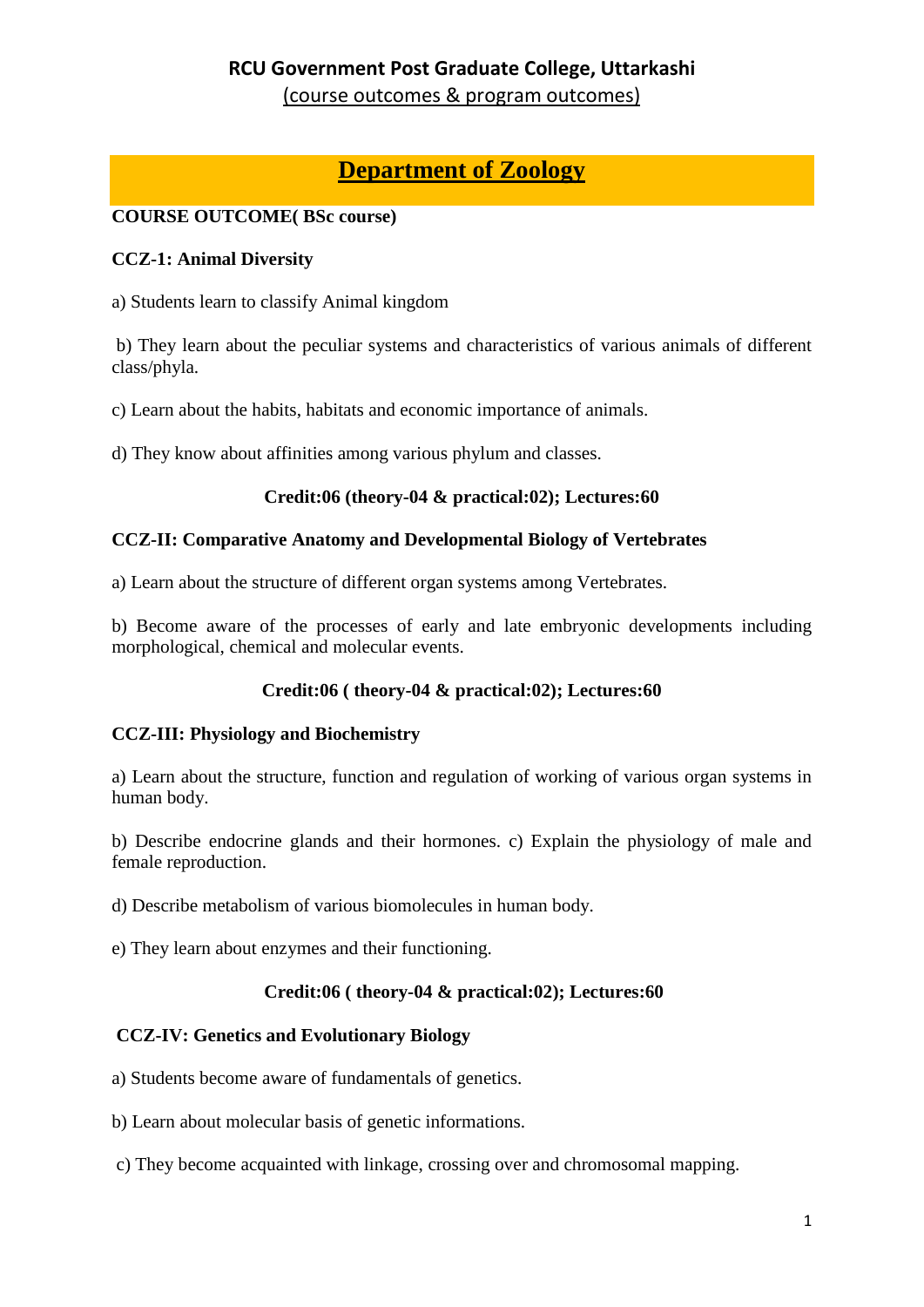## RCU Government Post Graduate College, Uttarkashi
(course outcomes & program outcomes)

# Department of Zoology

**COURSE OUTCOME( BSc course)**

**CCZ-1: Animal Diversity**

a) Students learn to classify Animal kingdom

b) They learn about the peculiar systems and characteristics of various animals of different class/phyla.

c) Learn about the habits, habitats and economic importance of animals.

d) They know about affinities among various phylum and classes.

**Credit:06 (theory-04 & practical:02); Lectures:60**

**CCZ-II: Comparative Anatomy and Developmental Biology of Vertebrates**

a) Learn about the structure of different organ systems among Vertebrates.

b) Become aware of the processes of early and late embryonic developments including morphological, chemical and molecular events.

**Credit:06 ( theory-04 & practical:02); Lectures:60**

**CCZ-III: Physiology and Biochemistry**

a) Learn about the structure, function and regulation of working of various organ systems in human body.

b) Describe endocrine glands and their hormones. c) Explain the physiology of male and female reproduction.

d) Describe metabolism of various biomolecules in human body.

e) They learn about enzymes and their functioning.

**Credit:06 ( theory-04 & practical:02); Lectures:60**

**CCZ-IV: Genetics and Evolutionary Biology**

a) Students become aware of fundamentals of genetics.

b) Learn about molecular basis of genetic informations.

c) They become acquainted with linkage, crossing over and chromosomal mapping.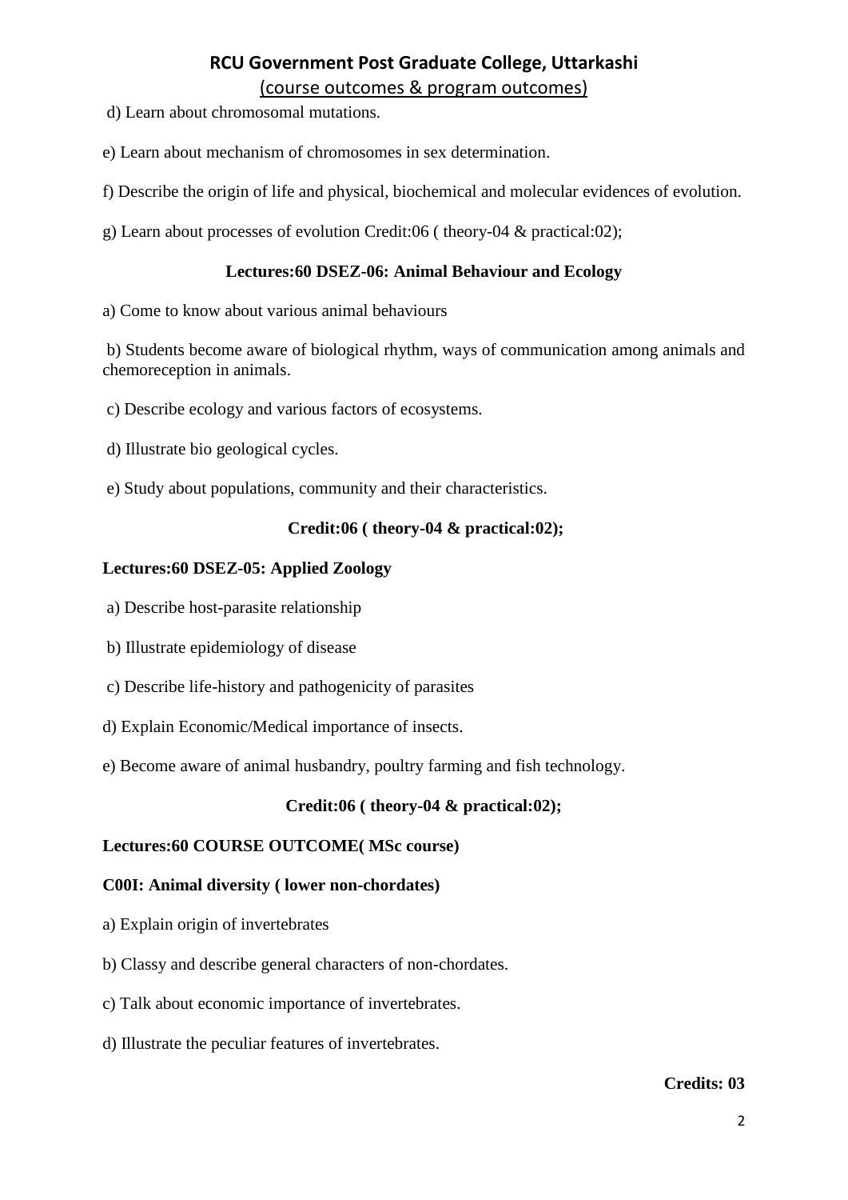d) Learn about chromosomal mutations.

e) Learn about mechanism of chromosomes in sex determination.

f) Describe the origin of life and physical, biochemical and molecular evidences of evolution.

g) Learn about processes of evolution Credit:06 ( theory-04 & practical:02);

**Lectures:60 DSEZ-06: Animal Behaviour and Ecology**

a) Come to know about various animal behaviours

b) Students become aware of biological rhythm, ways of communication among animals and chemoreception in animals.

c) Describe ecology and various factors of ecosystems.

d) Illustrate bio geological cycles.

e) Study about populations, community and their characteristics.

**Credit:06 ( theory-04 & practical:02);**

**Lectures:60 DSEZ-05: Applied Zoology**

a) Describe host-parasite relationship

b) Illustrate epidemiology of disease

c) Describe life-history and pathogenicity of parasites

d) Explain Economic/Medical importance of insects.

e) Become aware of animal husbandry, poultry farming and fish technology.

**Credit:06 ( theory-04 & practical:02);**

**Lectures:60 COURSE OUTCOME( MSc course)**

**C00I: Animal diversity ( lower non-chordates)**

a) Explain origin of invertebrates

b) Classy and describe general characters of non-chordates.

c) Talk about economic importance of invertebrates.

d) Illustrate the peculiar features of invertebrates.

**Credits: 03**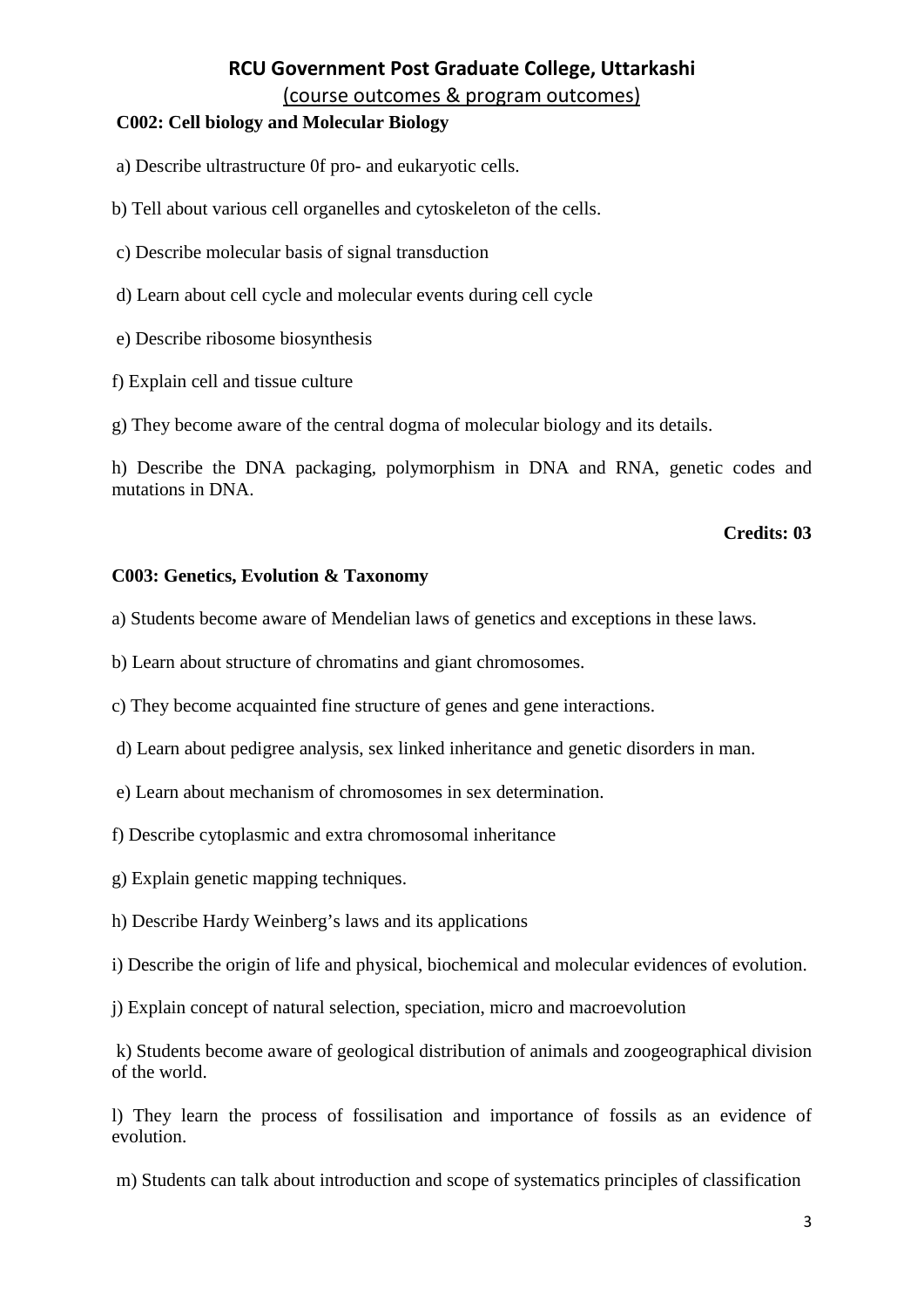# RCU Government Post Graduate College, Uttarkashi

(course outcomes & program outcomes)

**C002: Cell biology and Molecular Biology**

a) Describe ultrastructure 0f pro- and eukaryotic cells.

b) Tell about various cell organelles and cytoskeleton of the cells.

c) Describe molecular basis of signal transduction

d) Learn about cell cycle and molecular events during cell cycle

e) Describe ribosome biosynthesis

f) Explain cell and tissue culture

g) They become aware of the central dogma of molecular biology and its details.

h) Describe the DNA packaging, polymorphism in DNA and RNA, genetic codes and mutations in DNA.

**Credits: 03**

**C003: Genetics, Evolution & Taxonomy**

a) Students become aware of Mendelian laws of genetics and exceptions in these laws.

b) Learn about structure of chromatins and giant chromosomes.

c) They become acquainted fine structure of genes and gene interactions.

d) Learn about pedigree analysis, sex linked inheritance and genetic disorders in man.

e) Learn about mechanism of chromosomes in sex determination.

f) Describe cytoplasmic and extra chromosomal inheritance

g) Explain genetic mapping techniques.

h) Describe Hardy Weinberg's laws and its applications

i) Describe the origin of life and physical, biochemical and molecular evidences of evolution.

j) Explain concept of natural selection, speciation, micro and macroevolution

k) Students become aware of geological distribution of animals and zoogeographical division of the world.

l) They learn the process of fossilisation and importance of fossils as an evidence of evolution.

m) Students can talk about introduction and scope of systematics principles of classification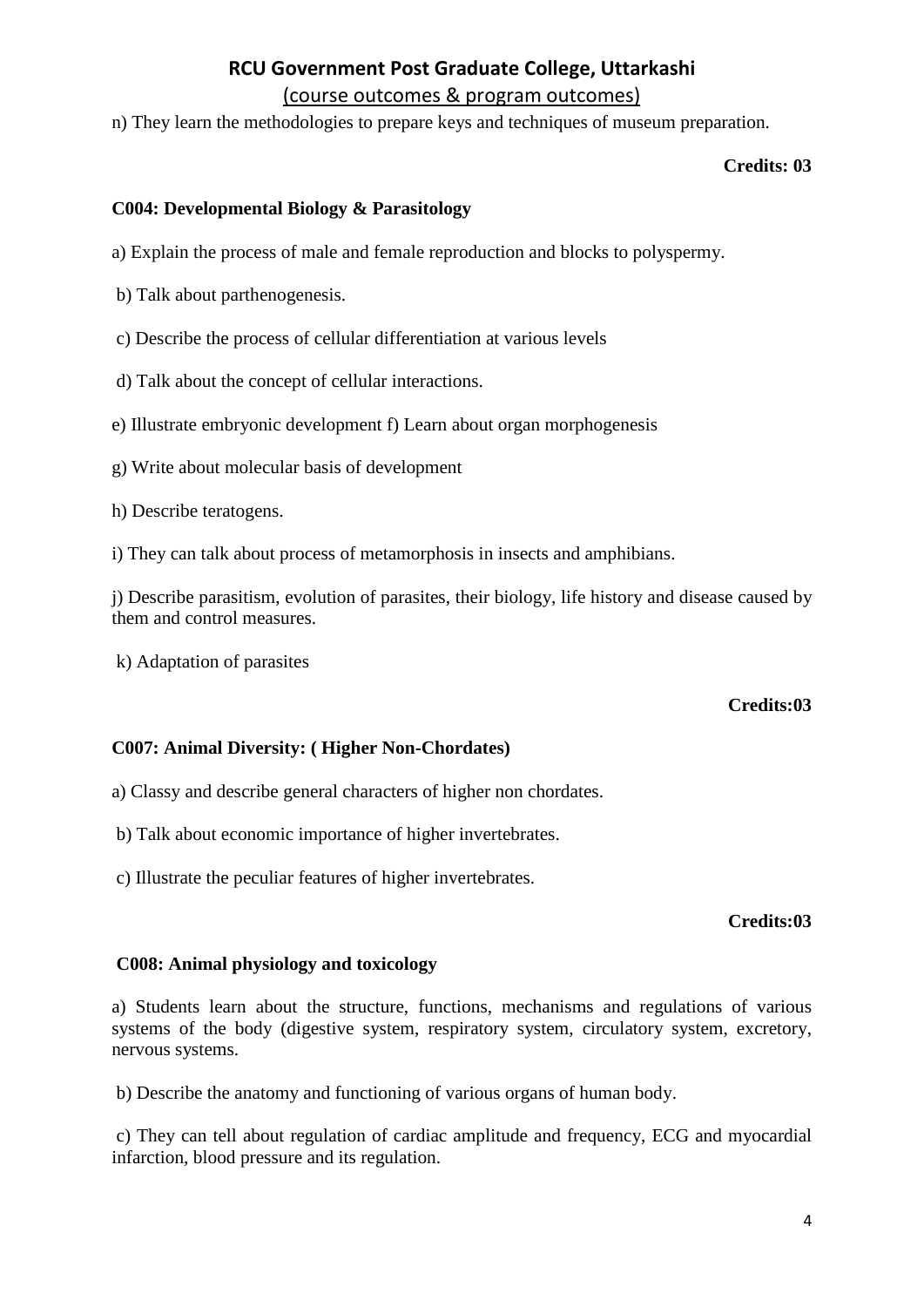n) They learn the methodologies to prepare keys and techniques of museum preparation.

**Credits: 03**

**C004: Developmental Biology & Parasitology**

a) Explain the process of male and female reproduction and blocks to polyspermy.

b) Talk about parthenogenesis.

c) Describe the process of cellular differentiation at various levels

d) Talk about the concept of cellular interactions.

e) Illustrate embryonic development f) Learn about organ morphogenesis

g) Write about molecular basis of development

h) Describe teratogens.

i) They can talk about process of metamorphosis in insects and amphibians.

j) Describe parasitism, evolution of parasites, their biology, life history and disease caused by them and control measures.

k) Adaptation of parasites

**Credits:03**

**C007: Animal Diversity: ( Higher Non-Chordates)**

a) Classy and describe general characters of higher non chordates.

b) Talk about economic importance of higher invertebrates.

c) Illustrate the peculiar features of higher invertebrates.

**Credits:03**

**C008: Animal physiology and toxicology**

a) Students learn about the structure, functions, mechanisms and regulations of various systems of the body (digestive system, respiratory system, circulatory system, excretory, nervous systems.

b) Describe the anatomy and functioning of various organs of human body.

c) They can tell about regulation of cardiac amplitude and frequency, ECG and myocardial infarction, blood pressure and its regulation.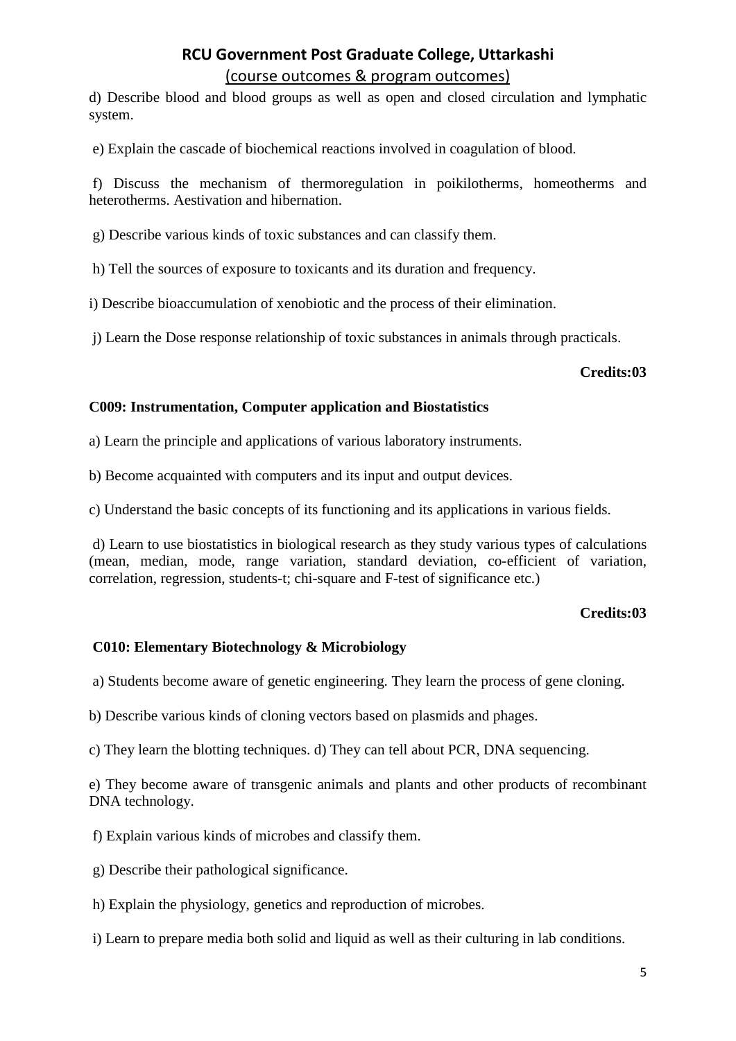d) Describe blood and blood groups as well as open and closed circulation and lymphatic system.

e) Explain the cascade of biochemical reactions involved in coagulation of blood.

f) Discuss the mechanism of thermoregulation in poikilotherms, homeotherms and heterotherms. Aestivation and hibernation.

g) Describe various kinds of toxic substances and can classify them.

h) Tell the sources of exposure to toxicants and its duration and frequency.

i) Describe bioaccumulation of xenobiotic and the process of their elimination.

j) Learn the Dose response relationship of toxic substances in animals through practicals.

**Credits:03**

**C009: Instrumentation, Computer application and Biostatistics**

a) Learn the principle and applications of various laboratory instruments.

b) Become acquainted with computers and its input and output devices.

c) Understand the basic concepts of its functioning and its applications in various fields.

d) Learn to use biostatistics in biological research as they study various types of calculations (mean, median, mode, range variation, standard deviation, co-efficient of variation, correlation, regression, students-t; chi-square and F-test of significance etc.)

**Credits:03**

**C010: Elementary Biotechnology & Microbiology**

a) Students become aware of genetic engineering. They learn the process of gene cloning.

b) Describe various kinds of cloning vectors based on plasmids and phages.

c) They learn the blotting techniques. d) They can tell about PCR, DNA sequencing.

e) They become aware of transgenic animals and plants and other products of recombinant DNA technology.

f) Explain various kinds of microbes and classify them.

g) Describe their pathological significance.

h) Explain the physiology, genetics and reproduction of microbes.

i) Learn to prepare media both solid and liquid as well as their culturing in lab conditions.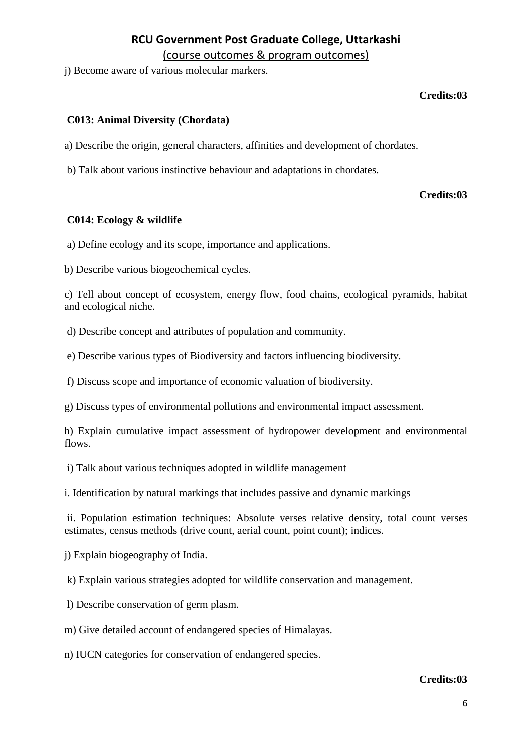j) Become aware of various molecular markers.

**Credits:03**

**C013: Animal Diversity (Chordata)**

a) Describe the origin, general characters, affinities and development of chordates.

b) Talk about various instinctive behaviour and adaptations in chordates.

**Credits:03**

**C014: Ecology & wildlife**

a) Define ecology and its scope, importance and applications.

b) Describe various biogeochemical cycles.

c) Tell about concept of ecosystem, energy flow, food chains, ecological pyramids, habitat and ecological niche.

d) Describe concept and attributes of population and community.

e) Describe various types of Biodiversity and factors influencing biodiversity.

f) Discuss scope and importance of economic valuation of biodiversity.

g) Discuss types of environmental pollutions and environmental impact assessment.

h) Explain cumulative impact assessment of hydropower development and environmental flows.

i) Talk about various techniques adopted in wildlife management

i. Identification by natural markings that includes passive and dynamic markings

ii. Population estimation techniques: Absolute verses relative density, total count verses estimates, census methods (drive count, aerial count, point count); indices.

j) Explain biogeography of India.

k) Explain various strategies adopted for wildlife conservation and management.

l) Describe conservation of germ plasm.

m) Give detailed account of endangered species of Himalayas.

n) IUCN categories for conservation of endangered species.

**Credits:03**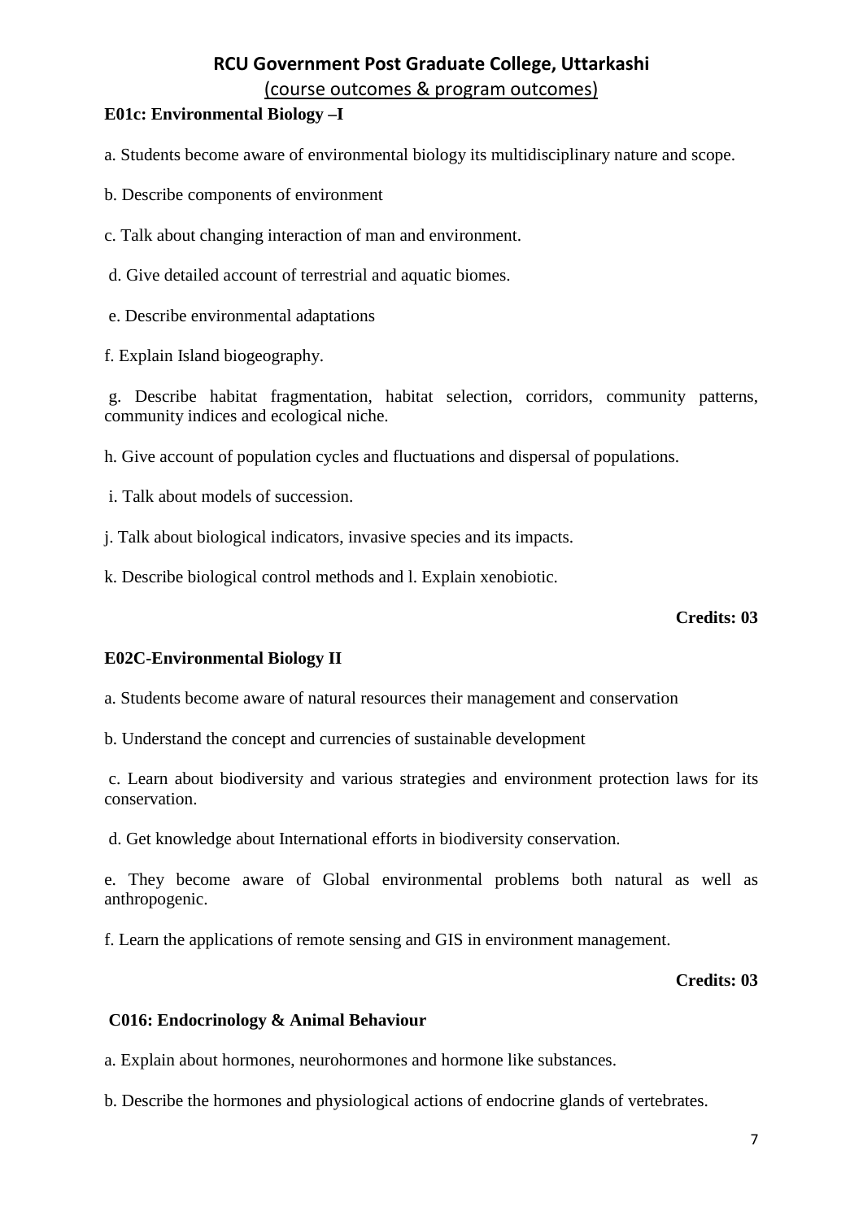**RCU Government Post Graduate College, Uttarkashi**

(course outcomes & program outcomes)

**E01c: Environmental Biology –I**

a. Students become aware of environmental biology its multidisciplinary nature and scope.

b. Describe components of environment

c. Talk about changing interaction of man and environment.

d. Give detailed account of terrestrial and aquatic biomes.

e. Describe environmental adaptations

f. Explain Island biogeography.

g. Describe habitat fragmentation, habitat selection, corridors, community patterns, community indices and ecological niche.

h. Give account of population cycles and fluctuations and dispersal of populations.

i. Talk about models of succession.

j. Talk about biological indicators, invasive species and its impacts.

k. Describe biological control methods and l. Explain xenobiotic.

**Credits: 03**

**E02C-Environmental Biology II**

a. Students become aware of natural resources their management and conservation

b. Understand the concept and currencies of sustainable development

c. Learn about biodiversity and various strategies and environment protection laws for its conservation.

d. Get knowledge about International efforts in biodiversity conservation.

e. They become aware of Global environmental problems both natural as well as anthropogenic.

f. Learn the applications of remote sensing and GIS in environment management.

**Credits: 03**

**C016: Endocrinology & Animal Behaviour**

a. Explain about hormones, neurohormones and hormone like substances.

b. Describe the hormones and physiological actions of endocrine glands of vertebrates.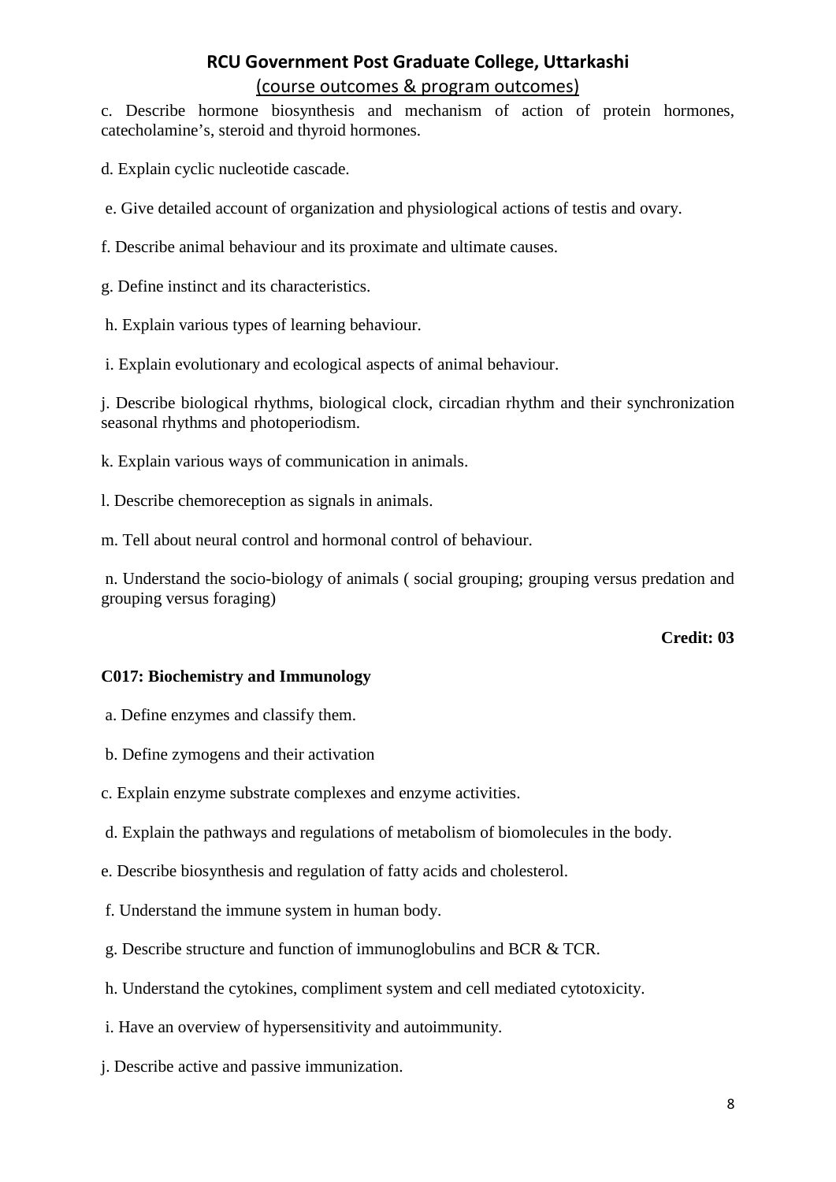c. Describe hormone biosynthesis and mechanism of action of protein hormones, catecholamine's, steroid and thyroid hormones.

d. Explain cyclic nucleotide cascade.

e. Give detailed account of organization and physiological actions of testis and ovary.

f. Describe animal behaviour and its proximate and ultimate causes.

g. Define instinct and its characteristics.

h. Explain various types of learning behaviour.

i. Explain evolutionary and ecological aspects of animal behaviour.

j. Describe biological rhythms, biological clock, circadian rhythm and their synchronization seasonal rhythms and photoperiodism.

k. Explain various ways of communication in animals.

l. Describe chemoreception as signals in animals.

m. Tell about neural control and hormonal control of behaviour.

n. Understand the socio-biology of animals ( social grouping; grouping versus predation and grouping versus foraging)

**Credit: 03**

**C017: Biochemistry and Immunology**

a. Define enzymes and classify them.

b. Define zymogens and their activation

c. Explain enzyme substrate complexes and enzyme activities.

d. Explain the pathways and regulations of metabolism of biomolecules in the body.

e. Describe biosynthesis and regulation of fatty acids and cholesterol.

f. Understand the immune system in human body.

g. Describe structure and function of immunoglobulins and BCR & TCR.

h. Understand the cytokines, compliment system and cell mediated cytotoxicity.

i. Have an overview of hypersensitivity and autoimmunity.

j. Describe active and passive immunization.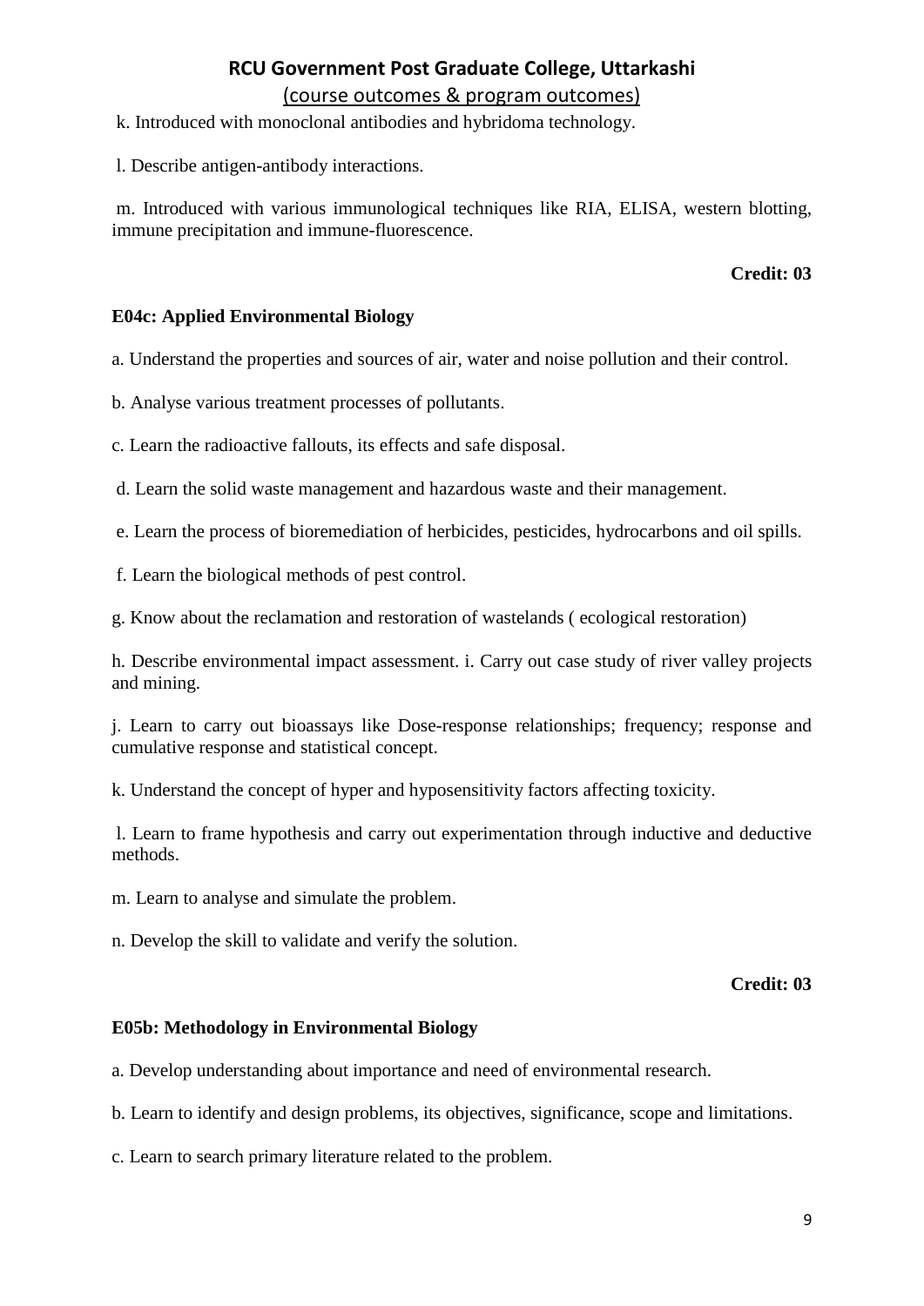k. Introduced with monoclonal antibodies and hybridoma technology.

l. Describe antigen-antibody interactions.

m. Introduced with various immunological techniques like RIA, ELISA, western blotting, immune precipitation and immune-fluorescence.

**Credit: 03**

**E04c: Applied Environmental Biology**

a. Understand the properties and sources of air, water and noise pollution and their control.

b. Analyse various treatment processes of pollutants.

c. Learn the radioactive fallouts, its effects and safe disposal.

d. Learn the solid waste management and hazardous waste and their management.

e. Learn the process of bioremediation of herbicides, pesticides, hydrocarbons and oil spills.

f. Learn the biological methods of pest control.

g. Know about the reclamation and restoration of wastelands ( ecological restoration)

h. Describe environmental impact assessment. i. Carry out case study of river valley projects and mining.

j. Learn to carry out bioassays like Dose-response relationships; frequency; response and cumulative response and statistical concept.

k. Understand the concept of hyper and hyposensitivity factors affecting toxicity.

l. Learn to frame hypothesis and carry out experimentation through inductive and deductive methods.

m. Learn to analyse and simulate the problem.

n. Develop the skill to validate and verify the solution.

**Credit: 03**

**E05b: Methodology in Environmental Biology**

a. Develop understanding about importance and need of environmental research.

b. Learn to identify and design problems, its objectives, significance, scope and limitations.

c. Learn to search primary literature related to the problem.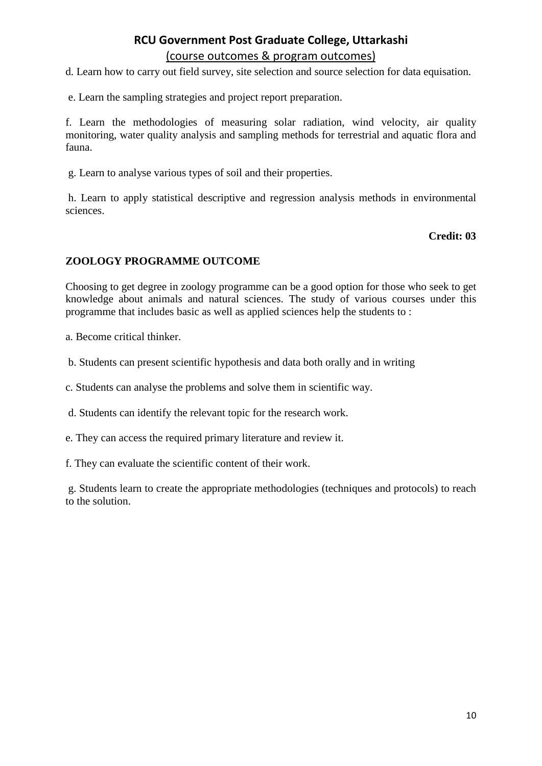d. Learn how to carry out field survey, site selection and source selection for data equisation.

e. Learn the sampling strategies and project report preparation.

f. Learn the methodologies of measuring solar radiation, wind velocity, air quality monitoring, water quality analysis and sampling methods for terrestrial and aquatic flora and fauna.

g. Learn to analyse various types of soil and their properties.

h. Learn to apply statistical descriptive and regression analysis methods in environmental sciences.

**Credit: 03**

## ZOOLOGY PROGRAMME OUTCOME

Choosing to get degree in zoology programme can be a good option for those who seek to get knowledge about animals and natural sciences. The study of various courses under this programme that includes basic as well as applied sciences help the students to :

a. Become critical thinker.

b. Students can present scientific hypothesis and data both orally and in writing

c. Students can analyse the problems and solve them in scientific way.

d. Students can identify the relevant topic for the research work.

e. They can access the required primary literature and review it.

f. They can evaluate the scientific content of their work.

g. Students learn to create the appropriate methodologies (techniques and protocols) to reach to the solution.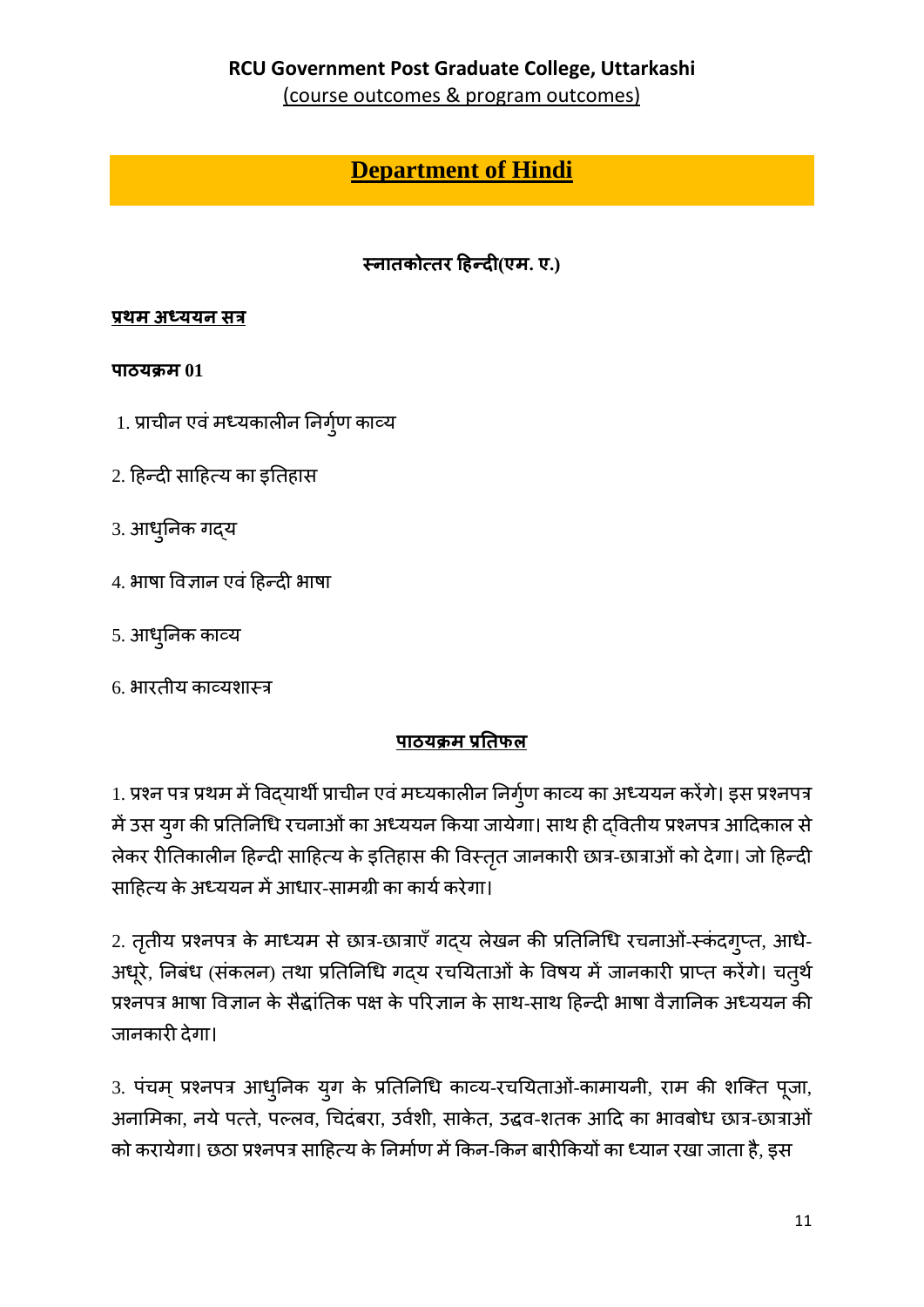**RCU Government Post Graduate College, Uttarkashi**

(course outcomes & program outcomes)

# Department of Hindi

**स्नातकोत्तर हिन्दी(एम. ए.)**

**प्रथम अध्ययन सत्र**

**पाठ्यक्रम 01**

1. प्राचीन एवं मध्यकालीन निर्गुण काव्य
2. हिन्दी साहित्य का इतिहास
3. आधुनिक गद्य
4. भाषा विज्ञान एवं हिन्दी भाषा
5. आधुनिक काव्य
6. भारतीय काव्यशास्त्र

**पाठ्यक्रम प्रतिफल**

1. प्रश्न पत्र प्रथम में विद्यार्थी प्राचीन एवं मघ्यकालीन निर्गुण काव्य का अध्ययन करेंगे। इस प्रश्नपत्र में उस युग की प्रतिनिधि रचनाओं का अध्ययन किया जायेगा। साथ ही द्वितीय प्रश्नपत्र आदिकाल से लेकर रीतिकालीन हिन्दी साहित्य के इतिहास की विस्तृत जानकारी छात्र-छात्राओं को देगा। जो हिन्दी साहित्य के अध्ययन में आधार-सामग्री का कार्य करेगा।

2. तृतीय प्रश्नपत्र के माध्यम से छात्र-छात्राएँ गद्य लेखन की प्रतिनिधि रचनाओं-स्कंदगुप्त, आधे-अधूरे, निबंध (संकलन) तथा प्रतिनिधि गद्य रचयिताओं के विषय में जानकारी प्राप्त करेंगे। चतुर्थ प्रश्नपत्र भाषा विज्ञान के सैद्धांतिक पक्ष के परिज्ञान के साथ-साथ हिन्दी भाषा वैज्ञानिक अध्ययन की जानकारी देगा।

3. पंचम् प्रश्नपत्र आधुनिक युग के प्रतिनिधि काव्य-रचयिताओं-कामायनी, राम की शक्ति पूजा, अनामिका, नये पत्ते, पल्लव, चिदंबरा, उर्वशी, साकेत, उद्धव-शतक आदि का भावबोध छात्र-छात्राओं को करायेगा। छठा प्रश्नपत्र साहित्य के निर्माण में किन-किन बारीकियों का ध्यान रखा जाता है, इस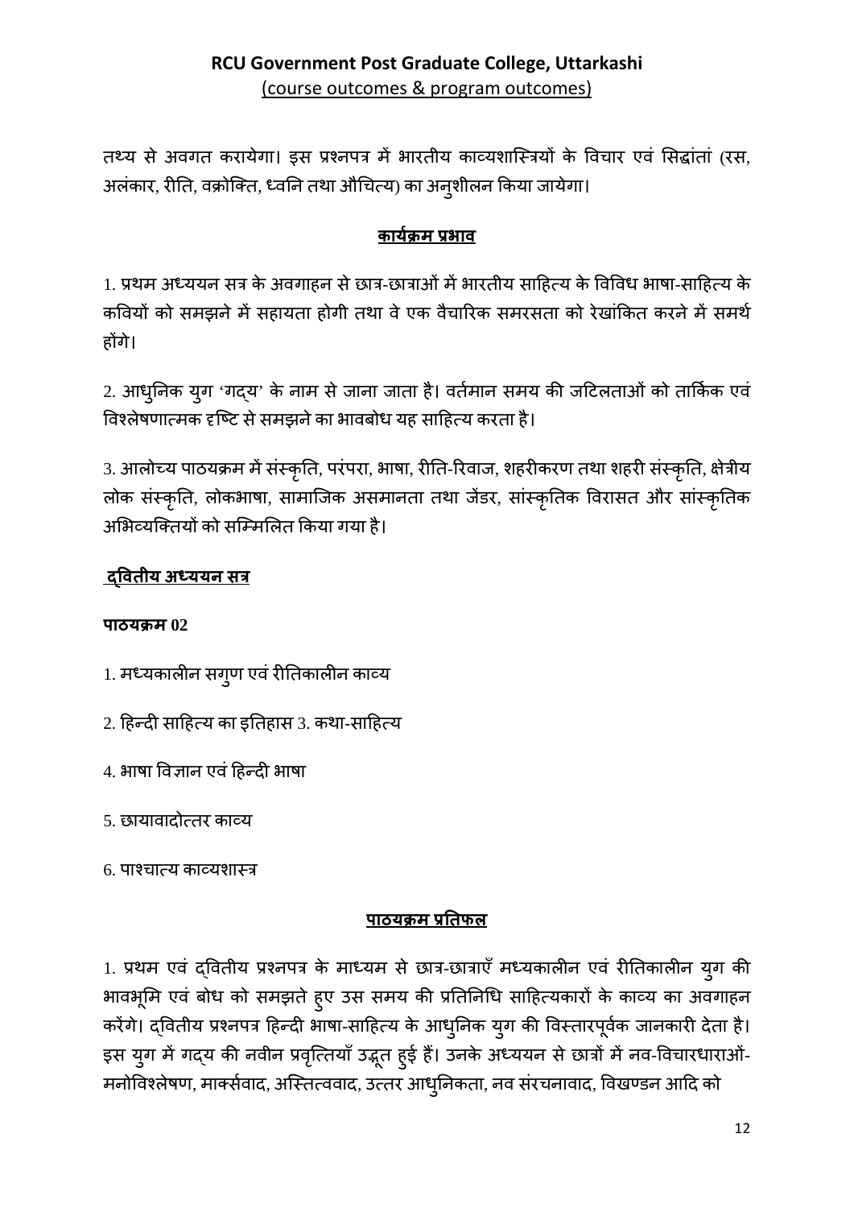तथ्य से अवगत करायेगा। इस प्रश्नपत्र में भारतीय काव्यशास्त्रियों के विचार एवं सिद्धांतां (रस, अलंकार, रीति, वक्रोक्ति, ध्वनि तथा औचित्य) का अनुशीलन किया जायेगा।

## कार्यक्रम प्रभाव

1. प्रथम अध्ययन सत्र के अवगाहन से छात्र-छात्राओं में भारतीय साहित्य के विविध भाषा-साहित्य के कवियों को समझने में सहायता होगी तथा वे एक वैचारिक समरसता को रेखांकित करने में समर्थ होंगे।

2. आधुनिक युग 'गद्य' के नाम से जाना जाता है। वर्तमान समय की जटिलताओं को तार्किक एवं विश्लेषणात्मक दृष्टि से समझने का भावबोध यह साहित्य करता है।

3. आलोच्य पाठयक्रम में संस्कृति, परंपरा, भाषा, रीति-रिवाज, शहरीकरण तथा शहरी संस्कृति, क्षेत्रीय लोक संस्कृति, लोकभाषा, सामाजिक असमानता तथा जेंडर, सांस्कृतिक विरासत और सांस्कृतिक अभिव्यक्तियों को सम्मिलित किया गया है।

## द्वितीय अध्ययन सत्र

**पाठयक्रम 02**

1. मध्यकालीन सगुण एवं रीतिकालीन काव्य

2. हिन्दी साहित्य का इतिहास 3. कथा-साहित्य

4. भाषा विज्ञान एवं हिन्दी भाषा

5. छायावादोत्तर काव्य

6. पाश्चात्य काव्यशास्त्र

## पाठयक्रम प्रतिफल

1. प्रथम एवं द्वितीय प्रश्नपत्र के माध्यम से छात्र-छात्राएँ मध्यकालीन एवं रीतिकालीन युग की भावभूमि एवं बोध को समझते हुए उस समय की प्रतिनिधि साहित्यकारों के काव्य का अवगाहन करेंगे। द्वितीय प्रश्नपत्र हिन्दी भाषा-साहित्य के आधुनिक युग की विस्तारपूर्वक जानकारी देता है। इस युग में गद्य की नवीन प्रवृत्तियाँ उद्भूत हुई हैं। उनके अध्ययन से छात्रों में नव-विचारधाराओं- मनोविश्लेषण, मार्क्सवाद, अस्तित्ववाद, उत्तर आधुनिकता, नव संरचनावाद, विखण्डन आदि को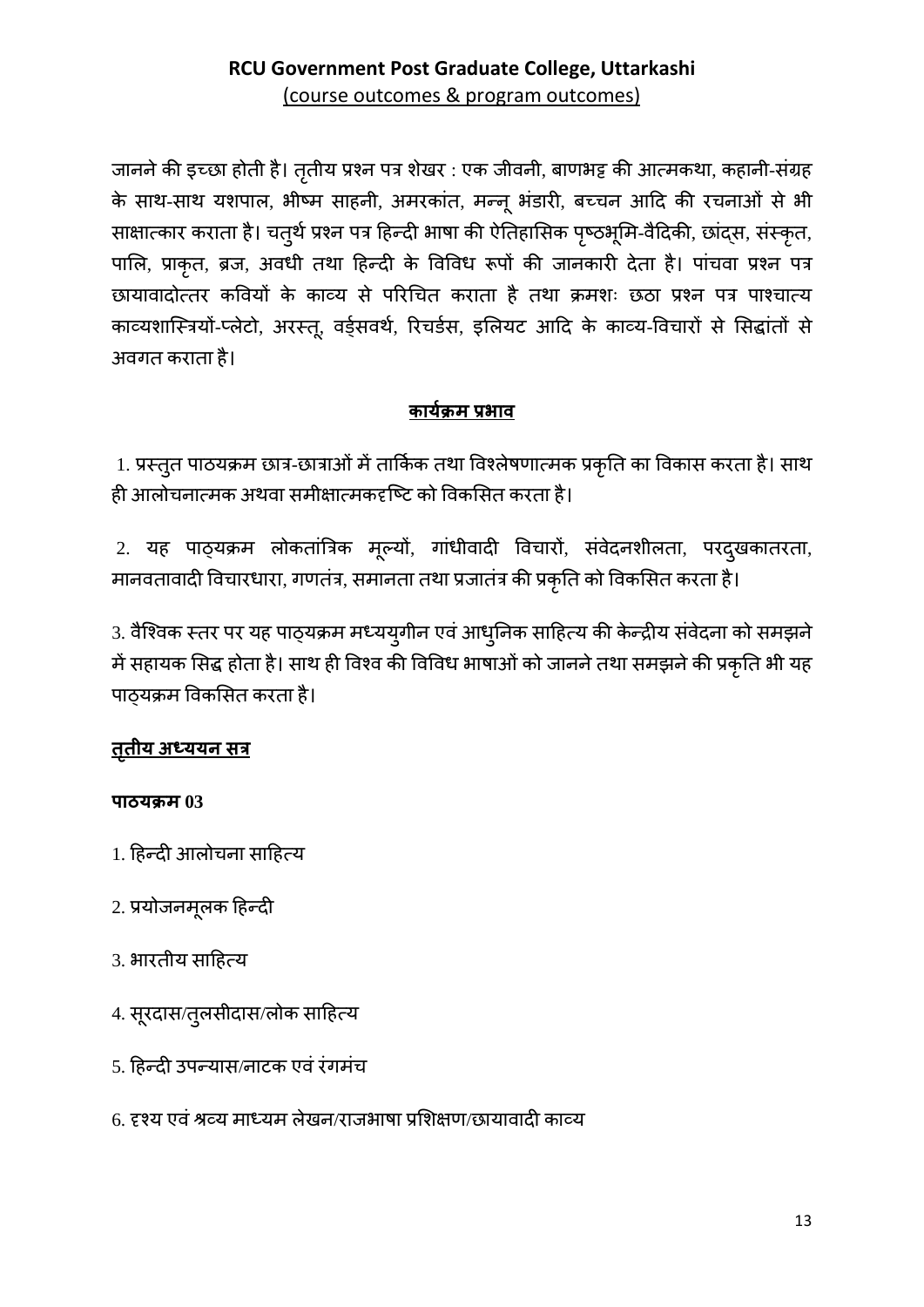जानने की इच्छा होती है। तृतीय प्रश्न पत्र शेखर : एक जीवनी, बाणभट्ट की आत्मकथा, कहानी-संग्रह के साथ-साथ यशपाल, भीष्म साहनी, अमरकांत, मन्नू भंडारी, बच्चन आदि की रचनाओं से भी साक्षात्कार कराता है। चतुर्थ प्रश्न पत्र हिन्दी भाषा की ऐतिहासिक पृष्ठभूमि-वैदिकी, छांद्स, संस्कृत, पालि, प्राकृत, ब्रज, अवधी तथा हिन्दी के विविध रूपों की जानकारी देता है। पांचवा प्रश्न पत्र छायावादोत्तर कवियों के काव्य से परिचित कराता है तथा क्रमशः छठा प्रश्न पत्र पाश्चात्य काव्यशास्त्रियों-प्लेटो, अरस्तू, वर्ड्सवर्थ, रिचर्डस, इलियट आदि के काव्य-विचारों से सिद्धांतों से अवगत कराता है।

## कार्यक्रम प्रभाव

1. प्रस्तुत पाठ्यक्रम छात्र-छात्राओं में तार्किक तथा विश्लेषणात्मक प्रकृति का विकास करता है। साथ ही आलोचनात्मक अथवा समीक्षात्मकदृष्टि को विकसित करता है।

2. यह पाठ्यक्रम लोकतांत्रिक मूल्यों, गांधीवादी विचारों, संवेदनशीलता, परदुखकातरता, मानवतावादी विचारधारा, गणतंत्र, समानता तथा प्रजातंत्र की प्रकृति को विकसित करता है।

3. वैश्विक स्तर पर यह पाठ्यक्रम मध्ययुगीन एवं आधुनिक साहित्य की केन्द्रीय संवेदना को समझने में सहायक सिद्ध होता है। साथ ही विश्व की विविध भाषाओं को जानने तथा समझने की प्रकृति भी यह पाठ्यक्रम विकसित करता है।

## तृतीय अध्ययन सत्र

**पाठ्यक्रम 03**

1. हिन्दी आलोचना साहित्य
2. प्रयोजनमूलक हिन्दी
3. भारतीय साहित्य
4. सूरदास/तुलसीदास/लोक साहित्य
5. हिन्दी उपन्यास/नाटक एवं रंगमंच
6. दृश्य एवं श्रव्य माध्यम लेखन/राजभाषा प्रशिक्षण/छायावादी काव्य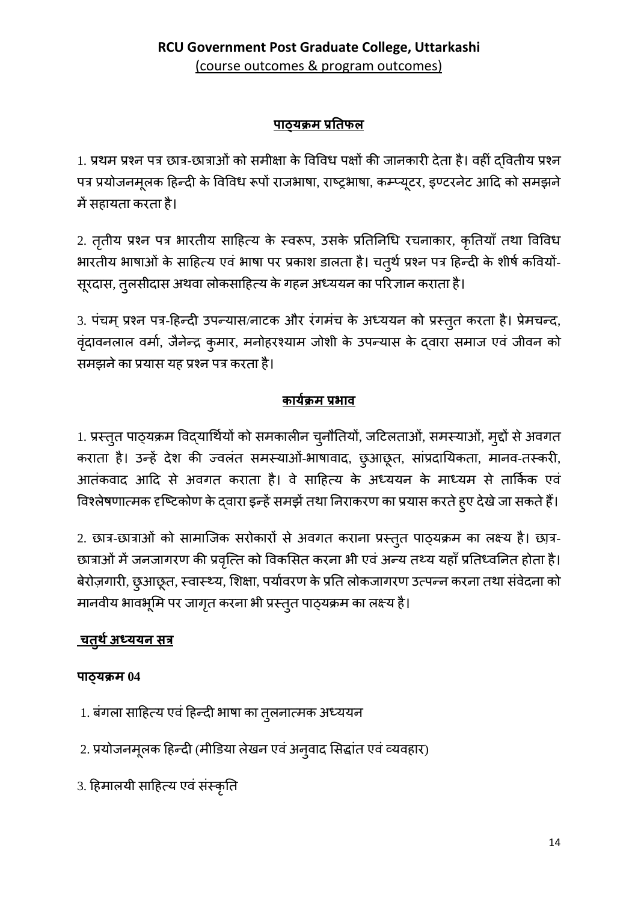**RCU Government Post Graduate College, Uttarkashi**
(course outcomes & program outcomes)

## पाठ्यक्रम प्रतिफल

1. प्रथम प्रश्न पत्र छात्र-छात्राओं को समीक्षा के विविध पक्षों की जानकारी देता है। वहीं द्वितीय प्रश्न पत्र प्रयोजनमूलक हिन्दी के विविध रूपों राजभाषा, राष्ट्रभाषा, कम्प्यूटर, इण्टरनेट आदि को समझने में सहायता करता है।

2. तृतीय प्रश्न पत्र भारतीय साहित्य के स्वरूप, उसके प्रतिनिधि रचनाकार, कृतियाँ तथा विविध भारतीय भाषाओं के साहित्य एवं भाषा पर प्रकाश डालता है। चतुर्थ प्रश्न पत्र हिन्दी के शीर्ष कवियों-सूरदास, तुलसीदास अथवा लोकसाहित्य के गहन अध्ययन का परिज्ञान कराता है।

3. पंचम् प्रश्न पत्र-हिन्दी उपन्यास/नाटक और रंगमंच के अध्ययन को प्रस्तुत करता है। प्रेमचन्द, वृंदावनलाल वर्मा, जैनेन्द्र कुमार, मनोहरश्याम जोशी के उपन्यास के द्वारा समाज एवं जीवन को समझने का प्रयास यह प्रश्न पत्र करता है।

## कार्यक्रम प्रभाव

1. प्रस्तुत पाठ्यक्रम विद्यार्थियों को समकालीन चुनौतियों, जटिलताओं, समस्याओं, मुद्दों से अवगत कराता है। उन्हें देश की ज्वलंत समस्याओं-भाषावाद, छुआछूत, सांप्रदायिकता, मानव-तस्करी, आतंकवाद आदि से अवगत कराता है। वे साहित्य के अध्ययन के माध्यम से तार्किक एवं विश्लेषणात्मक दृष्टिकोण के द्वारा इन्हें समझें तथा निराकरण का प्रयास करते हुए देखे जा सकते हैं।

2. छात्र-छात्राओं को सामाजिक सरोकारों से अवगत कराना प्रस्तुत पाठ्यक्रम का लक्ष्य है। छात्र-छात्राओं में जनजागरण की प्रवृत्ति को विकसित करना भी एवं अन्य तथ्य यहाँ प्रतिध्वनित होता है। बेरोज़गारी, छुआछूत, स्वास्थ्य, शिक्षा, पर्यावरण के प्रति लोकजागरण उत्पन्न करना तथा संवेदना को मानवीय भावभूमि पर जागृत करना भी प्रस्तुत पाठ्यक्रम का लक्ष्य है।

## चतुर्थ अध्ययन सत्र

**पाठ्यक्रम 04**

1. बंगला साहित्य एवं हिन्दी भाषा का तुलनात्मक अध्ययन
2. प्रयोजनमूलक हिन्दी (मीडिया लेखन एवं अनुवाद सिद्धांत एवं व्यवहार)
3. हिमालयी साहित्य एवं संस्कृति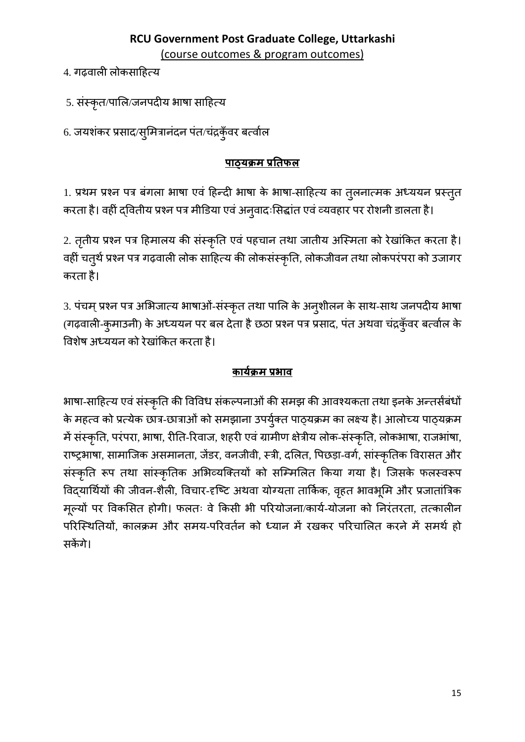4. गढ़वाली लोकसाहित्य

5. संस्कृत/पालि/जनपदीय भाषा साहित्य

6. जयशंकर प्रसाद/सुमित्रानंदन पंत/चंद्रकुँवर बर्त्वाल

## पाठ्यक्रम प्रतिफल

1. प्रथम प्रश्न पत्र बंगला भाषा एवं हिन्दी भाषा के भाषा-साहित्य का तुलनात्मक अध्ययन प्रस्तुत करता है। वहीं द्वितीय प्रश्न पत्र मीडिया एवं अनुवादःसिद्धांत एवं व्यवहार पर रोशनी डालता है।

2. तृतीय प्रश्न पत्र हिमालय की संस्कृति एवं पहचान तथा जातीय अस्मिता को रेखांकित करता है। वहीं चतुर्थ प्रश्न पत्र गढ़वाली लोक साहित्य की लोकसंस्कृति, लोकजीवन तथा लोकपरंपरा को उजागर करता है।

3. पंचम् प्रश्न पत्र अभिजात्य भाषाओं-संस्कृत तथा पालि के अनुशीलन के साथ-साथ जनपदीय भाषा (गढ़वाली-कुमाउनी) के अध्ययन पर बल देता है छठा प्रश्न पत्र प्रसाद, पंत अथवा चंद्रकुँवर बर्त्वाल के विशेष अध्ययन को रेखांकित करता है।

## कार्यक्रम प्रभाव

भाषा-साहित्य एवं संस्कृति की विविध संकल्पनाओं की समझ की आवश्यकता तथा इनके अन्तर्सबंधों के महत्व को प्रत्येक छात्र-छात्राओं को समझाना उपर्युक्त पाठ्यक्रम का लक्ष्य है। आलोच्य पाठ्यक्रम में संस्कृति, परंपरा, भाषा, रीति-रिवाज, शहरी एवं ग्रामीण क्षेत्रीय लोक-संस्कृति, लोकभाषा, राजभांषा, राष्ट्रभाषा, सामाजिक असमानता, जेंडर, वनजीवी, स्त्री, दलित, पिछड़ा-वर्ग, सांस्कृतिक विरासत और संस्कृति रूप तथा सांस्कृतिक अभिव्यक्तियों को सम्मिलित किया गया है। जिसके फलस्वरूप विद्यार्थियों की जीवन-शैली, विचार-दृष्टि अथवा योग्यता तार्किक, वृहत भावभूमि और प्रजातांत्रिक मूल्यों पर विकसित होगी। फलतः वे किसी भी परियोजना/कार्य-योजना को निरंतरता, तत्कालीन परिस्थितियों, कालक्रम और समय-परिवर्तन को ध्यान में रखकर परिचालित करने में समर्थ हो सकेंगे।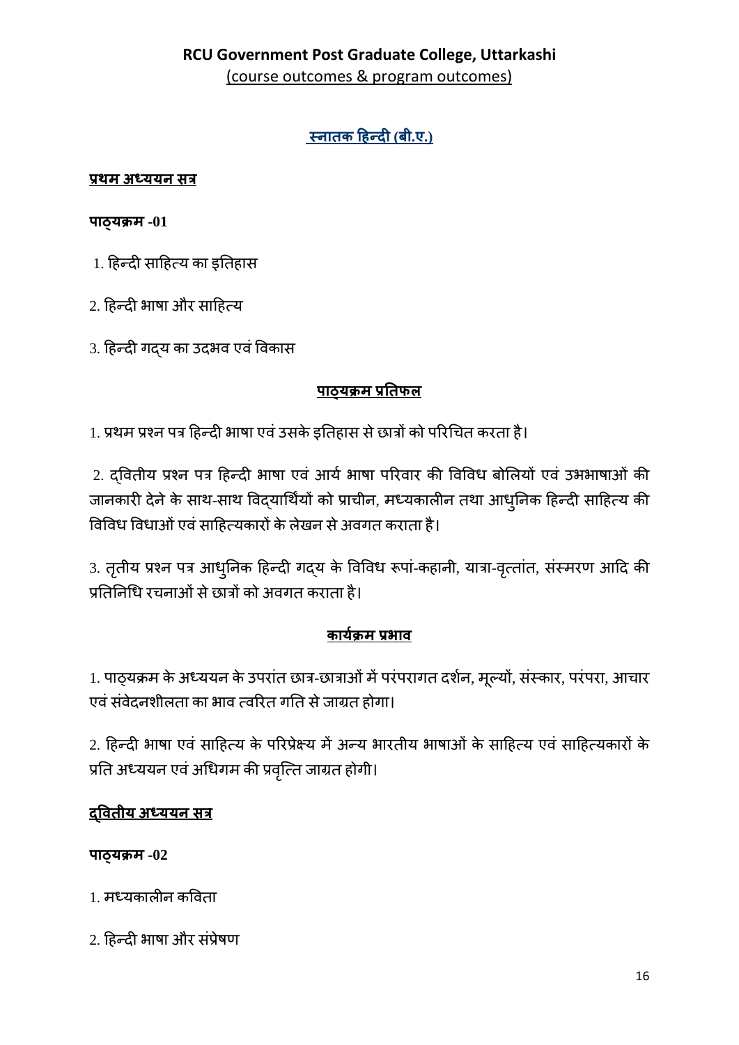## RCU Government Post Graduate College, Uttarkashi

(course outcomes & program outcomes)

### स्नातक हिन्दी (बी.ए.)

**प्रथम अध्ययन सत्र**

**पाठ्यक्रम -01**

1. हिन्दी साहित्य का इतिहास
2. हिन्दी भाषा और साहित्य
3. हिन्दी गद्य का उदभव एवं विकास

**पाठ्यक्रम प्रतिफल**

1. प्रथम प्रश्न पत्र हिन्दी भाषा एवं उसके इतिहास से छात्रों को परिचित करता है।

2. द्वितीय प्रश्न पत्र हिन्दी भाषा एवं आर्य भाषा परिवार की विविध बोलियों एवं उभभाषाओं की जानकारी देने के साथ-साथ विद्यार्थियों को प्राचीन, मध्यकालीन तथा आधुनिक हिन्दी साहित्य की विविध विधाओं एवं साहित्यकारों के लेखन से अवगत कराता है।

3. तृतीय प्रश्न पत्र आधुनिक हिन्दी गद्य के विविध रूपां-कहानी, यात्रा-वृत्तांत, संस्मरण आदि की प्रतिनिधि रचनाओं से छात्रों को अवगत कराता है।

**कार्यक्रम प्रभाव**

1. पाठ्यक्रम के अध्ययन के उपरांत छात्र-छात्राओं में परंपरागत दर्शन, मूल्यों, संस्कार, परंपरा, आचार एवं संवेदनशीलता का भाव त्वरित गति से जाग्रत होगा।

2. हिन्दी भाषा एवं साहित्य के परिप्रेक्ष्य में अन्य भारतीय भाषाओं के साहित्य एवं साहित्यकारों के प्रति अध्ययन एवं अधिगम की प्रवृत्ति जाग्रत होगी।

**द्वितीय अध्ययन सत्र**

**पाठ्यक्रम -02**

1. मध्यकालीन कविता
2. हिन्दी भाषा और संप्रेषण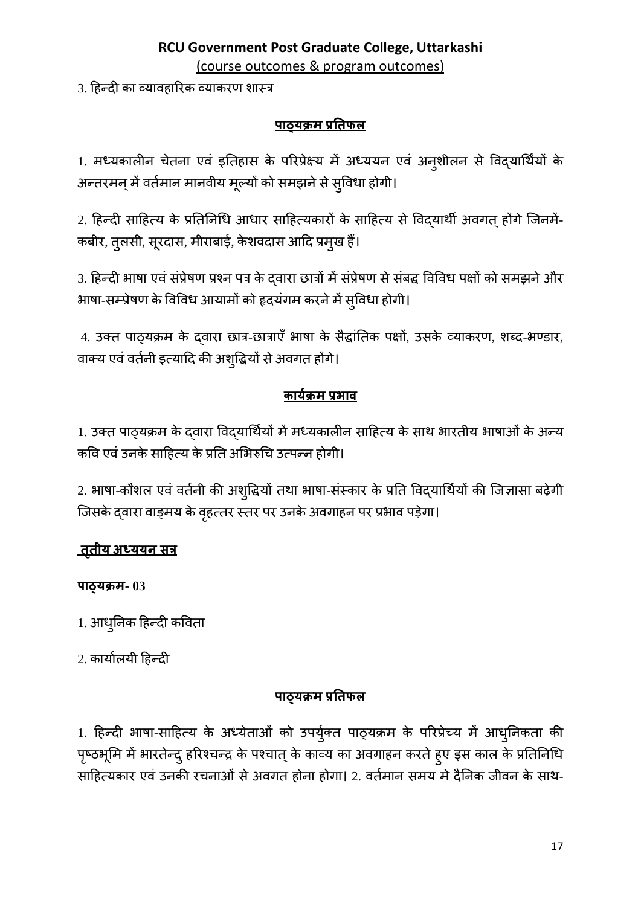3. हिन्दी का व्यावहारिक व्याकरण शास्त्र

**पाठ्यक्रम प्रतिफल**

1. मध्यकालीन चेतना एवं इतिहास के परिप्रेक्ष्य में अध्ययन एवं अनुशीलन से विद्यार्थियों के अन्तरमन् में वर्तमान मानवीय मूल्यों को समझने से सुविधा होगी।

2. हिन्दी साहित्य के प्रतिनिधि आधार साहित्यकारों के साहित्य से विद्यार्थी अवगत् होंगे जिनमें- कबीर, तुलसी, सूरदास, मीराबाई, केशवदास आदि प्रमुख हैं।

3. हिन्दी भाषा एवं संप्रेषण प्रश्न पत्र के द्वारा छात्रों में संप्रेषण से संबद्ध विविध पक्षों को समझने और भाषा-सम्प्रेषण के विविध आयामों को हृदयंगम करने में सुविधा होगी।

4. उक्त पाठ्यक्रम के द्वारा छात्र-छात्राएँ भाषा के सैद्धांतिक पक्षों, उसके व्याकरण, शब्द-भण्डार, वाक्य एवं वर्तनी इत्यादि की अशुद्धियों से अवगत होंगे।

**कार्यक्रम प्रभाव**

1. उक्त पाठ्यक्रम के द्वारा विद्यार्थियों में मध्यकालीन साहित्य के साथ भारतीय भाषाओं के अन्य कवि एवं उनके साहित्य के प्रति अभिरुचि उत्पन्न होगी।

2. भाषा-कौशल एवं वर्तनी की अशुद्धियों तथा भाषा-संस्कार के प्रति विद्यार्थियों की जिज्ञासा बढ़ेगी जिसके द्वारा वाङ्मय के वृहत्तर स्तर पर उनके अवगाहन पर प्रभाव पड़ेगा।

**तृतीय अध्ययन सत्र**

**पाठ्यक्रम- 03**

1. आधुनिक हिन्दी कविता

2. कार्यालयी हिन्दी

**पाठ्यक्रम प्रतिफल**

1. हिन्दी भाषा-साहित्य के अध्येताओं को उपर्युक्त पाठ्यक्रम के परिप्रेच्य में आधुनिकता की पृष्ठभूमि में भारतेन्दु हरिश्चन्द्र के पश्चात् के काव्य का अवगाहन करते हुए इस काल के प्रतिनिधि साहित्यकार एवं उनकी रचनाओं से अवगत होना होगा। 2. वर्तमान समय मे दैनिक जीवन के साथ-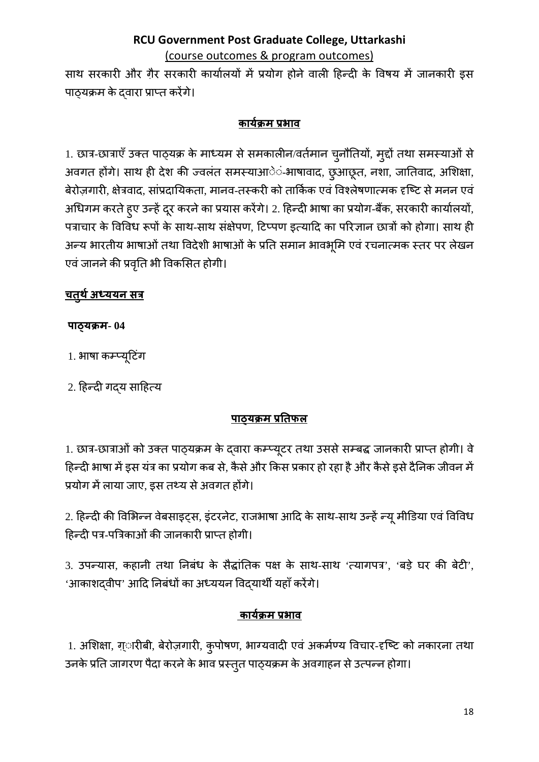साथ सरकारी और ग़ैर सरकारी कार्यालयों में प्रयोग होने वाली हिन्दी के विषय में जानकारी इस पाठ्यक्रम के द्वारा प्राप्त करेंगे।

### कार्यक्रम प्रभाव

1. छात्र-छात्राएँ उक्त पाठ्यक्र के माध्यम से समकालीन/वर्तमान चुनौतियों, मुद्दों तथा समस्याओं से अवगत होंगे। साथ ही देश की ज्वलंत समस्याआेंं-भाषावाद, छुआछूत, नशा, जातिवाद, अशिक्षा, बेरोज़गारी, क्षेत्रवाद, सांप्रदायिकता, मानव-तस्करी को तार्किक एवं विश्लेषणात्मक दृष्टि से मनन एवं अधिगम करते हुए उन्हें दूर करने का प्रयास करेंगे। 2. हिन्दी भाषा का प्रयोग-बैंक, सरकारी कार्यालयों, पत्राचार के विविध रूपों के साथ-साथ संक्षेपण, टिप्पण इत्यादि का परिज्ञान छात्रों को होगा। साथ ही अन्य भारतीय भाषाओं तथा विदेशी भाषाओं के प्रति समान भावभूमि एवं रचनात्मक स्तर पर लेखन एवं जानने की प्रवृति भी विकसित होगी।

## चतुर्थ अध्ययन सत्र

**पाठ्यक्रम- 04**

1. भाषा कम्प्यूटिंग

2. हिन्दी गद्य साहित्य

### पाठ्यक्रम प्रतिफल

1. छात्र-छात्राओं को उक्त पाठ्यक्रम के द्वारा कम्प्यूटर तथा उससे सम्बद्ध जानकारी प्राप्त होगी। वे हिन्दी भाषा में इस यंत्र का प्रयोग कब से, कैसे और किस प्रकार हो रहा है और कैसे इसे दैनिक जीवन में प्रयोग में लाया जाए, इस तथ्य से अवगत होंगे।

2. हिन्दी की विभिन्न वेबसाइट्स, इंटरनेट, राजभाषा आदि के साथ-साथ उन्हें न्यू मीडिया एवं विविध हिन्दी पत्र-पत्रिकाओं की जानकारी प्राप्त होगी।

3. उपन्यास, कहानी तथा निबंध के सैद्धांतिक पक्ष के साथ-साथ 'त्यागपत्र', 'बड़े घर की बेटी', 'आकाशद्वीप' आदि निबंधों का अध्ययन विद्यार्थी यहाँ करेंगे।

### कार्यक्रम प्रभाव

1. अशिक्षा, ग़्ारीबी, बेरोज़गारी, कुपोषण, भाग्यवादी एवं अकर्मण्य विचार-दृष्टि को नकारना तथा उनके प्रति जागरण पैदा करने के भाव प्रस्तुत पाठ्यक्रम के अवगाहन से उत्पन्न होगा।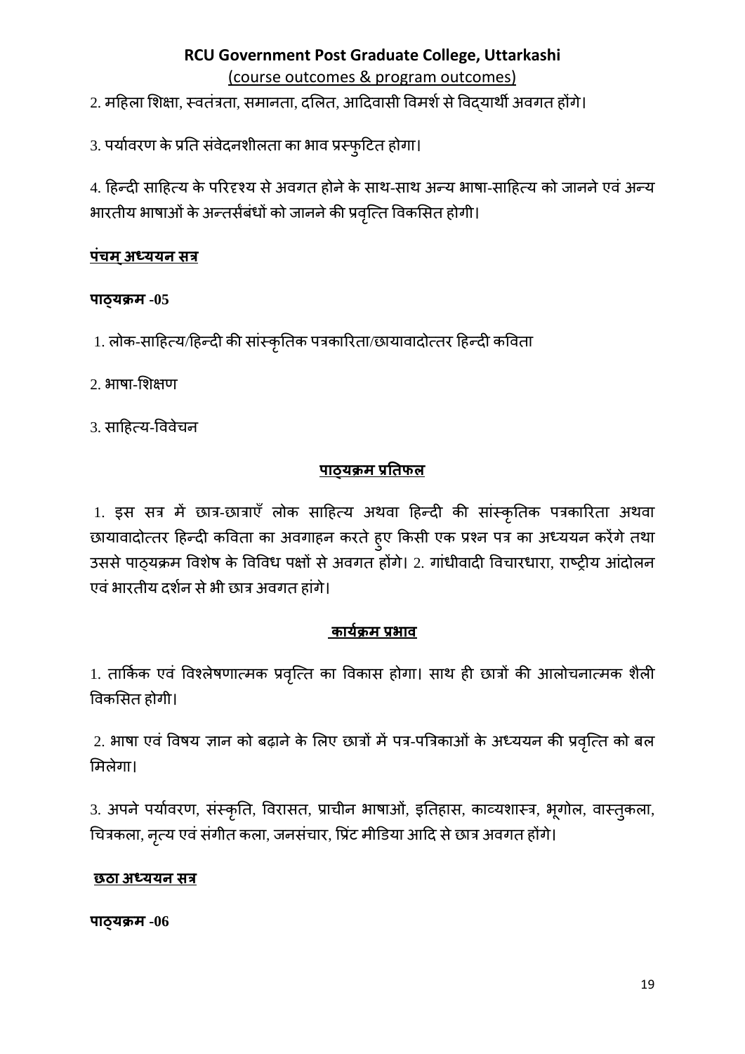2. महिला शिक्षा, स्वतंत्रता, समानता, दलित, आदिवासी विमर्श से विद्यार्थी अवगत होंगे।

3. पर्यावरण के प्रति संवेदनशीलता का भाव प्रस्फुटित होगा।

4. हिन्दी साहित्य के परिदृश्य से अवगत होने के साथ-साथ अन्य भाषा-साहित्य को जानने एवं अन्य भारतीय भाषाओं के अन्तर्संबंधों को जानने की प्रवृत्ति विकसित होगी।

**<u>पंचम् अध्ययन सत्र</u>**

**पाठ्यक्रम -05**

1. लोक-साहित्य/हिन्दी की सांस्कृतिक पत्रकारिता/छायावादोत्तर हिन्दी कविता

2. भाषा-शिक्षण

3. साहित्य-विवेचन

**<u>पाठ्यक्रम प्रतिफल</u>**

1. इस सत्र में छात्र-छात्राएँ लोक साहित्य अथवा हिन्दी की सांस्कृतिक पत्रकारिता अथवा छायावादोत्तर हिन्दी कविता का अवगाहन करते हुए किसी एक प्रश्न पत्र का अध्ययन करेंगे तथा उससे पाठ्यक्रम विशेष के विविध पक्षों से अवगत होंगे। 2. गांधीवादी विचारधारा, राष्ट्रीय आंदोलन एवं भारतीय दर्शन से भी छात्र अवगत हांगे।

**<u>कार्यक्रम प्रभाव</u>**

1. तार्किक एवं विश्लेषणात्मक प्रवृत्ति का विकास होगा। साथ ही छात्रों की आलोचनात्मक शैली विकसित होगी।

2. भाषा एवं विषय ज्ञान को बढ़ाने के लिए छात्रों में पत्र-पत्रिकाओं के अध्ययन की प्रवृत्ति को बल मिलेगा।

3. अपने पर्यावरण, संस्कृति, विरासत, प्राचीन भाषाओं, इतिहास, काव्यशास्त्र, भूगोल, वास्तुकला, चित्रकला, नृत्य एवं संगीत कला, जनसंचार, प्रिंट मीडिया आदि से छात्र अवगत होंगे।

**<u>छठा अध्ययन सत्र</u>**

**पाठ्यक्रम -06**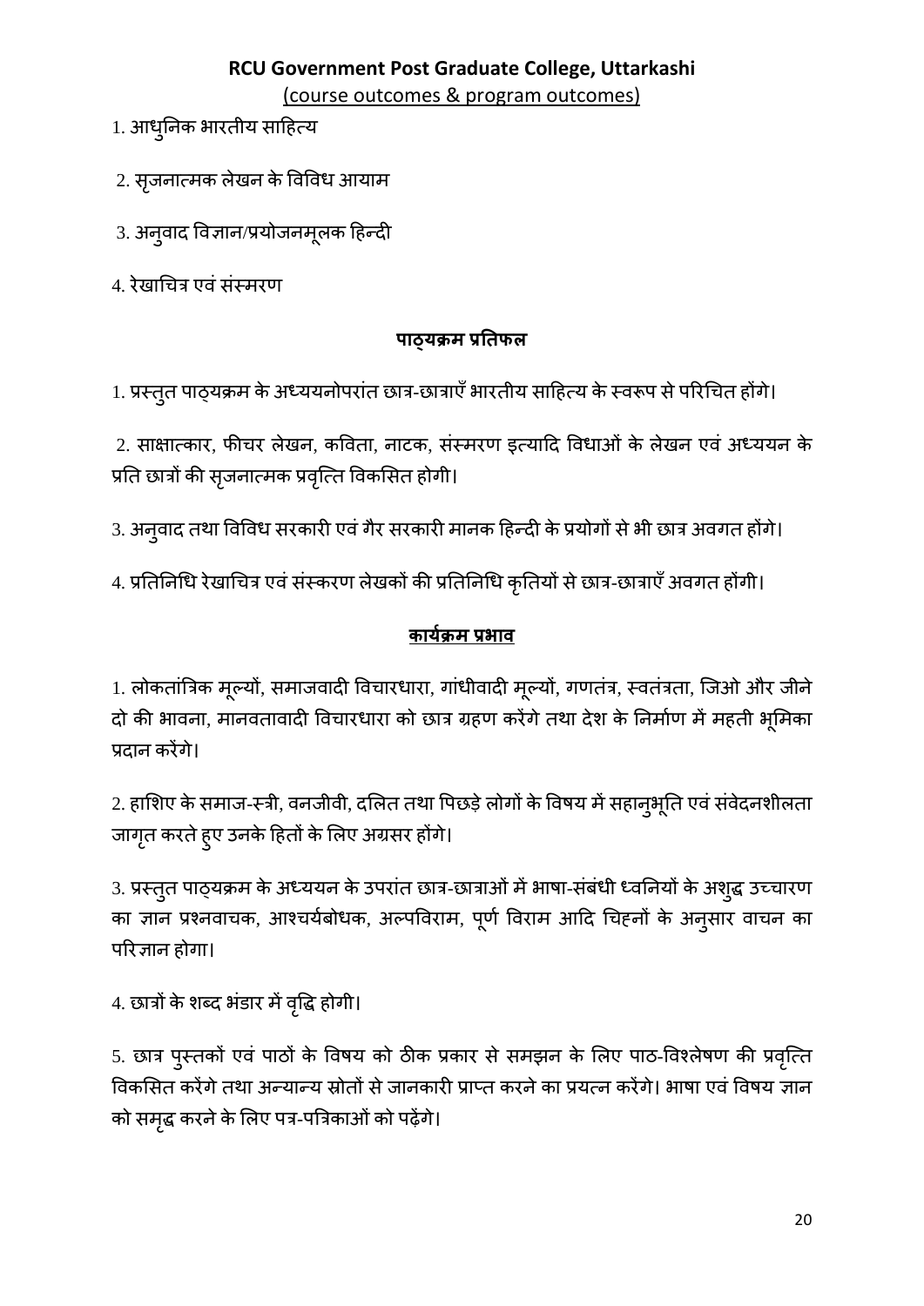**RCU Government Post Graduate College, Uttarkashi**

(course outcomes & program outcomes)

1. आधुनिक भारतीय साहित्य

2. सृजनात्मक लेखन के विविध आयाम

3. अनुवाद विज्ञान/प्रयोजनमूलक हिन्दी

4. रेखाचित्र एवं संस्मरण

**पाठ्यक्रम प्रतिफल**

1. प्रस्तुत पाठ्यक्रम के अध्ययनोपरांत छात्र-छात्राएँ भारतीय साहित्य के स्वरूप से परिचित होंगे।

2. साक्षात्कार, फीचर लेखन, कविता, नाटक, संस्मरण इत्यादि विधाओं के लेखन एवं अध्ययन के प्रति छात्रों की सृजनात्मक प्रवृत्ति विकसित होगी।

3. अनुवाद तथा विविध सरकारी एवं गैर सरकारी मानक हिन्दी के प्रयोगों से भी छात्र अवगत होंगे।

4. प्रतिनिधि रेखाचित्र एवं संस्करण लेखकों की प्रतिनिधि कृतियों से छात्र-छात्राएँ अवगत होंगी।

**कार्यक्रम प्रभाव**

1. लोकतांत्रिक मूल्यों, समाजवादी विचारधारा, गांधीवादी मूल्यों, गणतंत्र, स्वतंत्रता, जिओ और जीने दो की भावना, मानवतावादी विचारधारा को छात्र ग्रहण करेंगे तथा देश के निर्माण में महती भूमिका प्रदान करेंगे।

2. हाशिए के समाज-स्त्री, वनजीवी, दलित तथा पिछड़े लोगों के विषय में सहानुभूति एवं संवेदनशीलता जागृत करते हुए उनके हितों के लिए अग्रसर होंगे।

3. प्रस्तुत पाठ्यक्रम के अध्ययन के उपरांत छात्र-छात्राओं में भाषा-संबंधी ध्वनियों के अशुद्ध उच्चारण का ज्ञान प्रश्नवाचक, आश्चर्यबोधक, अल्पविराम, पूर्ण विराम आदि चिह्नों के अनुसार वाचन का परिज्ञान होगा।

4. छात्रों के शब्द भंडार में वृद्धि होगी।

5. छात्र पुस्तकों एवं पाठों के विषय को ठीक प्रकार से समझन के लिए पाठ-विश्लेषण की प्रवृत्ति विकसित करेंगे तथा अन्यान्य स्रोतों से जानकारी प्राप्त करने का प्रयत्न करेंगे। भाषा एवं विषय ज्ञान को समृद्ध करने के लिए पत्र-पत्रिकाओं को पढ़ेंगे।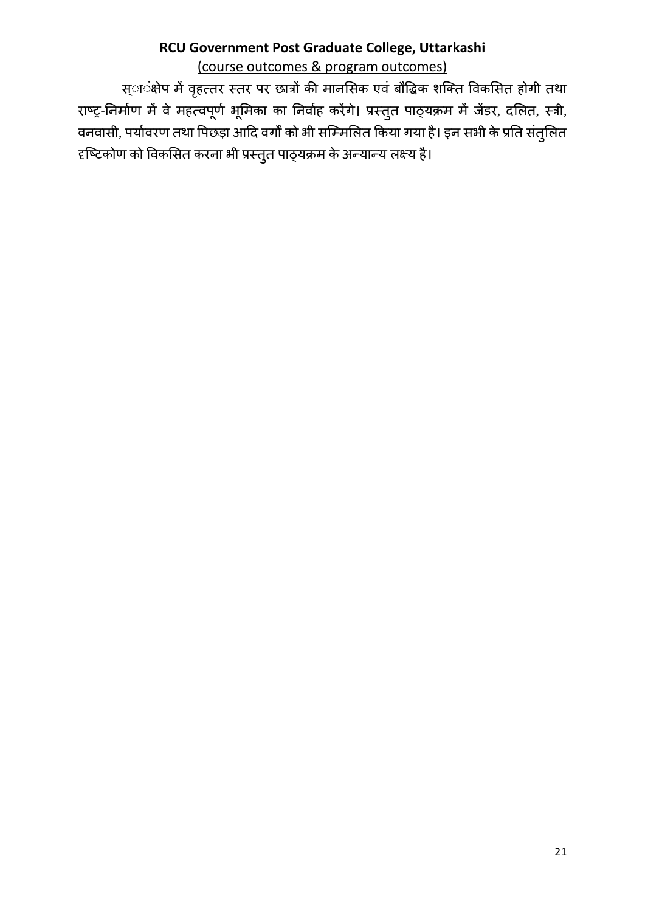स्ांक्षेप में वृहत्तर स्तर पर छात्रों की मानसिक एवं बौद्धिक शक्ति विकसित होगी तथा राष्ट्र-निर्माण में वे महत्वपूर्ण भूमिका का निर्वाह करेंगे। प्रस्तुत पाठ्यक्रम में जेंडर, दलित, स्त्री, वनवासी, पर्यावरण तथा पिछड़ा आदि वर्गों को भी सम्मिलित किया गया है। इन सभी के प्रति संतुलित दृष्टिकोण को विकसित करना भी प्रस्तुत पाठ्यक्रम के अन्यान्य लक्ष्य है।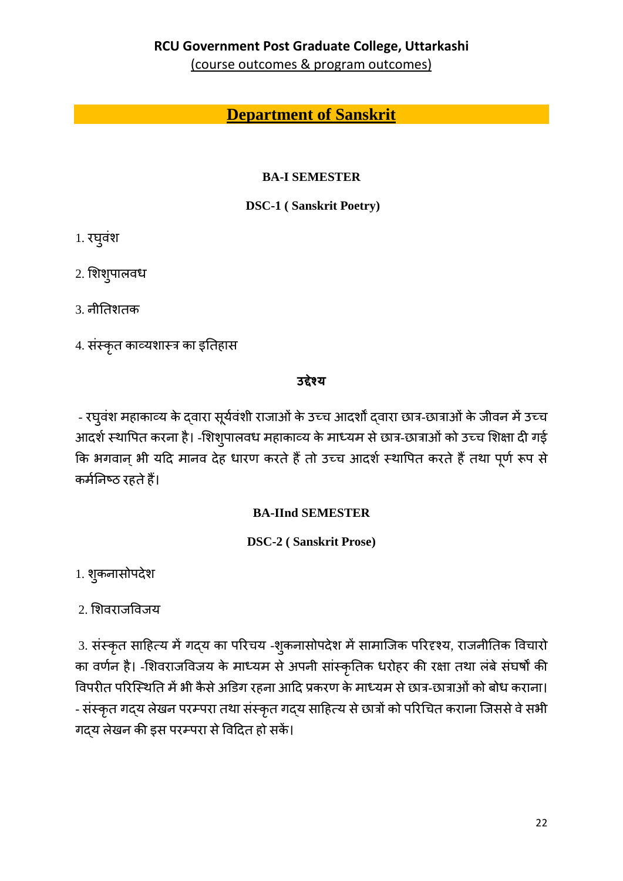**RCU Government Post Graduate College, Uttarkashi**

(course outcomes & program outcomes)

# Department of Sanskrit

### BA-I SEMESTER

### DSC-1 ( Sanskrit Poetry)

1. रघुवंश

2. शिशुपालवध

3. नीतिशतक

4. संस्कृत काव्यशास्त्र का इतिहास

**उद्देश्य**

- रघुवंश महाकाव्य के द्वारा सूर्यवंशी राजाओं के उच्च आदर्शों द्वारा छात्र-छात्राओं के जीवन में उच्च आदर्श स्थापित करना है। -शिशुपालवध महाकाव्य के माध्यम से छात्र-छात्राओं को उच्च शिक्षा दी गई कि भगवान् भी यदि मानव देह धारण करते हैं तो उच्च आदर्श स्थापित करते हैं तथा पूर्ण रूप से कर्मनिष्ठ रहते हैं।

### BA-IInd SEMESTER

### DSC-2 ( Sanskrit Prose)

1. शुकनासोपदेश

2. शिवराजविजय

3. संस्कृत साहित्य में गद्य का परिचय -शुकनासोपदेश में सामाजिक परिदृश्य, राजनीतिक विचारो का वर्णन है। -शिवराजविजय के माध्यम से अपनी सांस्कृतिक धरोहर की रक्षा तथा लंबे संघर्षों की विपरीत परिस्थिति में भी कैसे अडिग रहना आदि प्रकरण के माध्यम से छात्र-छात्राओं को बोध कराना। - संस्कृत गद्य लेखन परम्परा तथा संस्कृत गद्य साहित्य से छात्रों को परिचित कराना जिससे वे सभी गद्य लेखन की इस परम्परा से विदित हो सकें।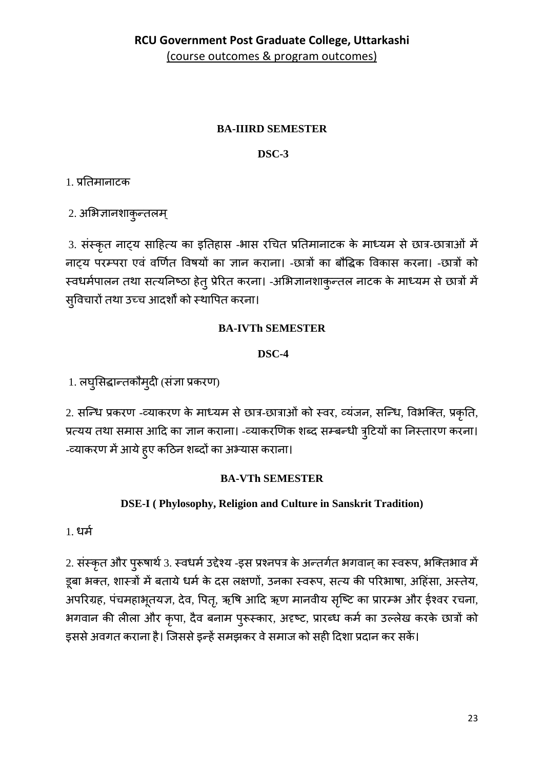**RCU Government Post Graduate College, Uttarkashi**

(course outcomes & program outcomes)

**BA-IIIRD SEMESTER**

**DSC-3**

1. प्रतिमानाटक

2. अभिज्ञानशाकुन्तलम्

3. संस्कृत नाट्य साहित्य का इतिहास -भास रचित प्रतिमानाटक के माध्यम से छात्र-छात्राओं में नाट्य परम्परा एवं वर्णित विषयों का ज्ञान कराना। -छात्रों का बौद्धिक विकास करना। -छात्रों को स्वधर्मपालन तथा सत्यनिष्ठा हेतु प्रेरित करना। -अभिज्ञानशाकुन्तल नाटक के माध्यम से छात्रों में सुविचारों तथा उच्च आदर्शों को स्थापित करना।

**BA-IVTh SEMESTER**

**DSC-4**

1. लघुसिद्धान्तकौमुदी (संज्ञा प्रकरण)

2. सन्धि प्रकरण -व्याकरण के माध्यम से छात्र-छात्राओं को स्वर, व्यंजन, सन्धि, विभक्ति, प्रकृति, प्रत्यय तथा समास आदि का ज्ञान कराना। -व्याकरणिक शब्द सम्बन्धी त्रुटियों का निस्तारण करना। -व्याकरण में आये हुए कठिन शब्दों का अभ्यास कराना।

**BA-VTh SEMESTER**

**DSE-I ( Phylosophy, Religion and Culture in Sanskrit Tradition)**

1. धर्म

2. संस्कृत और पुरूषार्थ 3. स्वधर्म उद्देश्य -इस प्रश्नपत्र के अन्तर्गत भगवान् का स्वरूप, भक्तिभाव में डूबा भक्त, शास्त्रों में बताये धर्म के दस लक्षणों, उनका स्वरूप, सत्य की परिभाषा, अहिंसा, अस्तेय, अपरिग्रह, पंचमहाभूतयज्ञ, देव, पितृ, ऋषि आदि ऋण मानवीय सृष्टि का प्रारम्भ और ईश्वर रचना, भगवान की लीला और कृपा, दैव बनाम पुरूस्कार, अदृष्ट, प्रारब्ध कर्म का उल्लेख करके छात्रों को इससे अवगत कराना है। जिससे इन्हें समझकर वे समाज को सही दिशा प्रदान कर सकें।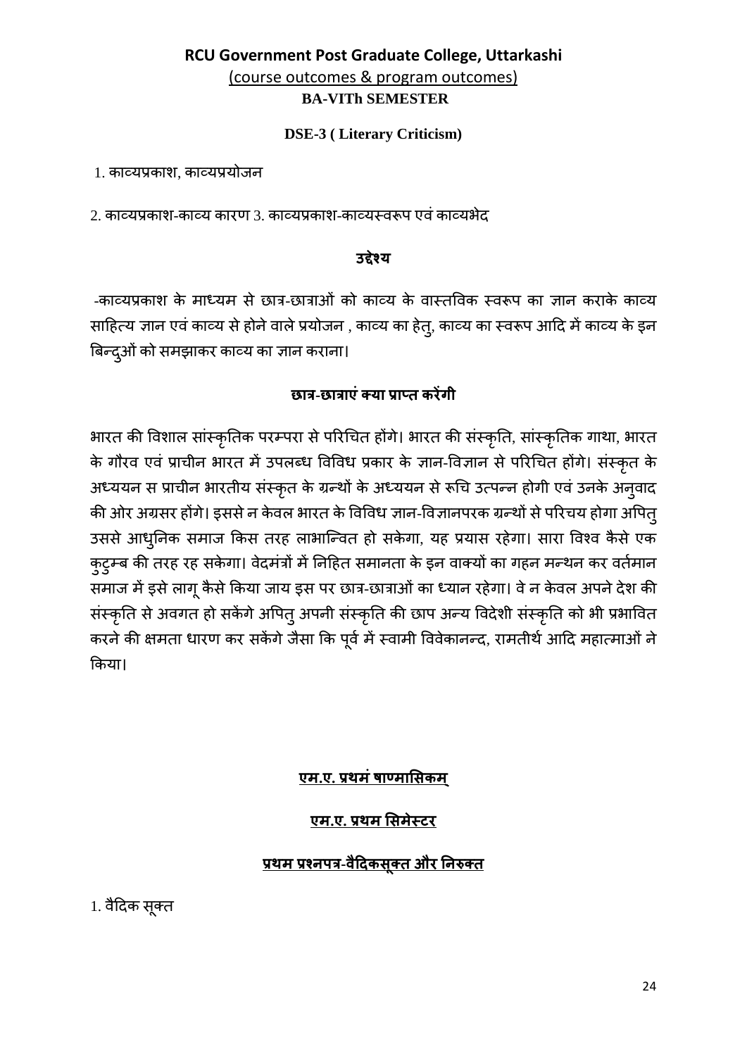## RCU Government Post Graduate College, Uttarkashi

(course outcomes & program outcomes)

**BA-VITh SEMESTER**

**DSE-3 ( Literary Criticism)**

1. काव्यप्रकाश, काव्यप्रयोजन

2. काव्यप्रकाश-काव्य कारण 3. काव्यप्रकाश-काव्यस्वरूप एवं काव्यभेद

**उद्देश्य**

-काव्यप्रकाश के माध्यम से छात्र-छात्राओं को काव्य के वास्तविक स्वरूप का ज्ञान कराके काव्य साहित्य ज्ञान एवं काव्य से होने वाले प्रयोजन , काव्य का हेतु, काव्य का स्वरूप आदि में काव्य के इन बिन्दुओं को समझाकर काव्य का ज्ञान कराना।

**छात्र-छात्राएं क्या प्राप्त करेंगी**

भारत की विशाल सांस्कृतिक परम्परा से परिचित होंगे। भारत की संस्कृति, सांस्कृतिक गाथा, भारत के गौरव एवं प्राचीन भारत में उपलब्ध विविध प्रकार के ज्ञान-विज्ञान से परिचित होंगे। संस्कृत के अध्ययन स प्राचीन भारतीय संस्कृत के ग्रन्थों के अध्ययन से रूचि उत्पन्न होगी एवं उनके अनुवाद की ओर अग्रसर होंगे। इससे न केवल भारत के विविध ज्ञान-विज्ञानपरक ग्रन्थों से परिचय होगा अपितु उससे आधुनिक समाज किस तरह लाभान्वित हो सकेगा, यह प्रयास रहेगा। सारा विश्व कैसे एक कुटुम्ब की तरह रह सकेगा। वेदमंत्रों में निहित समानता के इन वाक्यों का गहन मन्थन कर वर्तमान समाज में इसे लागू कैसे किया जाय इस पर छात्र-छात्राओं का ध्यान रहेगा। वे न केवल अपने देश की संस्कृति से अवगत हो सकेंगे अपितु अपनी संस्कृति की छाप अन्य विदेशी संस्कृति को भी प्रभावित करने की क्षमता धारण कर सकेंगे जैसा कि पूर्व में स्वामी विवेकानन्द, रामतीर्थ आदि महात्माओं ने किया।

**एम.ए. प्रथमं षाण्मासिकम्**

**एम.ए. प्रथम सिमेस्टर**

**प्रथम प्रश्नपत्र-वैदिकसूक्त और निरुक्त**

1. वैदिक सूक्त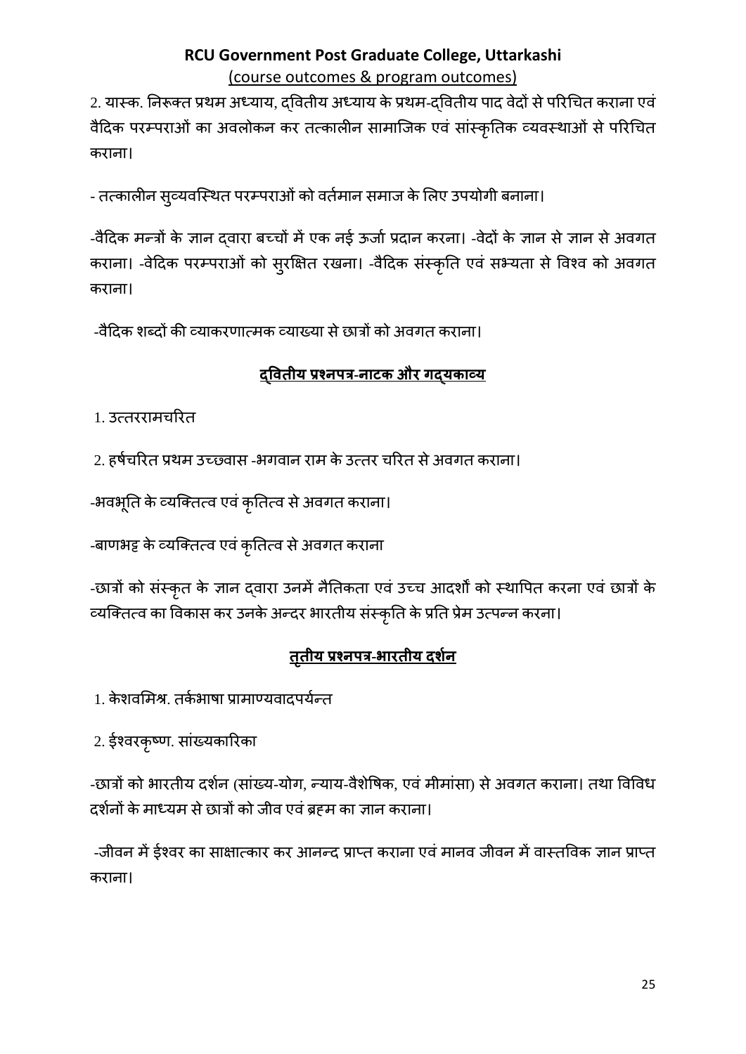2. यास्क. निरूक्त प्रथम अध्याय, द्वितीय अध्याय के प्रथम-द्वितीय पाद वेदों से परिचित कराना एवं वैदिक परम्पराओं का अवलोकन कर तत्कालीन सामाजिक एवं सांस्कृतिक व्यवस्थाओं से परिचित कराना।

- तत्कालीन सुव्यवस्थित परम्पराओं को वर्तमान समाज के लिए उपयोगी बनाना।

-वैदिक मन्त्रों के ज्ञान द्वारा बच्चों में एक नई ऊर्जा प्रदान करना। -वेदों के ज्ञान से ज्ञान से अवगत कराना। -वैदिक परम्पराओं को सुरक्षित रखना। -वैदिक संस्कृति एवं सभ्यता से विश्व को अवगत कराना।

-वैदिक शब्दों की व्याकरणात्मक व्याख्या से छात्रों को अवगत कराना।

## द्वितीय प्रश्नपत्र-नाटक और गद्यकाव्य

1. उत्तररामचरित

2. हर्षचरित प्रथम उच्छ्वास -भगवान राम के उत्तर चरित से अवगत कराना।

-भवभूति के व्यक्तित्व एवं कृतित्व से अवगत कराना।

-बाणभट्ट के व्यक्तित्व एवं कृतित्व से अवगत कराना

-छात्रों को संस्कृत के ज्ञान द्वारा उनमें नैतिकता एवं उच्च आदर्शों को स्थापित करना एवं छात्रों के व्यक्तित्व का विकास कर उनके अन्दर भारतीय संस्कृति के प्रति प्रेम उत्पन्न करना।

## तृतीय प्रश्नपत्र-भारतीय दर्शन

1. केशवमिश्र. तर्कभाषा प्रामाण्यवादपर्यन्त

2. ईश्वरकृष्ण. सांख्यकारिका

-छात्रों को भारतीय दर्शन (सांख्य-योग, न्याय-वैशेषिक, एवं मीमांसा) से अवगत कराना। तथा विविध दर्शनों के माध्यम से छात्रों को जीव एवं ब्रह्म का ज्ञान कराना।

-जीवन में ईश्वर का साक्षात्कार कर आनन्द प्राप्त कराना एवं मानव जीवन में वास्तविक ज्ञान प्राप्त कराना।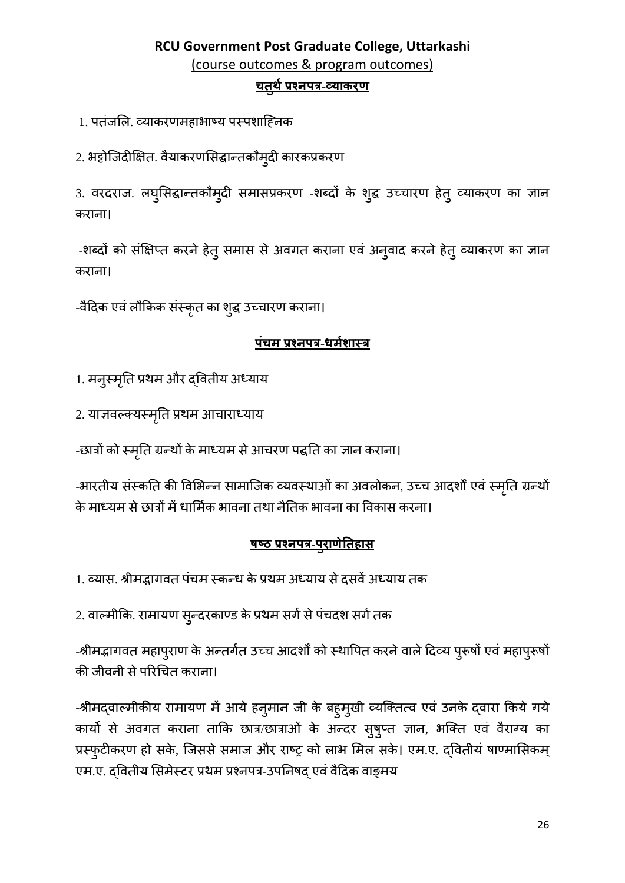**RCU Government Post Graduate College, Uttarkashi**

(course outcomes & program outcomes)

## चतुर्थ प्रश्नपत्र-व्याकरण

1. पतंजलि. व्याकरणमहाभाष्य पस्पशाह्निक

2. भट्टोजिदीक्षित. वैयाकरणसिद्धान्तकौमुदी कारकप्रकरण

3. वरदराज. लघुसिद्धान्तकौमुदी समासप्रकरण -शब्दों के शुद्ध उच्चारण हेतु व्याकरण का ज्ञान कराना।

-शब्दों को संक्षिप्त करने हेतु समास से अवगत कराना एवं अनुवाद करने हेतु व्याकरण का ज्ञान कराना।

-वैदिक एवं लौकिक संस्कृत का शुद्ध उच्चारण कराना।

## पंचम प्रश्नपत्र-धर्मशास्त्र

1. मनुस्मृति प्रथम और द्वितीय अध्याय

2. याज्ञवल्क्यस्मृति प्रथम आचाराध्याय

-छात्रों को स्मृति ग्रन्थों के माध्यम से आचरण पद्धति का ज्ञान कराना।

-भारतीय संस्कति की विभिन्न सामाजिक व्यवस्थाओं का अवलोकन, उच्च आदर्शो एवं स्मृति ग्रन्थों के माध्यम से छात्रों में धार्मिक भावना तथा नैतिक भावना का विकास करना।

## षष्ठ प्रश्नपत्र-पुराणेतिहास

1. व्यास. श्रीमद्भागवत पंचम स्कन्ध के प्रथम अध्याय से दसवें अध्याय तक

2. वाल्मीकि. रामायण सुन्दरकाण्ड के प्रथम सर्ग से पंचदश सर्ग तक

-श्रीमद्भागवत महापुराण के अन्तर्गत उच्च आदर्शों को स्थापित करने वाले दिव्य पुरूषों एवं महापुरूषों की जीवनी से परिचित कराना।

-श्रीमद्वाल्मीकीय रामायण में आये हनुमान जी के बहुमुखी व्यक्तित्व एवं उनके द्वारा किये गये कार्यों से अवगत कराना ताकि छात्र/छात्राओं के अन्दर सुषुप्त ज्ञान, भक्ति एवं वैराग्य का प्रस्फुटीकरण हो सके, जिससे समाज और राष्ट्र को लाभ मिल सके। एम.ए. द्वितीयं षाण्मासिकम् एम.ए. द्वितीय सिमेस्टर प्रथम प्रश्नपत्र-उपनिषद् एवं वैदिक वाङ्मय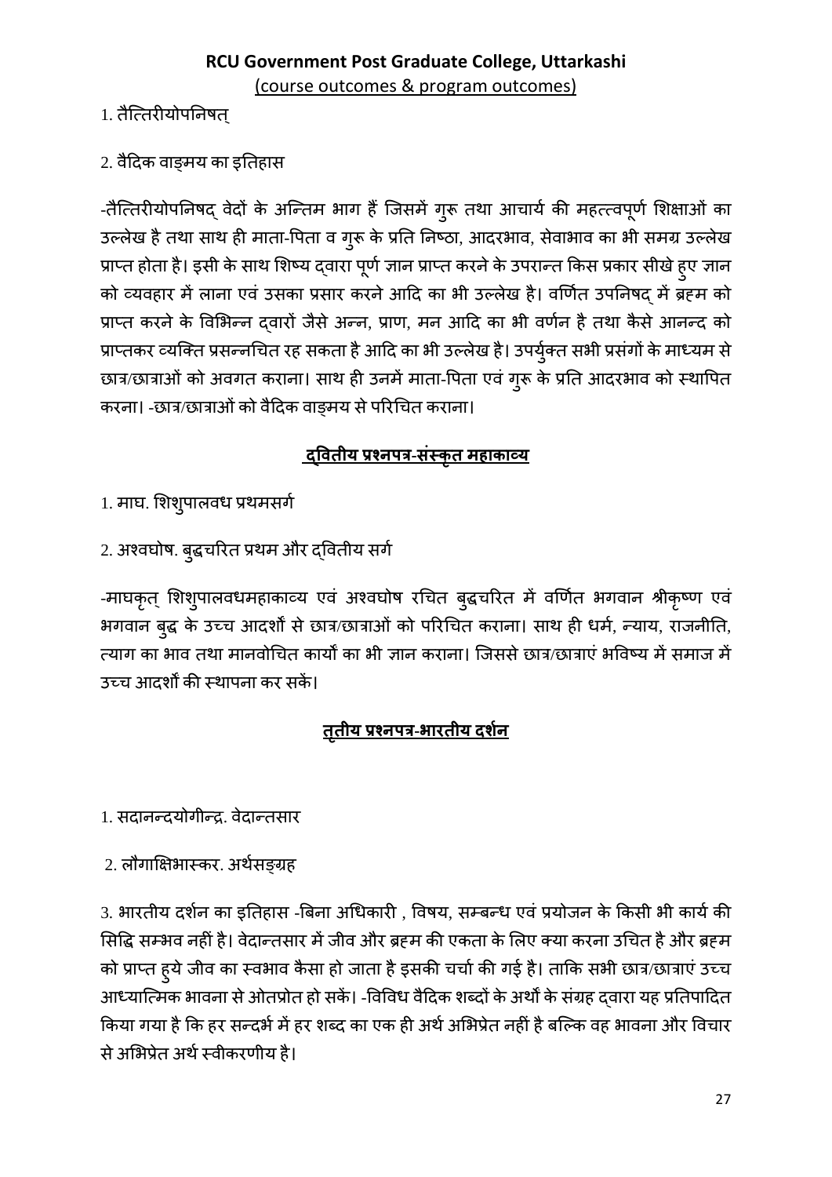**RCU Government Post Graduate College, Uttarkashi**
(course outcomes & program outcomes)

1. तैत्तिरीयोपनिषत्

2. वैदिक वाङ्मय का इतिहास

-तैत्तिरीयोपनिषद् वेदों के अन्तिम भाग हैं जिसमें गुरू तथा आचार्य की महत्त्वपूर्ण शिक्षाओं का उल्लेख है तथा साथ ही माता-पिता व गुरू के प्रति निष्ठा, आदरभाव, सेवाभाव का भी समग्र उल्लेख प्राप्त होता है। इसी के साथ शिष्य द्वारा पूर्ण ज्ञान प्राप्त करने के उपरान्त किस प्रकार सीखे हुए ज्ञान को व्यवहार में लाना एवं उसका प्रसार करने आदि का भी उल्लेख है। वर्णित उपनिषद् में ब्रह्म को प्राप्त करने के विभिन्न द्वारों जैसे अन्न, प्राण, मन आदि का भी वर्णन है तथा कैसे आनन्द को प्राप्तकर व्यक्ति प्रसन्नचित रह सकता है आदि का भी उल्लेख है। उपर्युक्त सभी प्रसंगों के माध्यम से छात्र/छात्राओं को अवगत कराना। साथ ही उनमें माता-पिता एवं गुरू के प्रति आदरभाव को स्थापित करना। -छात्र/छात्राओं को वैदिक वाङ्मय से परिचित कराना।

## द्वितीय प्रश्नपत्र-संस्कृत महाकाव्य

1. माघ. शिशुपालवध प्रथमसर्ग

2. अश्वघोष. बुद्धचरित प्रथम और द्वितीय सर्ग

-माघकृत् शिशुपालवधमहाकाव्य एवं अश्वघोष रचित बुद्धचरित में वर्णित भगवान श्रीकृष्ण एवं भगवान बुद्ध के उच्च आदर्शों से छात्र/छात्राओं को परिचित कराना। साथ ही धर्म, न्याय, राजनीति, त्याग का भाव तथा मानवोचित कार्यों का भी ज्ञान कराना। जिससे छात्र/छात्राएं भविष्य में समाज में उच्च आदर्शों की स्थापना कर सकें।

## तृतीय प्रश्नपत्र-भारतीय दर्शन

1. सदानन्दयोगीन्द्र. वेदान्तसार

2. लौगाक्षिभास्कर. अर्थसङ्ग्रह

3. भारतीय दर्शन का इतिहास -बिना अधिकारी , विषय, सम्बन्ध एवं प्रयोजन के किसी भी कार्य की सिद्धि सम्भव नहीं है। वेदान्तसार में जीव और ब्रह्म की एकता के लिए क्या करना उचित है और ब्रह्म को प्राप्त हुये जीव का स्वभाव कैसा हो जाता है इसकी चर्चा की गई है। ताकि सभी छात्र/छात्राएं उच्च आध्यात्मिक भावना से ओतप्रोत हो सकें। -विविध वैदिक शब्दों के अर्थों के संग्रह द्वारा यह प्रतिपादित किया गया है कि हर सन्दर्भ में हर शब्द का एक ही अर्थ अभिप्रेत नहीं है बल्कि वह भावना और विचार से अभिप्रेत अर्थ स्वीकरणीय है।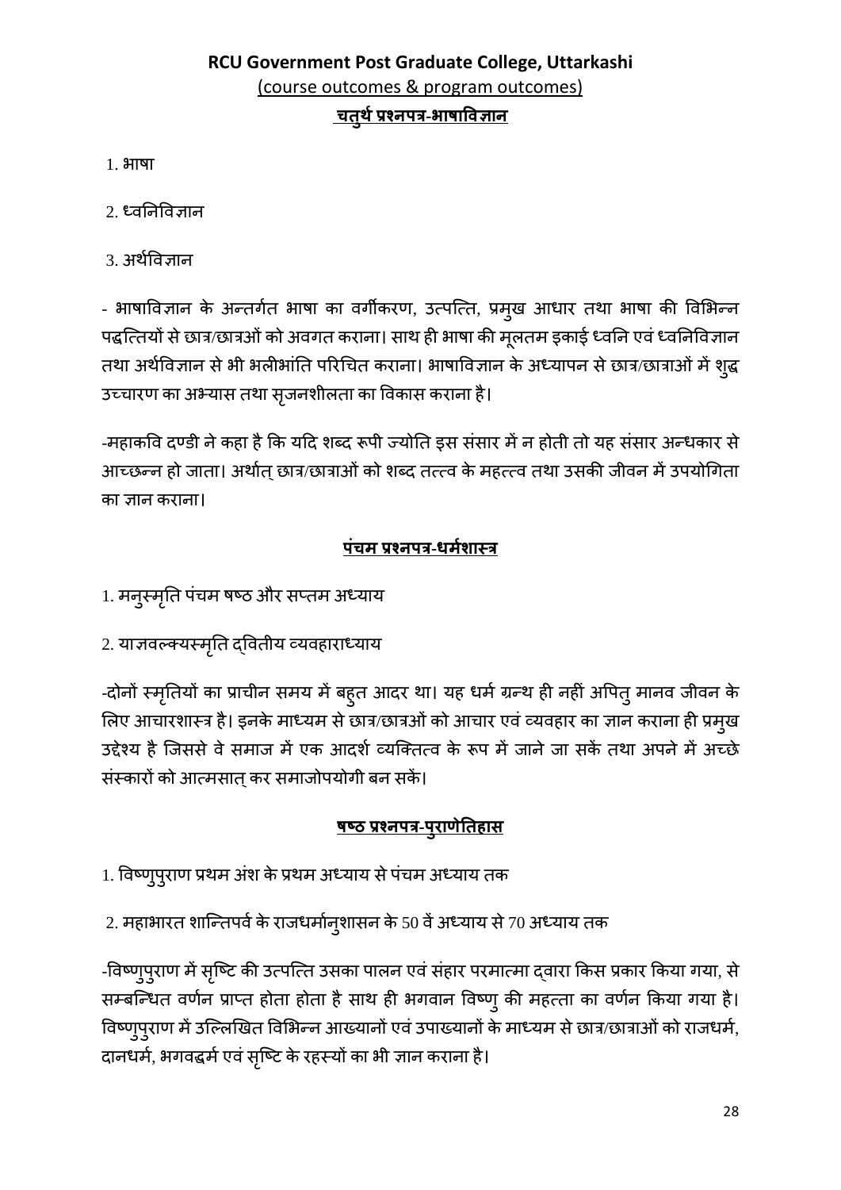**RCU Government Post Graduate College, Uttarkashi**

(course outcomes & program outcomes)

**चतुर्थ प्रश्नपत्र-भाषाविज्ञान**

1. भाषा
2. ध्वनिविज्ञान
3. अर्थविज्ञान

- भाषाविज्ञान के अन्तर्गत भाषा का वर्गीकरण, उत्पत्ति, प्रमुख आधार तथा भाषा की विभिन्न पद्धत्तियों से छात्र/छात्रओं को अवगत कराना। साथ ही भाषा की मूलतम इकाई ध्वनि एवं ध्वनिविज्ञान तथा अर्थविज्ञान से भी भलीभांति परिचित कराना। भाषाविज्ञान के अध्यापन से छात्र/छात्राओं में शुद्ध उच्चारण का अभ्यास तथा सृजनशीलता का विकास कराना है।

-महाकवि दण्डी ने कहा है कि यदि शब्द रूपी ज्योति इस संसार में न होती तो यह संसार अन्धकार से आच्छन्न हो जाता। अर्थात् छात्र/छात्राओं को शब्द तत्त्व के महत्त्व तथा उसकी जीवन में उपयोगिता का ज्ञान कराना।

**पंचम प्रश्नपत्र-धर्मशास्त्र**

1. मनुस्मृति पंचम षष्ठ और सप्तम अध्याय
2. याज्ञवल्क्यस्मृति द्वितीय व्यवहाराध्याय

-दोनों स्मृतियों का प्राचीन समय में बहुत आदर था। यह धर्म ग्रन्थ ही नहीं अपितु मानव जीवन के लिए आचारशास्त्र है। इनके माध्यम से छात्र/छात्रओं को आचार एवं व्यवहार का ज्ञान कराना ही प्रमुख उद्देश्य है जिससे वे समाज में एक आदर्श व्यक्तित्व के रूप में जाने जा सकें तथा अपने में अच्छे संस्कारों को आत्मसात् कर समाजोपयोगी बन सकें।

**षष्ठ प्रश्नपत्र-पुराणेतिहास**

1. विष्णुपुराण प्रथम अंश के प्रथम अध्याय से पंचम अध्याय तक
2. महाभारत शान्तिपर्व के राजधर्मानुशासन के 50 वें अध्याय से 70 अध्याय तक

-विष्णुपुराण में सृष्टि की उत्पत्ति उसका पालन एवं संहार परमात्मा द्वारा किस प्रकार किया गया, से सम्बन्धित वर्णन प्राप्त होता होता है साथ ही भगवान विष्णु की महत्ता का वर्णन किया गया है। विष्णुपुराण में उल्लिखित विभिन्न आख्यानों एवं उपाख्यानों के माध्यम से छात्र/छात्राओं को राजधर्म, दानधर्म, भगवद्धर्म एवं सृष्टि के रहस्यों का भी ज्ञान कराना है।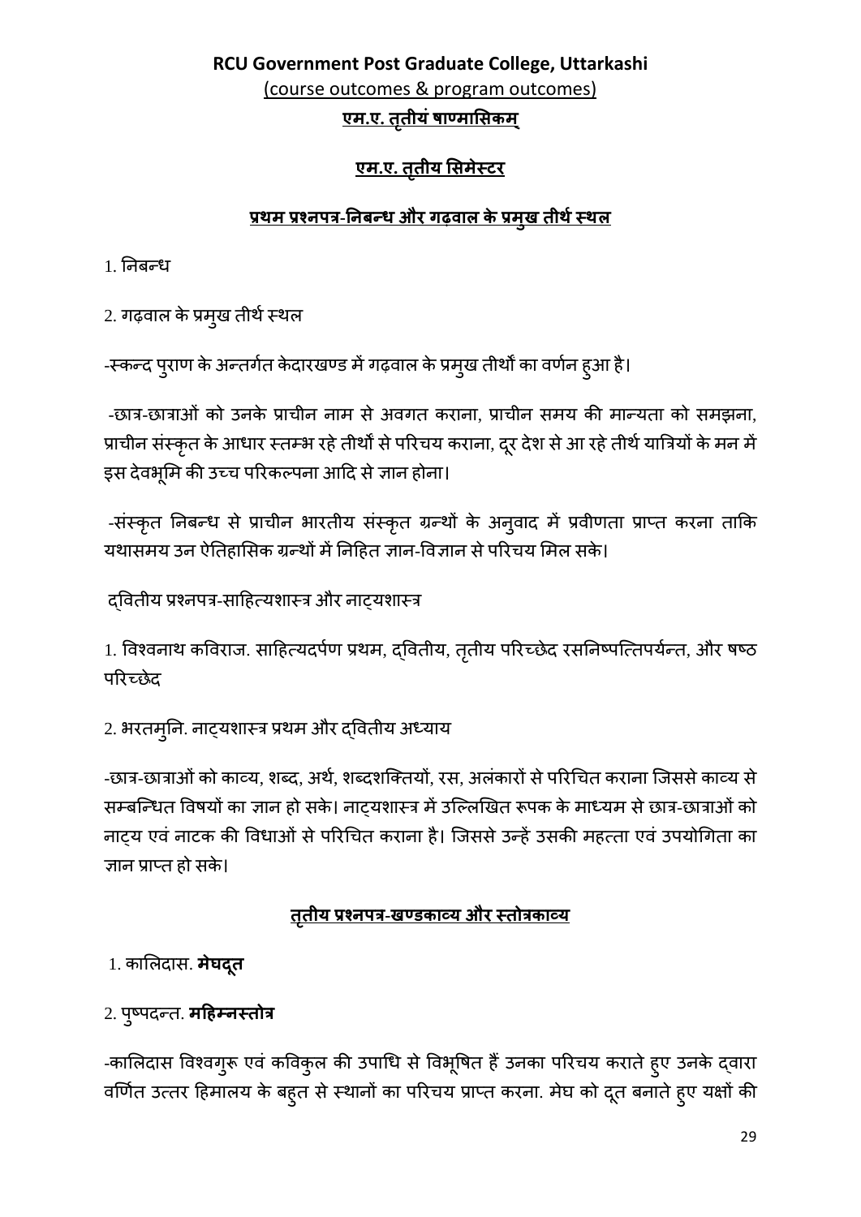**RCU Government Post Graduate College, Uttarkashi**

(course outcomes & program outcomes)

**एम.ए. तृतीयं षाण्मासिकम्**

**एम.ए. तृतीय सिमेस्टर**

**प्रथम प्रश्नपत्र-निबन्ध और गढ़वाल के प्रमुख तीर्थ स्थल**

1. निबन्ध

2. गढ़वाल के प्रमुख तीर्थ स्थल

-स्कन्द पुराण के अन्तर्गत केदारखण्ड में गढ़वाल के प्रमुख तीर्थों का वर्णन हुआ है।

-छात्र-छात्राओं को उनके प्राचीन नाम से अवगत कराना, प्राचीन समय की मान्यता को समझना, प्राचीन संस्कृत के आधार स्तम्भ रहे तीर्थों से परिचय कराना, दूर देश से आ रहे तीर्थ यात्रियों के मन में इस देवभूमि की उच्च परिकल्पना आदि से ज्ञान होना।

-संस्कृत निबन्ध से प्राचीन भारतीय संस्कृत ग्रन्थों के अनुवाद में प्रवीणता प्राप्त करना ताकि यथासमय उन ऐतिहासिक ग्रन्थों में निहित ज्ञान-विज्ञान से परिचय मिल सके।

द्वितीय प्रश्नपत्र-साहित्यशास्त्र और नाट्यशास्त्र

1. विश्वनाथ कविराज. साहित्यदर्पण प्रथम, द्वितीय, तृतीय परिच्छेद रसनिष्पत्तिपर्यन्त, और षष्ठ परिच्छेद

2. भरतमुनि. नाट्यशास्त्र प्रथम और द्वितीय अध्याय

-छात्र-छात्राओं को काव्य, शब्द, अर्थ, शब्दशक्तियों, रस, अलंकारों से परिचित कराना जिससे काव्य से सम्बन्धित विषयों का ज्ञान हो सके। नाट्यशास्त्र में उल्लिखित रूपक के माध्यम से छात्र-छात्राओं को नाट्य एवं नाटक की विधाओं से परिचित कराना है। जिससे उन्हें उसकी महत्ता एवं उपयोगिता का ज्ञान प्राप्त हो सके।

**तृतीय प्रश्नपत्र-खण्डकाव्य और स्तोत्रकाव्य**

1. कालिदास. **मेघदूत**

2. पुष्पदन्त. **महिम्नस्तोत्र**

-कालिदास विश्वगुरू एवं कविकुल की उपाधि से विभूषित हैं उनका परिचय कराते हुए उनके द्वारा वर्णित उत्तर हिमालय के बहुत से स्थानों का परिचय प्राप्त करना. मेघ को दूत बनाते हुए यक्षों की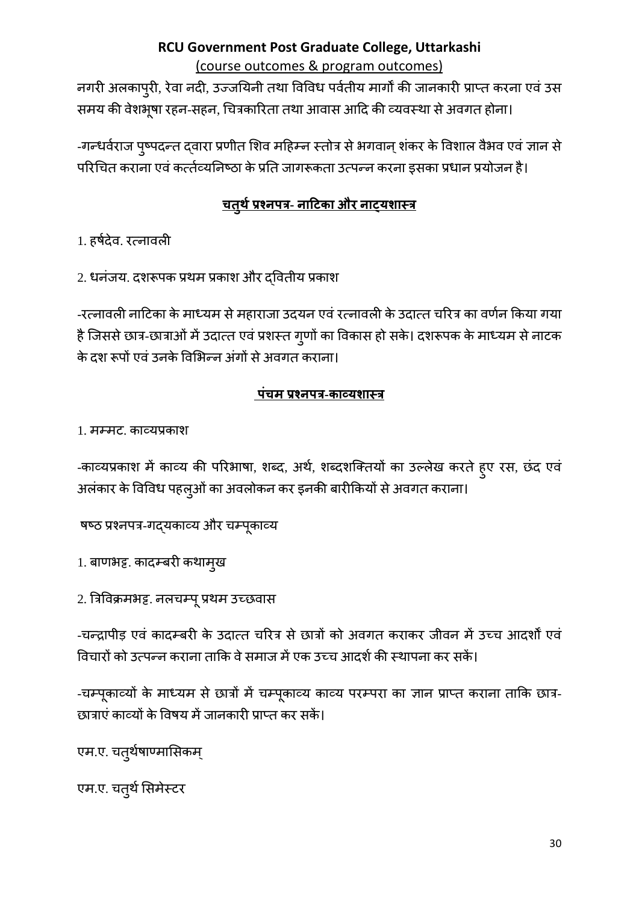नगरी अलकापुरी, रेवा नदी, उज्जयिनी तथा विविध पर्वतीय मार्गों की जानकारी प्राप्त करना एवं उस समय की वेशभूषा रहन-सहन, चित्रकारिता तथा आवास आदि की व्यवस्था से अवगत होना।

-गन्धर्वराज पुष्पदन्त द्वारा प्रणीत शिव महिम्न स्तोत्र से भगवान् शंकर के विशाल वैभव एवं ज्ञान से परिचित कराना एवं कर्त्तव्यनिष्ठा के प्रति जागरूकता उत्पन्न करना इसका प्रधान प्रयोजन है।

## चतुर्थ प्रश्नपत्र- नाटिका और नाट्यशास्त्र

1. हर्षदेव. रत्नावली

2. धनंजय. दशरूपक प्रथम प्रकाश और द्वितीय प्रकाश

-रत्नावली नाटिका के माध्यम से महाराजा उदयन एवं रत्नावली के उदात्त चरित्र का वर्णन किया गया है जिससे छात्र-छात्राओं में उदात्त एवं प्रशस्त गुणों का विकास हो सके। दशरूपक के माध्यम से नाटक के दश रूपों एवं उनके विभिन्न अंगों से अवगत कराना।

## पंचम प्रश्नपत्र-काव्यशास्त्र

1. मम्मट. काव्यप्रकाश

-काव्यप्रकाश में काव्य की परिभाषा, शब्द, अर्थ, शब्दशक्तियों का उल्लेख करते हुए रस, छंद एवं अलंकार के विविध पहलुओं का अवलोकन कर इनकी बारीकियों से अवगत कराना।

षष्ठ प्रश्नपत्र-गद्यकाव्य और चम्पूकाव्य

1. बाणभट्ट. कादम्बरी कथामुख

2. त्रिविक्रमभट्ट. नलचम्पू प्रथम उच्छवास

-चन्द्रापीड़ एवं कादम्बरी के उदात्त चरित्र से छात्रों को अवगत कराकर जीवन में उच्च आदर्शों एवं विचारों को उत्पन्न कराना ताकि वे समाज में एक उच्च आदर्श की स्थापना कर सकें।

-चम्पूकाव्यों के माध्यम से छात्रों में चम्पूकाव्य काव्य परम्परा का ज्ञान प्राप्त कराना ताकि छात्र-छात्राएं काव्यों के विषय में जानकारी प्राप्त कर सकें।

एम.ए. चतुर्थषाण्मासिकम्

एम.ए. चतुर्थ सिमेस्टर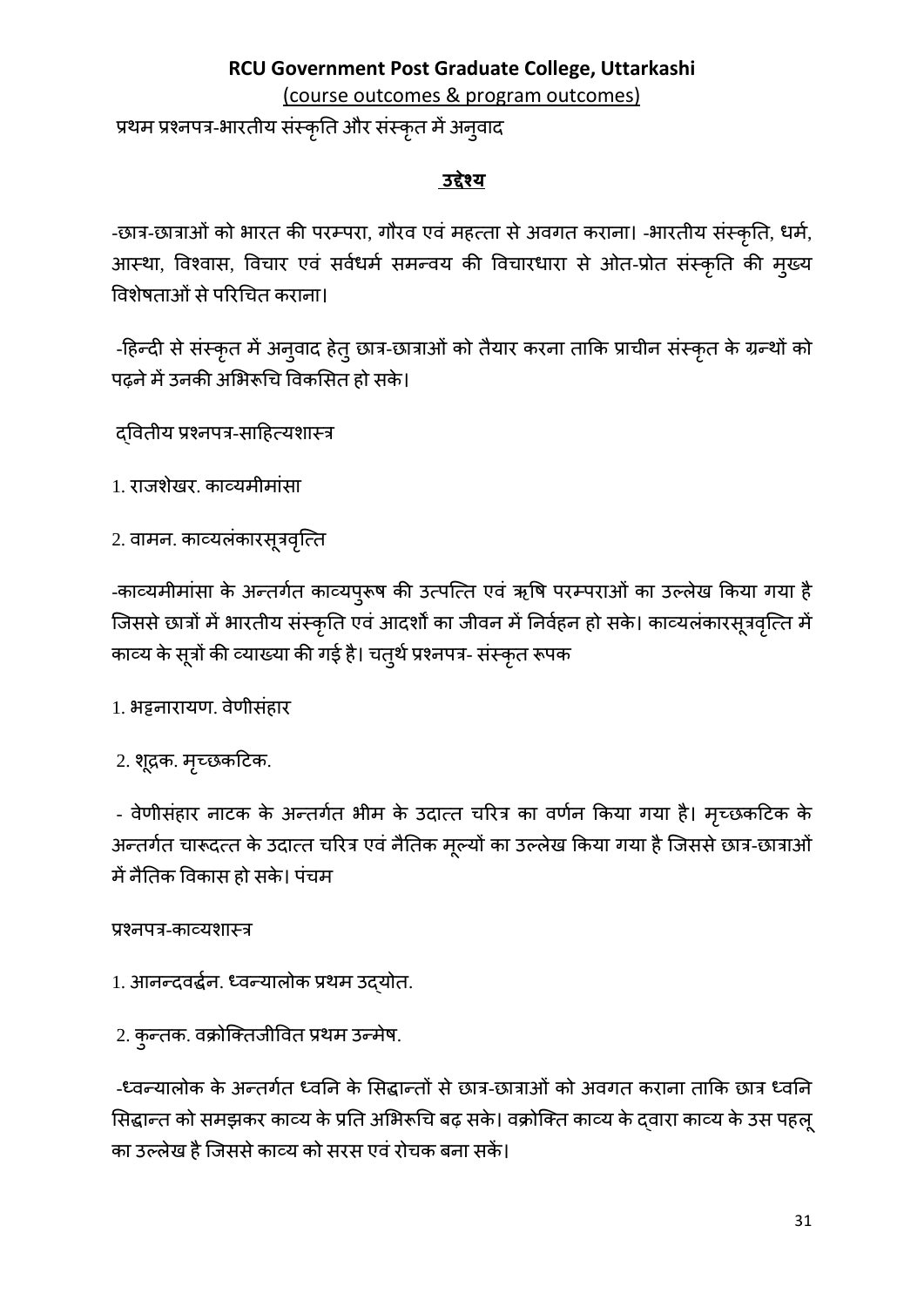## RCU Government Post Graduate College, Uttarkashi

(course outcomes & program outcomes)

प्रथम प्रश्नपत्र-भारतीय संस्कृति और संस्कृत में अनुवाद

### उद्देश्य

-छात्र-छात्राओं को भारत की परम्परा, गौरव एवं महत्ता से अवगत कराना। -भारतीय संस्कृति, धर्म, आस्था, विश्वास, विचार एवं सर्वधर्म समन्वय की विचारधारा से ओत-प्रोत संस्कृति की मुख्य विशेषताओं से परिचित कराना।

-हिन्दी से संस्कृत में अनुवाद हेतु छात्र-छात्राओं को तैयार करना ताकि प्राचीन संस्कृत के ग्रन्थों को पढ़ने में उनकी अभिरूचि विकसित हो सके।

द्वितीय प्रश्नपत्र-साहित्यशास्त्र

1. राजशेखर. काव्यमीमांसा

2. वामन. काव्यलंकारसूत्रवृत्ति

-काव्यमीमांसा के अन्तर्गत काव्यपुरूष की उत्पत्ति एवं ऋषि परम्पराओं का उल्लेख किया गया है जिससे छात्रों में भारतीय संस्कृति एवं आदर्शों का जीवन में निर्वहन हो सके। काव्यलंकारसूत्रवृत्ति में काव्य के सूत्रों की व्याख्या की गई है। चतुर्थ प्रश्नपत्र- संस्कृत रूपक

1. भट्टनारायण. वेणीसंहार

2. शूद्रक. मृच्छकटिक.

- वेणीसंहार नाटक के अन्तर्गत भीम के उदात्त चरित्र का वर्णन किया गया है। मृच्छकटिक के अन्तर्गत चारूदत्त के उदात्त चरित्र एवं नैतिक मूल्यों का उल्लेख किया गया है जिससे छात्र-छात्राओं में नैतिक विकास हो सके। पंचम

प्रश्नपत्र-काव्यशास्त्र

1. आनन्दवर्द्धन. ध्वन्यालोक प्रथम उद्योत.

2. कुन्तक. वक्रोक्तिजीवित प्रथम उन्मेष.

-ध्वन्यालोक के अन्तर्गत ध्वनि के सिद्धान्तों से छात्र-छात्राओं को अवगत कराना ताकि छात्र ध्वनि सिद्धान्त को समझकर काव्य के प्रति अभिरूचि बढ़ सके। वक्रोक्ति काव्य के द्वारा काव्य के उस पहलू का उल्लेख है जिससे काव्य को सरस एवं रोचक बना सकें।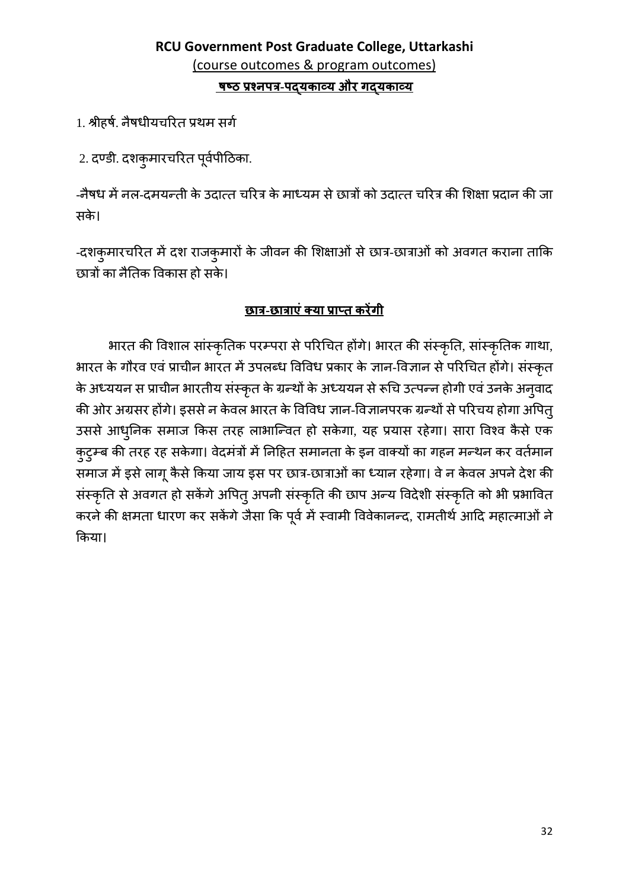**RCU Government Post Graduate College, Uttarkashi**

(course outcomes & program outcomes)

**षष्ठ प्रश्नपत्र-पद्यकाव्य और गद्यकाव्य**

1. श्रीहर्ष. नैषधीयचरित प्रथम सर्ग

2. दण्डी. दशकुमारचरित पूर्वपीठिका.

-नैषध में नल-दमयन्ती के उदात्त चरित्र के माध्यम से छात्रों को उदात्त चरित्र की शिक्षा प्रदान की जा सके।

-दशकुमारचरित में दश राजकुमारों के जीवन की शिक्षाओं से छात्र-छात्राओं को अवगत कराना ताकि छात्रों का नैतिक विकास हो सके।

**छात्र-छात्राएं क्या प्राप्त करेंगी**

भारत की विशाल सांस्कृतिक परम्परा से परिचित होंगे। भारत की संस्कृति, सांस्कृतिक गाथा, भारत के गौरव एवं प्राचीन भारत में उपलब्ध विविध प्रकार के ज्ञान-विज्ञान से परिचित होंगे। संस्कृत के अध्ययन स प्राचीन भारतीय संस्कृत के ग्रन्थों के अध्ययन से रूचि उत्पन्न होगी एवं उनके अनुवाद की ओर अग्रसर होंगे। इससे न केवल भारत के विविध ज्ञान-विज्ञानपरक ग्रन्थों से परिचय होगा अपितु उससे आधुनिक समाज किस तरह लाभान्वित हो सकेगा, यह प्रयास रहेगा। सारा विश्व कैसे एक कुटुम्ब की तरह रह सकेगा। वेदमंत्रों में निहित समानता के इन वाक्यों का गहन मन्थन कर वर्तमान समाज में इसे लागू कैसे किया जाय इस पर छात्र-छात्राओं का ध्यान रहेगा। वे न केवल अपने देश की संस्कृति से अवगत हो सकेंगे अपितु अपनी संस्कृति की छाप अन्य विदेशी संस्कृति को भी प्रभावित करने की क्षमता धारण कर सकेंगे जैसा कि पूर्व में स्वामी विवेकानन्द, रामतीर्थ आदि महात्माओं ने किया।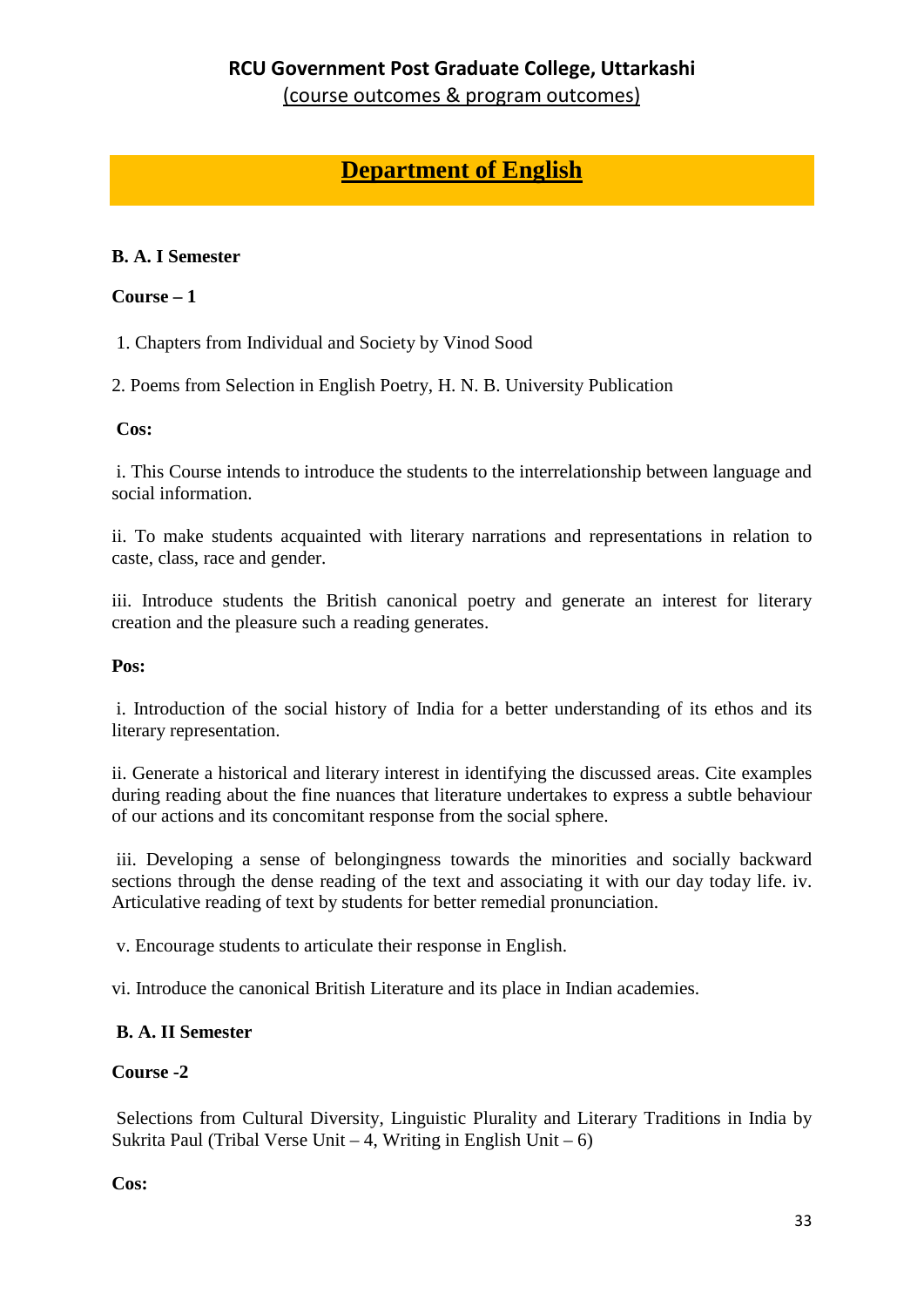## RCU Government Post Graduate College, Uttarkashi

(course outcomes & program outcomes)

# Department of English

**B. A. I Semester**

**Course – 1**

1. Chapters from Individual and Society by Vinod Sood

2. Poems from Selection in English Poetry, H. N. B. University Publication

**Cos:**

i. This Course intends to introduce the students to the interrelationship between language and social information.

ii. To make students acquainted with literary narrations and representations in relation to caste, class, race and gender.

iii. Introduce students the British canonical poetry and generate an interest for literary creation and the pleasure such a reading generates.

**Pos:**

i. Introduction of the social history of India for a better understanding of its ethos and its literary representation.

ii. Generate a historical and literary interest in identifying the discussed areas. Cite examples during reading about the fine nuances that literature undertakes to express a subtle behaviour of our actions and its concomitant response from the social sphere.

iii. Developing a sense of belongingness towards the minorities and socially backward sections through the dense reading of the text and associating it with our day today life. iv. Articulative reading of text by students for better remedial pronunciation.

v. Encourage students to articulate their response in English.

vi. Introduce the canonical British Literature and its place in Indian academies.

**B. A. II Semester**

**Course -2**

Selections from Cultural Diversity, Linguistic Plurality and Literary Traditions in India by Sukrita Paul (Tribal Verse Unit – 4, Writing in English Unit – 6)

**Cos:**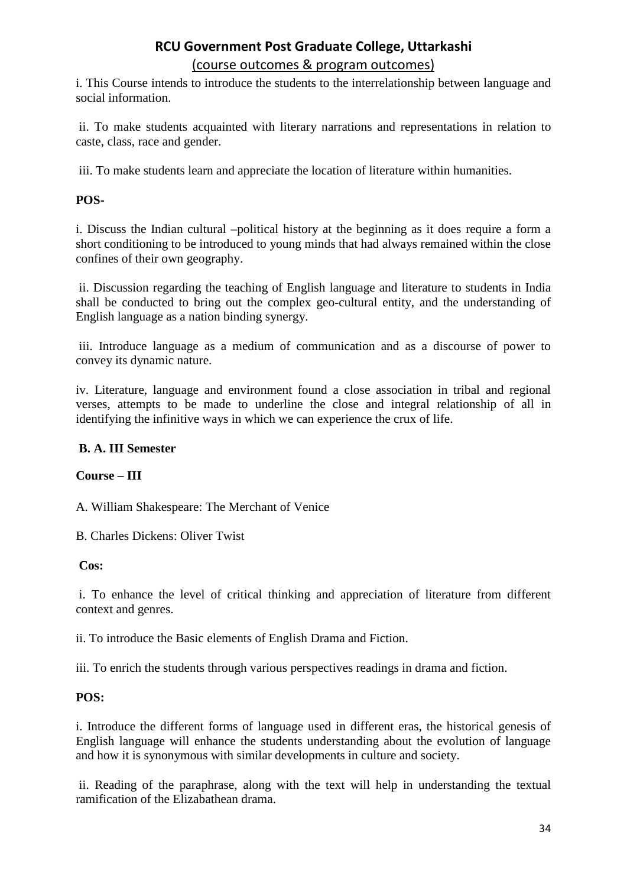i. This Course intends to introduce the students to the interrelationship between language and social information.

ii. To make students acquainted with literary narrations and representations in relation to caste, class, race and gender.

iii. To make students learn and appreciate the location of literature within humanities.

**POS-**

i. Discuss the Indian cultural –political history at the beginning as it does require a form a short conditioning to be introduced to young minds that had always remained within the close confines of their own geography.

ii. Discussion regarding the teaching of English language and literature to students in India shall be conducted to bring out the complex geo-cultural entity, and the understanding of English language as a nation binding synergy.

iii. Introduce language as a medium of communication and as a discourse of power to convey its dynamic nature.

iv. Literature, language and environment found a close association in tribal and regional verses, attempts to be made to underline the close and integral relationship of all in identifying the infinitive ways in which we can experience the crux of life.

**B. A. III Semester**

**Course – III**

A. William Shakespeare: The Merchant of Venice

B. Charles Dickens: Oliver Twist

**Cos:**

i. To enhance the level of critical thinking and appreciation of literature from different context and genres.

ii. To introduce the Basic elements of English Drama and Fiction.

iii. To enrich the students through various perspectives readings in drama and fiction.

**POS:**

i. Introduce the different forms of language used in different eras, the historical genesis of English language will enhance the students understanding about the evolution of language and how it is synonymous with similar developments in culture and society.

ii. Reading of the paraphrase, along with the text will help in understanding the textual ramification of the Elizabathean drama.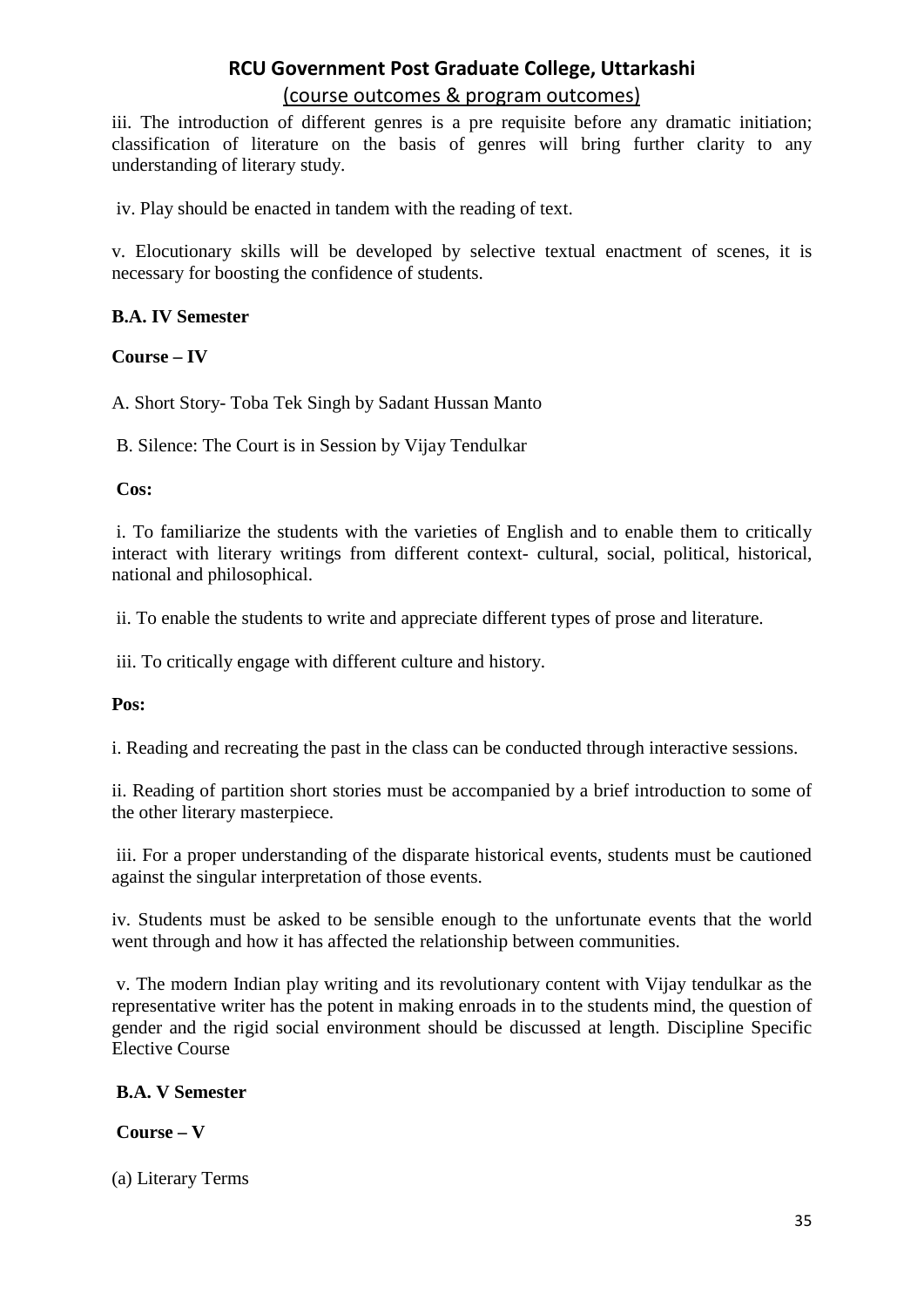iii. The introduction of different genres is a pre requisite before any dramatic initiation; classification of literature on the basis of genres will bring further clarity to any understanding of literary study.

iv. Play should be enacted in tandem with the reading of text.

v. Elocutionary skills will be developed by selective textual enactment of scenes, it is necessary for boosting the confidence of students.

**B.A. IV Semester**

**Course – IV**

A. Short Story- Toba Tek Singh by Sadant Hussan Manto

B. Silence: The Court is in Session by Vijay Tendulkar

**Cos:**

i. To familiarize the students with the varieties of English and to enable them to critically interact with literary writings from different context- cultural, social, political, historical, national and philosophical.

ii. To enable the students to write and appreciate different types of prose and literature.

iii. To critically engage with different culture and history.

**Pos:**

i. Reading and recreating the past in the class can be conducted through interactive sessions.

ii. Reading of partition short stories must be accompanied by a brief introduction to some of the other literary masterpiece.

iii. For a proper understanding of the disparate historical events, students must be cautioned against the singular interpretation of those events.

iv. Students must be asked to be sensible enough to the unfortunate events that the world went through and how it has affected the relationship between communities.

v. The modern Indian play writing and its revolutionary content with Vijay tendulkar as the representative writer has the potent in making enroads in to the students mind, the question of gender and the rigid social environment should be discussed at length. Discipline Specific Elective Course

**B.A. V Semester**

**Course – V**

(a) Literary Terms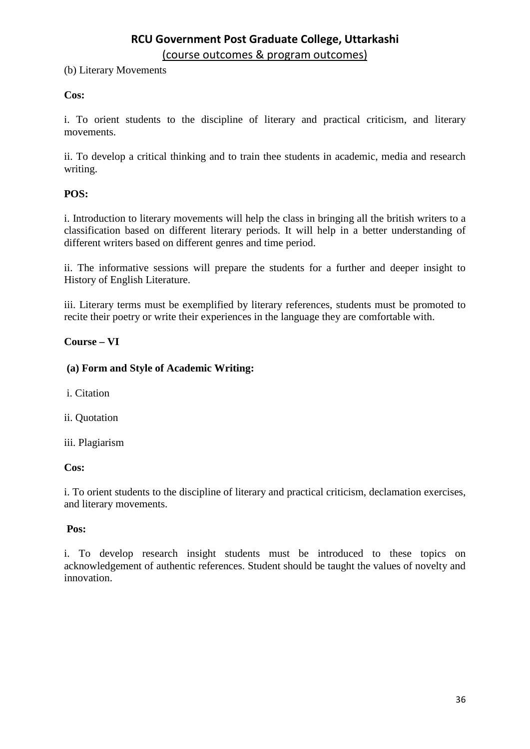(b) Literary Movements

**Cos:**

i. To orient students to the discipline of literary and practical criticism, and literary movements.

ii. To develop a critical thinking and to train thee students in academic, media and research writing.

**POS:**

i. Introduction to literary movements will help the class in bringing all the british writers to a classification based on different literary periods. It will help in a better understanding of different writers based on different genres and time period.

ii. The informative sessions will prepare the students for a further and deeper insight to History of English Literature.

iii. Literary terms must be exemplified by literary references, students must be promoted to recite their poetry or write their experiences in the language they are comfortable with.

**Course – VI**

**(a) Form and Style of Academic Writing:**

i. Citation

ii. Quotation

iii. Plagiarism

**Cos:**

i. To orient students to the discipline of literary and practical criticism, declamation exercises, and literary movements.

**Pos:**

i. To develop research insight students must be introduced to these topics on acknowledgement of authentic references. Student should be taught the values of novelty and innovation.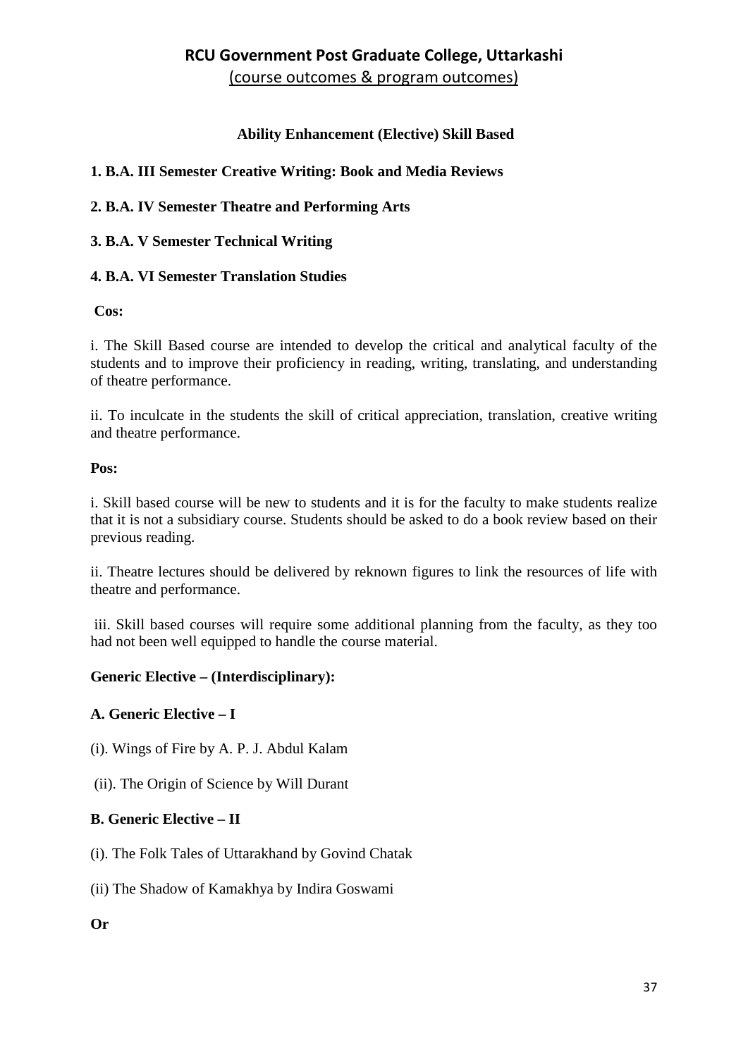**Ability Enhancement (Elective) Skill Based**

**1. B.A. III Semester Creative Writing: Book and Media Reviews**

**2. B.A. IV Semester Theatre and Performing Arts**

**3. B.A. V Semester Technical Writing**

**4. B.A. VI Semester Translation Studies**

**Cos:**

i. The Skill Based course are intended to develop the critical and analytical faculty of the students and to improve their proficiency in reading, writing, translating, and understanding of theatre performance.

ii. To inculcate in the students the skill of critical appreciation, translation, creative writing and theatre performance.

**Pos:**

i. Skill based course will be new to students and it is for the faculty to make students realize that it is not a subsidiary course. Students should be asked to do a book review based on their previous reading.

ii. Theatre lectures should be delivered by reknown figures to link the resources of life with theatre and performance.

iii. Skill based courses will require some additional planning from the faculty, as they too had not been well equipped to handle the course material.

**Generic Elective – (Interdisciplinary):**

**A. Generic Elective – I**

(i). Wings of Fire by A. P. J. Abdul Kalam

(ii). The Origin of Science by Will Durant

**B. Generic Elective – II**

(i). The Folk Tales of Uttarakhand by Govind Chatak

(ii) The Shadow of Kamakhya by Indira Goswami

**Or**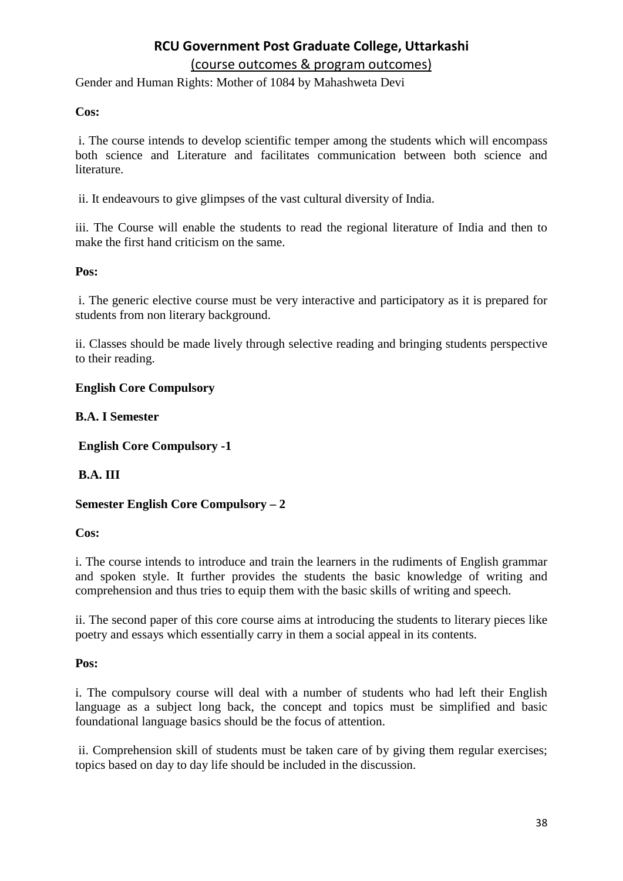Gender and Human Rights: Mother of 1084 by Mahashweta Devi

**Cos:**

i. The course intends to develop scientific temper among the students which will encompass both science and Literature and facilitates communication between both science and literature.

ii. It endeavours to give glimpses of the vast cultural diversity of India.

iii. The Course will enable the students to read the regional literature of India and then to make the first hand criticism on the same.

**Pos:**

i. The generic elective course must be very interactive and participatory as it is prepared for students from non literary background.

ii. Classes should be made lively through selective reading and bringing students perspective to their reading.

**English Core Compulsory**

**B.A. I Semester**

**English Core Compulsory -1**

**B.A. III**

**Semester English Core Compulsory – 2**

**Cos:**

i. The course intends to introduce and train the learners in the rudiments of English grammar and spoken style. It further provides the students the basic knowledge of writing and comprehension and thus tries to equip them with the basic skills of writing and speech.

ii. The second paper of this core course aims at introducing the students to literary pieces like poetry and essays which essentially carry in them a social appeal in its contents.

**Pos:**

i. The compulsory course will deal with a number of students who had left their English language as a subject long back, the concept and topics must be simplified and basic foundational language basics should be the focus of attention.

ii. Comprehension skill of students must be taken care of by giving them regular exercises; topics based on day to day life should be included in the discussion.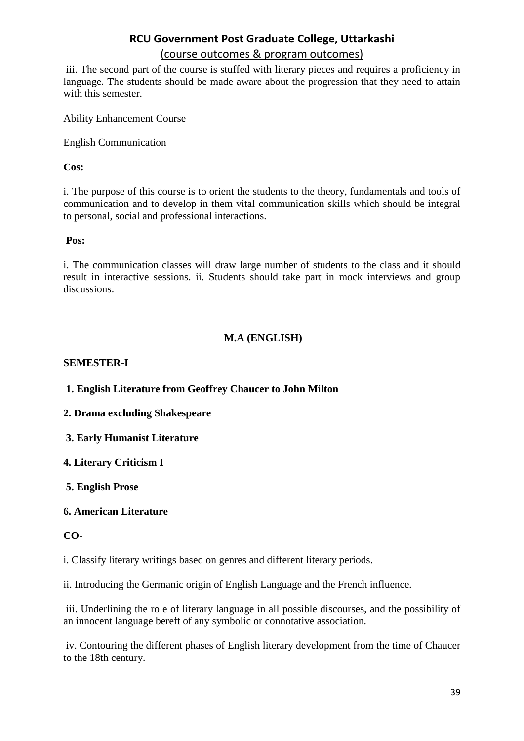iii. The second part of the course is stuffed with literary pieces and requires a proficiency in language. The students should be made aware about the progression that they need to attain with this semester.

Ability Enhancement Course

English Communication

**Cos:**

i. The purpose of this course is to orient the students to the theory, fundamentals and tools of communication and to develop in them vital communication skills which should be integral to personal, social and professional interactions.

**Pos:**

i. The communication classes will draw large number of students to the class and it should result in interactive sessions. ii. Students should take part in mock interviews and group discussions.

## M.A (ENGLISH)

### SEMESTER-I

**1. English Literature from Geoffrey Chaucer to John Milton**

**2. Drama excluding Shakespeare**

**3. Early Humanist Literature**

**4. Literary Criticism I**

**5. English Prose**

**6. American Literature**

**CO-**

i. Classify literary writings based on genres and different literary periods.

ii. Introducing the Germanic origin of English Language and the French influence.

iii. Underlining the role of literary language in all possible discourses, and the possibility of an innocent language bereft of any symbolic or connotative association.

iv. Contouring the different phases of English literary development from the time of Chaucer to the 18th century.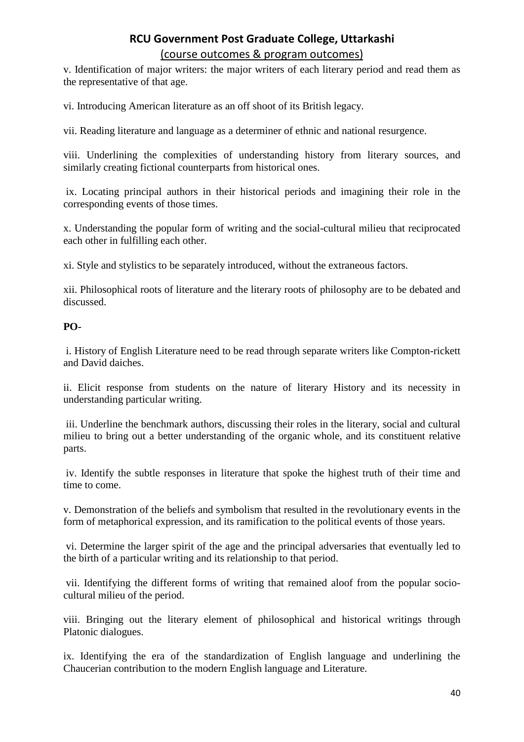v. Identification of major writers: the major writers of each literary period and read them as the representative of that age.

vi. Introducing American literature as an off shoot of its British legacy.

vii. Reading literature and language as a determiner of ethnic and national resurgence.

viii. Underlining the complexities of understanding history from literary sources, and similarly creating fictional counterparts from historical ones.

ix. Locating principal authors in their historical periods and imagining their role in the corresponding events of those times.

x. Understanding the popular form of writing and the social-cultural milieu that reciprocated each other in fulfilling each other.

xi. Style and stylistics to be separately introduced, without the extraneous factors.

xii. Philosophical roots of literature and the literary roots of philosophy are to be debated and discussed.

**PO-**

i. History of English Literature need to be read through separate writers like Compton-rickett and David daiches.

ii. Elicit response from students on the nature of literary History and its necessity in understanding particular writing.

iii. Underline the benchmark authors, discussing their roles in the literary, social and cultural milieu to bring out a better understanding of the organic whole, and its constituent relative parts.

iv. Identify the subtle responses in literature that spoke the highest truth of their time and time to come.

v. Demonstration of the beliefs and symbolism that resulted in the revolutionary events in the form of metaphorical expression, and its ramification to the political events of those years.

vi. Determine the larger spirit of the age and the principal adversaries that eventually led to the birth of a particular writing and its relationship to that period.

vii. Identifying the different forms of writing that remained aloof from the popular socio-cultural milieu of the period.

viii. Bringing out the literary element of philosophical and historical writings through Platonic dialogues.

ix. Identifying the era of the standardization of English language and underlining the Chaucerian contribution to the modern English language and Literature.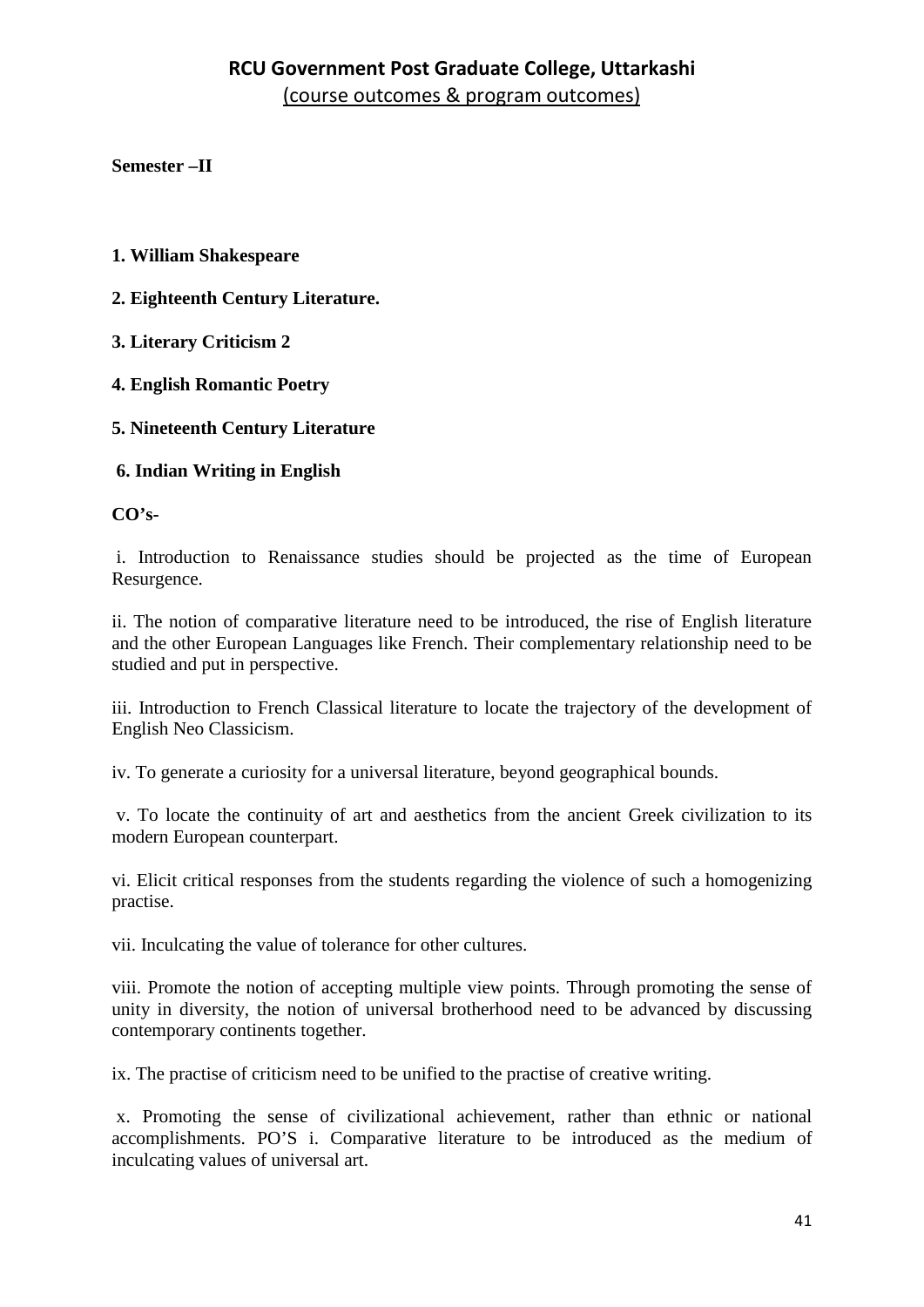## RCU Government Post Graduate College, Uttarkashi

(course outcomes & program outcomes)

**Semester –II**

**1. William Shakespeare**

**2. Eighteenth Century Literature.**

**3. Literary Criticism 2**

**4. English Romantic Poetry**

**5. Nineteenth Century Literature**

**6. Indian Writing in English**

**CO's-**

i. Introduction to Renaissance studies should be projected as the time of European Resurgence.

ii. The notion of comparative literature need to be introduced, the rise of English literature and the other European Languages like French. Their complementary relationship need to be studied and put in perspective.

iii. Introduction to French Classical literature to locate the trajectory of the development of English Neo Classicism.

iv. To generate a curiosity for a universal literature, beyond geographical bounds.

v. To locate the continuity of art and aesthetics from the ancient Greek civilization to its modern European counterpart.

vi. Elicit critical responses from the students regarding the violence of such a homogenizing practise.

vii. Inculcating the value of tolerance for other cultures.

viii. Promote the notion of accepting multiple view points. Through promoting the sense of unity in diversity, the notion of universal brotherhood need to be advanced by discussing contemporary continents together.

ix. The practise of criticism need to be unified to the practise of creative writing.

x. Promoting the sense of civilizational achievement, rather than ethnic or national accomplishments. PO'S i. Comparative literature to be introduced as the medium of inculcating values of universal art.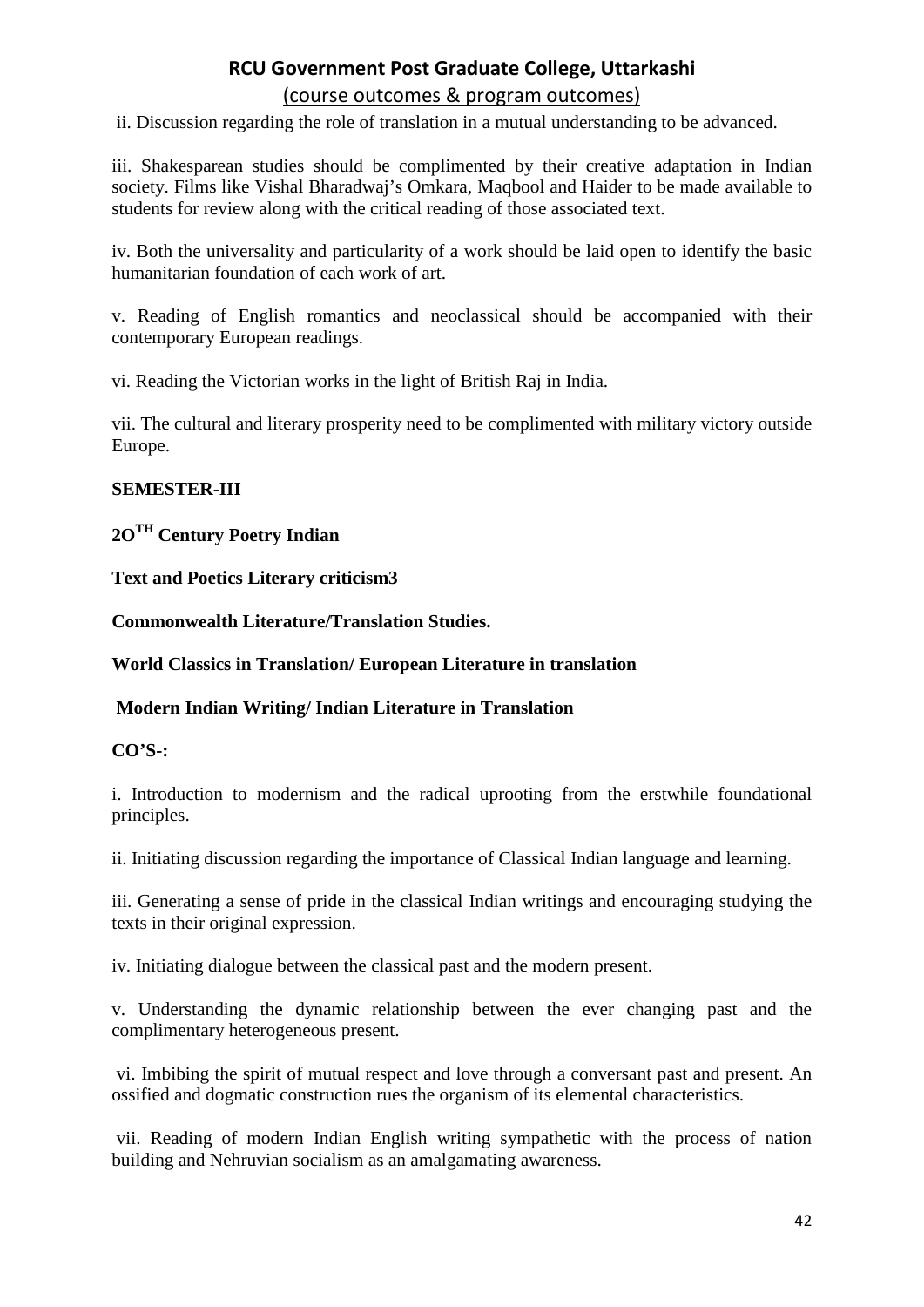ii. Discussion regarding the role of translation in a mutual understanding to be advanced.

iii. Shakesparean studies should be complimented by their creative adaptation in Indian society. Films like Vishal Bharadwaj's Omkara, Maqbool and Haider to be made available to students for review along with the critical reading of those associated text.

iv. Both the universality and particularity of a work should be laid open to identify the basic humanitarian foundation of each work of art.

v. Reading of English romantics and neoclassical should be accompanied with their contemporary European readings.

vi. Reading the Victorian works in the light of British Raj in India.

vii. The cultural and literary prosperity need to be complimented with military victory outside Europe.

**SEMESTER-III**

**2O$^{TH}$ Century Poetry Indian**

**Text and Poetics Literary criticism3**

**Commonwealth Literature/Translation Studies.**

**World Classics in Translation/ European Literature in translation**

**Modern Indian Writing/ Indian Literature in Translation**

**CO'S-:**

i. Introduction to modernism and the radical uprooting from the erstwhile foundational principles.

ii. Initiating discussion regarding the importance of Classical Indian language and learning.

iii. Generating a sense of pride in the classical Indian writings and encouraging studying the texts in their original expression.

iv. Initiating dialogue between the classical past and the modern present.

v. Understanding the dynamic relationship between the ever changing past and the complimentary heterogeneous present.

vi. Imbibing the spirit of mutual respect and love through a conversant past and present. An ossified and dogmatic construction rues the organism of its elemental characteristics.

vii. Reading of modern Indian English writing sympathetic with the process of nation building and Nehruvian socialism as an amalgamating awareness.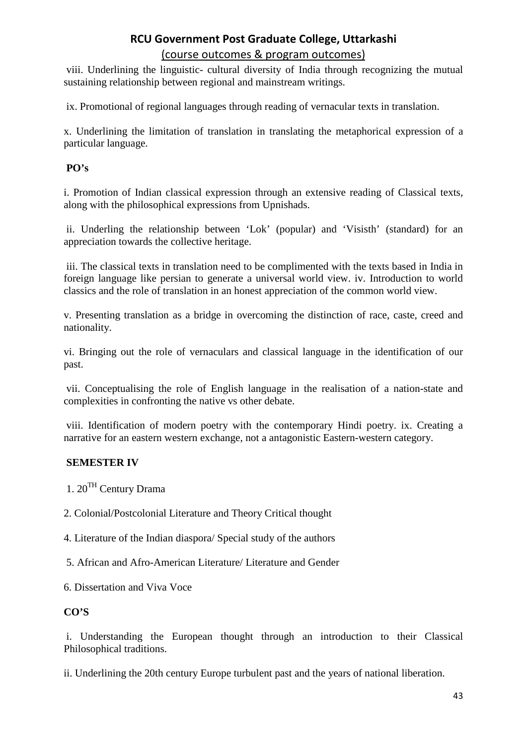viii. Underlining the linguistic- cultural diversity of India through recognizing the mutual sustaining relationship between regional and mainstream writings.

ix. Promotional of regional languages through reading of vernacular texts in translation.

x. Underlining the limitation of translation in translating the metaphorical expression of a particular language.

**PO's**

i. Promotion of Indian classical expression through an extensive reading of Classical texts, along with the philosophical expressions from Upnishads.

ii. Underling the relationship between 'Lok' (popular) and 'Visisth' (standard) for an appreciation towards the collective heritage.

iii. The classical texts in translation need to be complimented with the texts based in India in foreign language like persian to generate a universal world view. iv. Introduction to world classics and the role of translation in an honest appreciation of the common world view.

v. Presenting translation as a bridge in overcoming the distinction of race, caste, creed and nationality.

vi. Bringing out the role of vernaculars and classical language in the identification of our past.

vii. Conceptualising the role of English language in the realisation of a nation-state and complexities in confronting the native vs other debate.

viii. Identification of modern poetry with the contemporary Hindi poetry. ix. Creating a narrative for an eastern western exchange, not a antagonistic Eastern-western category.

**SEMESTER IV**

1. 20$^{TH}$ Century Drama

2. Colonial/Postcolonial Literature and Theory Critical thought

4. Literature of the Indian diaspora/ Special study of the authors

5. African and Afro-American Literature/ Literature and Gender

6. Dissertation and Viva Voce

**CO'S**

i. Understanding the European thought through an introduction to their Classical Philosophical traditions.

ii. Underlining the 20th century Europe turbulent past and the years of national liberation.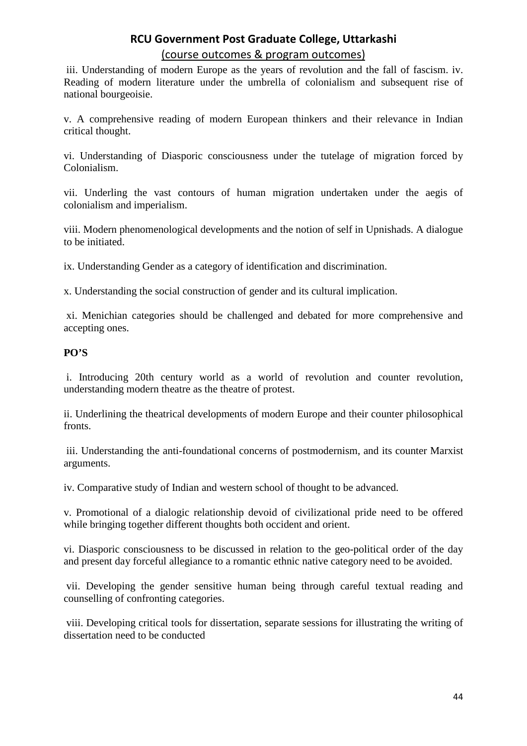iii. Understanding of modern Europe as the years of revolution and the fall of fascism. iv. Reading of modern literature under the umbrella of colonialism and subsequent rise of national bourgeoisie.

v. A comprehensive reading of modern European thinkers and their relevance in Indian critical thought.

vi. Understanding of Diasporic consciousness under the tutelage of migration forced by Colonialism.

vii. Underling the vast contours of human migration undertaken under the aegis of colonialism and imperialism.

viii. Modern phenomenological developments and the notion of self in Upnishads. A dialogue to be initiated.

ix. Understanding Gender as a category of identification and discrimination.

x. Understanding the social construction of gender and its cultural implication.

xi. Menichian categories should be challenged and debated for more comprehensive and accepting ones.

**PO'S**

i. Introducing 20th century world as a world of revolution and counter revolution, understanding modern theatre as the theatre of protest.

ii. Underlining the theatrical developments of modern Europe and their counter philosophical fronts.

iii. Understanding the anti-foundational concerns of postmodernism, and its counter Marxist arguments.

iv. Comparative study of Indian and western school of thought to be advanced.

v. Promotional of a dialogic relationship devoid of civilizational pride need to be offered while bringing together different thoughts both occident and orient.

vi. Diasporic consciousness to be discussed in relation to the geo-political order of the day and present day forceful allegiance to a romantic ethnic native category need to be avoided.

vii. Developing the gender sensitive human being through careful textual reading and counselling of confronting categories.

viii. Developing critical tools for dissertation, separate sessions for illustrating the writing of dissertation need to be conducted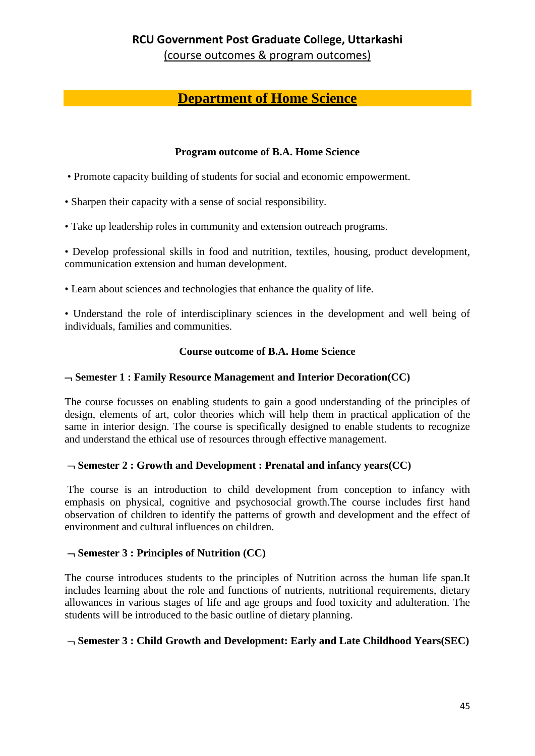## RCU Government Post Graduate College, Uttarkashi

(course outcomes & program outcomes)

# Department of Home Science

### Program outcome of B.A. Home Science

- Promote capacity building of students for social and economic empowerment.
- Sharpen their capacity with a sense of social responsibility.
- Take up leadership roles in community and extension outreach programs.
- Develop professional skills in food and nutrition, textiles, housing, product development, communication extension and human development.
- Learn about sciences and technologies that enhance the quality of life.
- Understand the role of interdisciplinary sciences in the development and well being of individuals, families and communities.

### Course outcome of B.A. Home Science

**¬ Semester 1 : Family Resource Management and Interior Decoration(CC)**

The course focusses on enabling students to gain a good understanding of the principles of design, elements of art, color theories which will help them in practical application of the same in interior design. The course is specifically designed to enable students to recognize and understand the ethical use of resources through effective management.

**¬ Semester 2 : Growth and Development : Prenatal and infancy years(CC)**

The course is an introduction to child development from conception to infancy with emphasis on physical, cognitive and psychosocial growth.The course includes first hand observation of children to identify the patterns of growth and development and the effect of environment and cultural influences on children.

**¬ Semester 3 : Principles of Nutrition (CC)**

The course introduces students to the principles of Nutrition across the human life span.It includes learning about the role and functions of nutrients, nutritional requirements, dietary allowances in various stages of life and age groups and food toxicity and adulteration. The students will be introduced to the basic outline of dietary planning.

**¬ Semester 3 : Child Growth and Development: Early and Late Childhood Years(SEC)**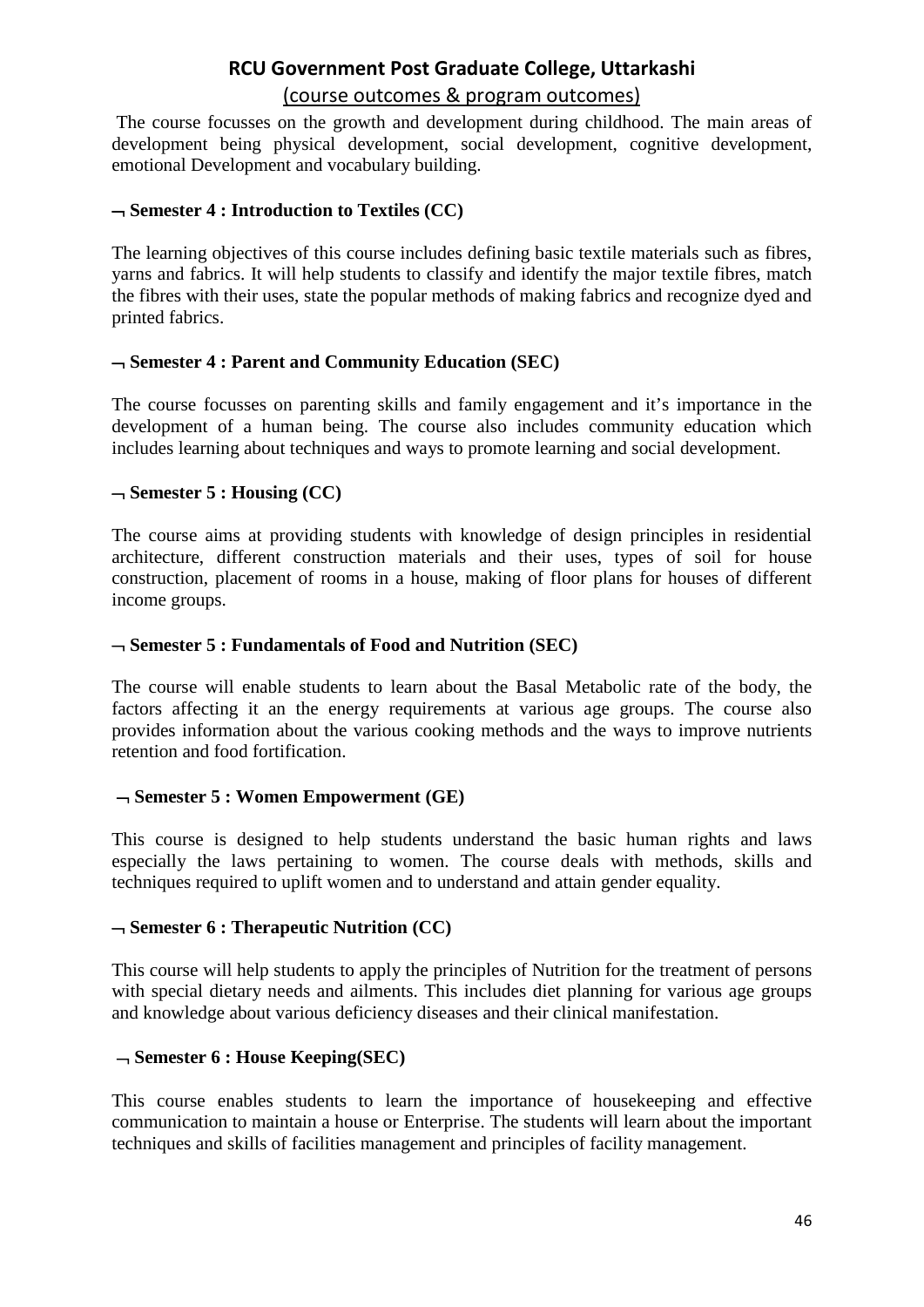The course focusses on the growth and development during childhood. The main areas of development being physical development, social development, cognitive development, emotional Development and vocabulary building.

### ¬ Semester 4 : Introduction to Textiles (CC)

The learning objectives of this course includes defining basic textile materials such as fibres, yarns and fabrics. It will help students to classify and identify the major textile fibres, match the fibres with their uses, state the popular methods of making fabrics and recognize dyed and printed fabrics.

### ¬ Semester 4 : Parent and Community Education (SEC)

The course focusses on parenting skills and family engagement and it's importance in the development of a human being. The course also includes community education which includes learning about techniques and ways to promote learning and social development.

### ¬ Semester 5 : Housing (CC)

The course aims at providing students with knowledge of design principles in residential architecture, different construction materials and their uses, types of soil for house construction, placement of rooms in a house, making of floor plans for houses of different income groups.

### ¬ Semester 5 : Fundamentals of Food and Nutrition (SEC)

The course will enable students to learn about the Basal Metabolic rate of the body, the factors affecting it an the energy requirements at various age groups. The course also provides information about the various cooking methods and the ways to improve nutrients retention and food fortification.

### ¬ Semester 5 : Women Empowerment (GE)

This course is designed to help students understand the basic human rights and laws especially the laws pertaining to women. The course deals with methods, skills and techniques required to uplift women and to understand and attain gender equality.

### ¬ Semester 6 : Therapeutic Nutrition (CC)

This course will help students to apply the principles of Nutrition for the treatment of persons with special dietary needs and ailments. This includes diet planning for various age groups and knowledge about various deficiency diseases and their clinical manifestation.

### ¬ Semester 6 : House Keeping(SEC)

This course enables students to learn the importance of housekeeping and effective communication to maintain a house or Enterprise. The students will learn about the important techniques and skills of facilities management and principles of facility management.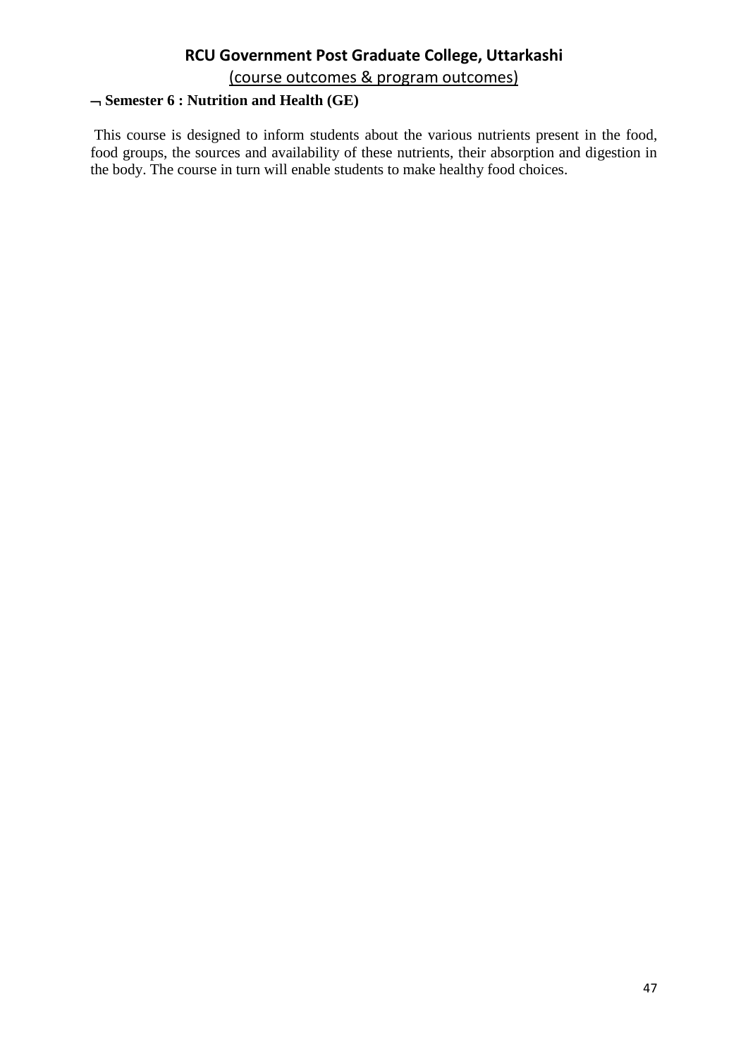# RCU Government Post Graduate College, Uttarkashi

(course outcomes & program outcomes)

¬ **Semester 6 : Nutrition and Health (GE)**

This course is designed to inform students about the various nutrients present in the food, food groups, the sources and availability of these nutrients, their absorption and digestion in the body. The course in turn will enable students to make healthy food choices.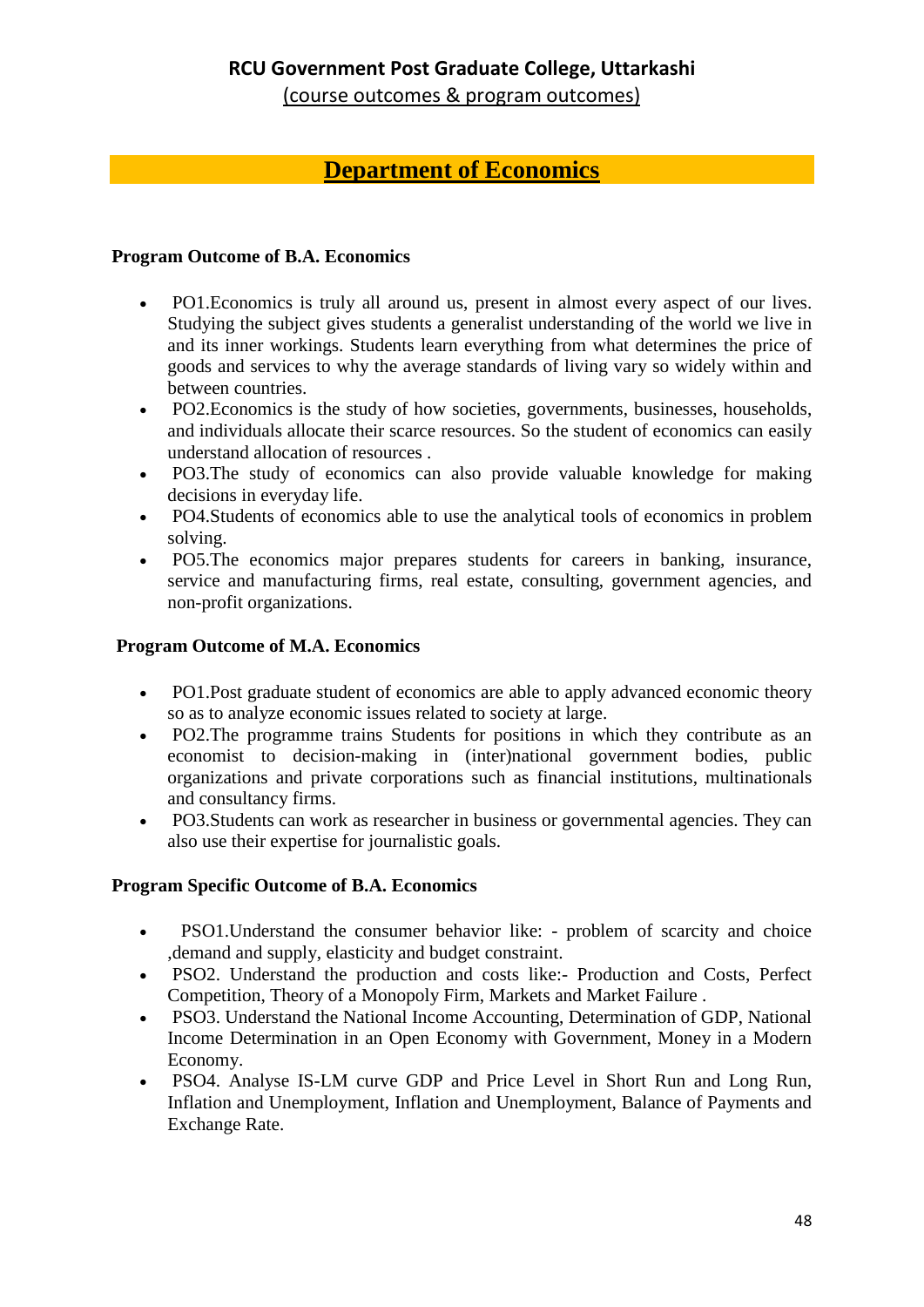# RCU Government Post Graduate College, Uttarkashi

(course outcomes & program outcomes)

## Department of Economics

### Program Outcome of B.A. Economics

- PO1.Economics is truly all around us, present in almost every aspect of our lives. Studying the subject gives students a generalist understanding of the world we live in and its inner workings. Students learn everything from what determines the price of goods and services to why the average standards of living vary so widely within and between countries.
- PO2.Economics is the study of how societies, governments, businesses, households, and individuals allocate their scarce resources. So the student of economics can easily understand allocation of resources .
- PO3.The study of economics can also provide valuable knowledge for making decisions in everyday life.
- PO4.Students of economics able to use the analytical tools of economics in problem solving.
- PO5.The economics major prepares students for careers in banking, insurance, service and manufacturing firms, real estate, consulting, government agencies, and non-profit organizations.

### Program Outcome of M.A. Economics

- PO1.Post graduate student of economics are able to apply advanced economic theory so as to analyze economic issues related to society at large.
- PO2.The programme trains Students for positions in which they contribute as an economist to decision-making in (inter)national government bodies, public organizations and private corporations such as financial institutions, multinationals and consultancy firms.
- PO3.Students can work as researcher in business or governmental agencies. They can also use their expertise for journalistic goals.

### Program Specific Outcome of B.A. Economics

- PSO1.Understand the consumer behavior like: - problem of scarcity and choice ,demand and supply, elasticity and budget constraint.
- PSO2. Understand the production and costs like:- Production and Costs, Perfect Competition, Theory of a Monopoly Firm, Markets and Market Failure .
- PSO3. Understand the National Income Accounting, Determination of GDP, National Income Determination in an Open Economy with Government, Money in a Modern Economy.
- PSO4. Analyse IS-LM curve GDP and Price Level in Short Run and Long Run, Inflation and Unemployment, Inflation and Unemployment, Balance of Payments and Exchange Rate.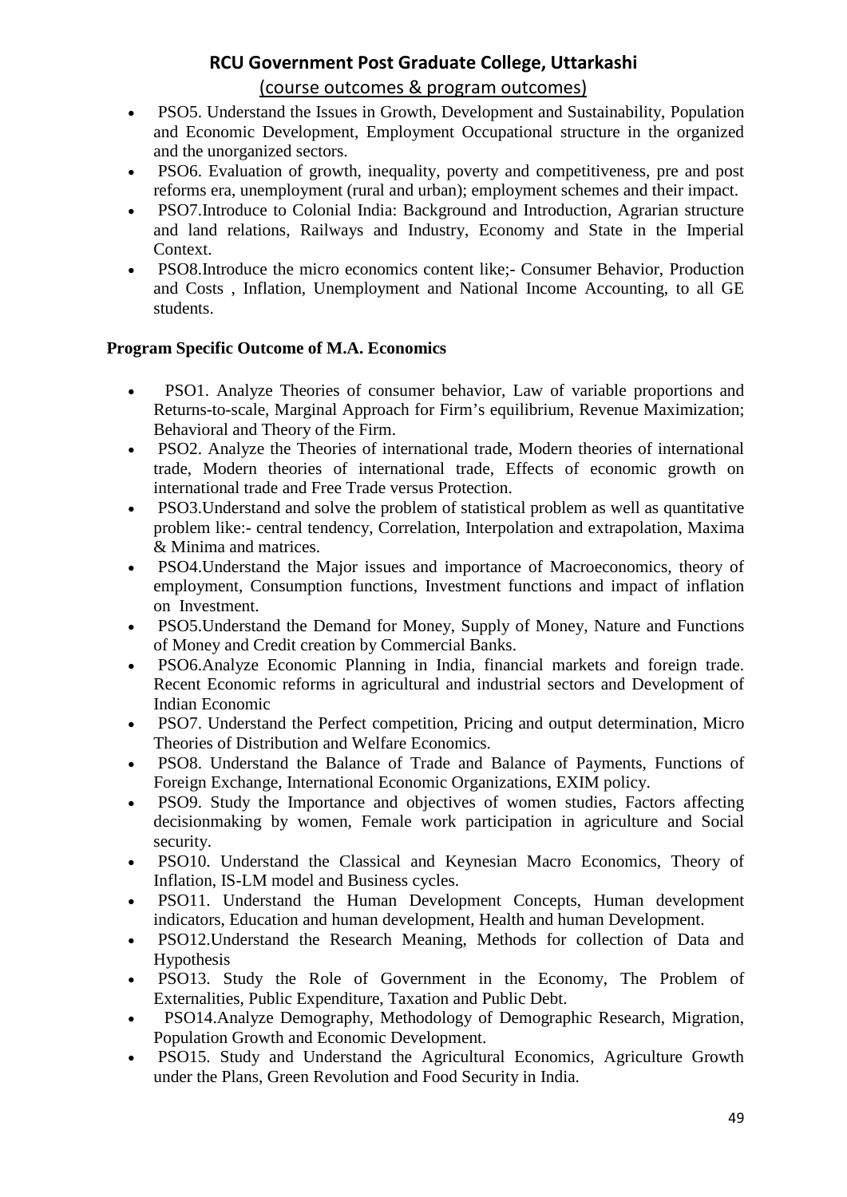- PSO5. Understand the Issues in Growth, Development and Sustainability, Population and Economic Development, Employment Occupational structure in the organized and the unorganized sectors.
- PSO6. Evaluation of growth, inequality, poverty and competitiveness, pre and post reforms era, unemployment (rural and urban); employment schemes and their impact.
- PSO7.Introduce to Colonial India: Background and Introduction, Agrarian structure and land relations, Railways and Industry, Economy and State in the Imperial Context.
- PSO8.Introduce the micro economics content like;- Consumer Behavior, Production and Costs , Inflation, Unemployment and National Income Accounting, to all GE students.

**Program Specific Outcome of M.A. Economics**

- PSO1. Analyze Theories of consumer behavior, Law of variable proportions and Returns-to-scale, Marginal Approach for Firm's equilibrium, Revenue Maximization; Behavioral and Theory of the Firm.
- PSO2. Analyze the Theories of international trade, Modern theories of international trade, Modern theories of international trade, Effects of economic growth on international trade and Free Trade versus Protection.
- PSO3.Understand and solve the problem of statistical problem as well as quantitative problem like:- central tendency, Correlation, Interpolation and extrapolation, Maxima & Minima and matrices.
- PSO4.Understand the Major issues and importance of Macroeconomics, theory of employment, Consumption functions, Investment functions and impact of inflation on Investment.
- PSO5.Understand the Demand for Money, Supply of Money, Nature and Functions of Money and Credit creation by Commercial Banks.
- PSO6.Analyze Economic Planning in India, financial markets and foreign trade. Recent Economic reforms in agricultural and industrial sectors and Development of Indian Economic
- PSO7. Understand the Perfect competition, Pricing and output determination, Micro Theories of Distribution and Welfare Economics.
- PSO8. Understand the Balance of Trade and Balance of Payments, Functions of Foreign Exchange, International Economic Organizations, EXIM policy.
- PSO9. Study the Importance and objectives of women studies, Factors affecting decisionmaking by women, Female work participation in agriculture and Social security.
- PSO10. Understand the Classical and Keynesian Macro Economics, Theory of Inflation, IS-LM model and Business cycles.
- PSO11. Understand the Human Development Concepts, Human development indicators, Education and human development, Health and human Development.
- PSO12.Understand the Research Meaning, Methods for collection of Data and Hypothesis
- PSO13. Study the Role of Government in the Economy, The Problem of Externalities, Public Expenditure, Taxation and Public Debt.
- PSO14.Analyze Demography, Methodology of Demographic Research, Migration, Population Growth and Economic Development.
- PSO15. Study and Understand the Agricultural Economics, Agriculture Growth under the Plans, Green Revolution and Food Security in India.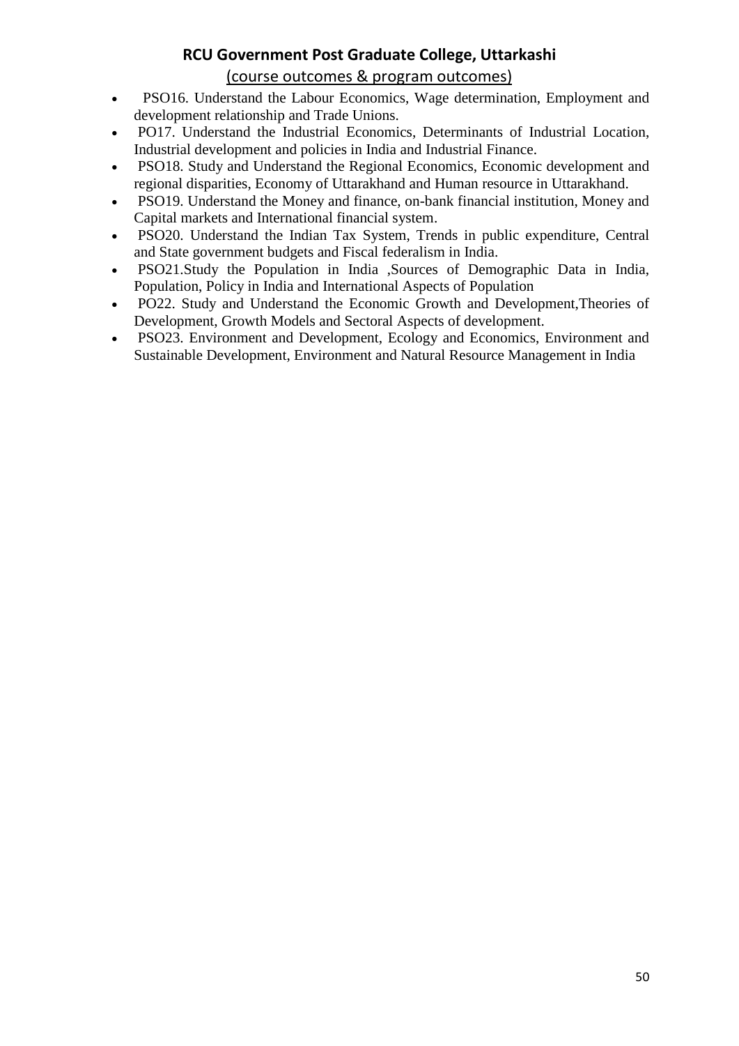- PSO16. Understand the Labour Economics, Wage determination, Employment and development relationship and Trade Unions.
- PO17. Understand the Industrial Economics, Determinants of Industrial Location, Industrial development and policies in India and Industrial Finance.
- PSO18. Study and Understand the Regional Economics, Economic development and regional disparities, Economy of Uttarakhand and Human resource in Uttarakhand.
- PSO19. Understand the Money and finance, on-bank financial institution, Money and Capital markets and International financial system.
- PSO20. Understand the Indian Tax System, Trends in public expenditure, Central and State government budgets and Fiscal federalism in India.
- PSO21.Study the Population in India ,Sources of Demographic Data in India, Population, Policy in India and International Aspects of Population
- PO22. Study and Understand the Economic Growth and Development,Theories of Development, Growth Models and Sectoral Aspects of development.
- PSO23. Environment and Development, Ecology and Economics, Environment and Sustainable Development, Environment and Natural Resource Management in India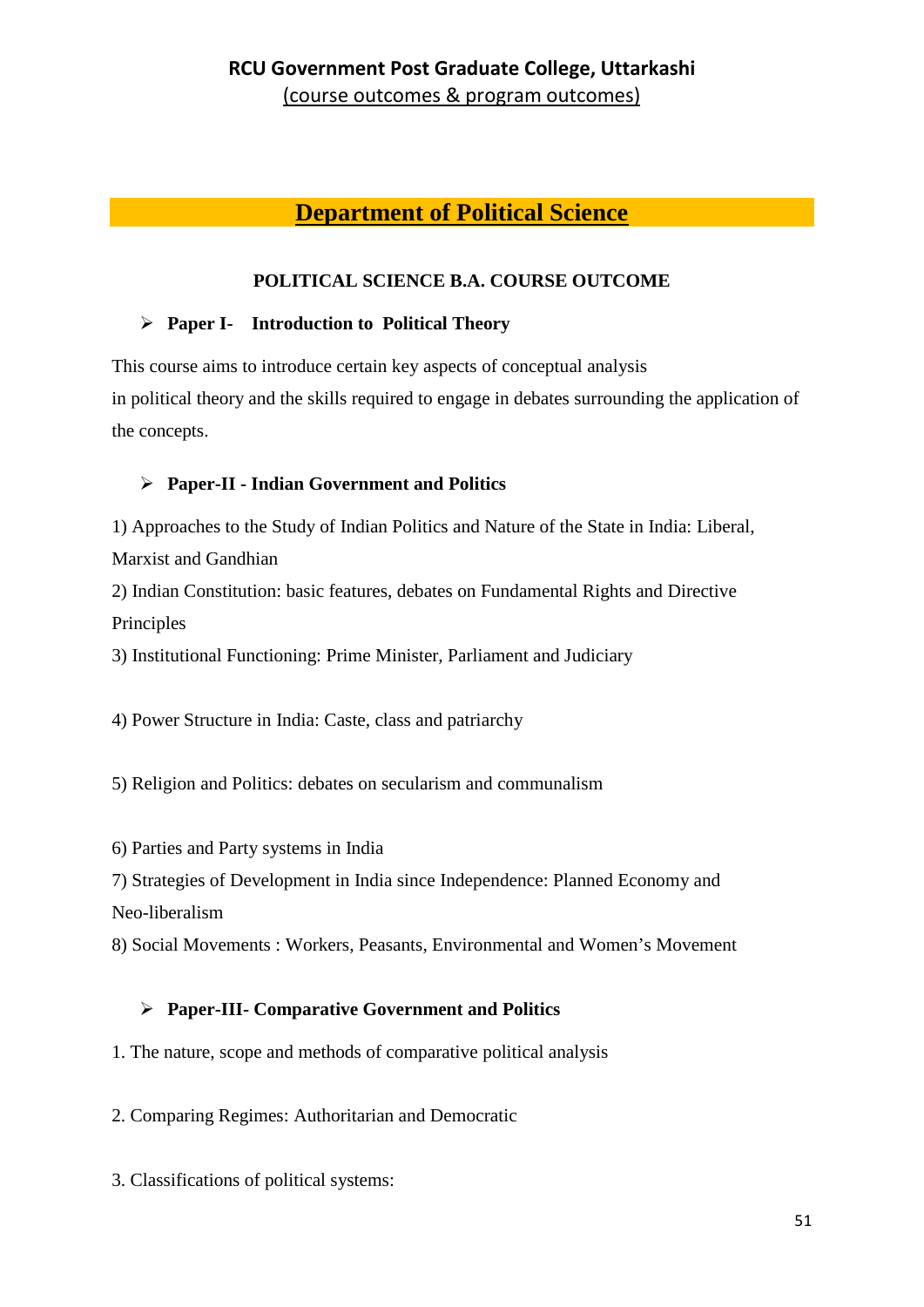**RCU Government Post Graduate College, Uttarkashi**

(course outcomes & program outcomes)

# Department of Political Science

## POLITICAL SCIENCE B.A. COURSE OUTCOME

- **Paper I- Introduction to Political Theory**

This course aims to introduce certain key aspects of conceptual analysis
in political theory and the skills required to engage in debates surrounding the application of the concepts.

- **Paper-II - Indian Government and Politics**

1) Approaches to the Study of Indian Politics and Nature of the State in India: Liberal, Marxist and Gandhian
2) Indian Constitution: basic features, debates on Fundamental Rights and Directive Principles
3) Institutional Functioning: Prime Minister, Parliament and Judiciary
4) Power Structure in India: Caste, class and patriarchy
5) Religion and Politics: debates on secularism and communalism
6) Parties and Party systems in India
7) Strategies of Development in India since Independence: Planned Economy and Neo-liberalism
8) Social Movements : Workers, Peasants, Environmental and Women's Movement

- **Paper-III- Comparative Government and Politics**

1. The nature, scope and methods of comparative political analysis
2. Comparing Regimes: Authoritarian and Democratic
3. Classifications of political systems: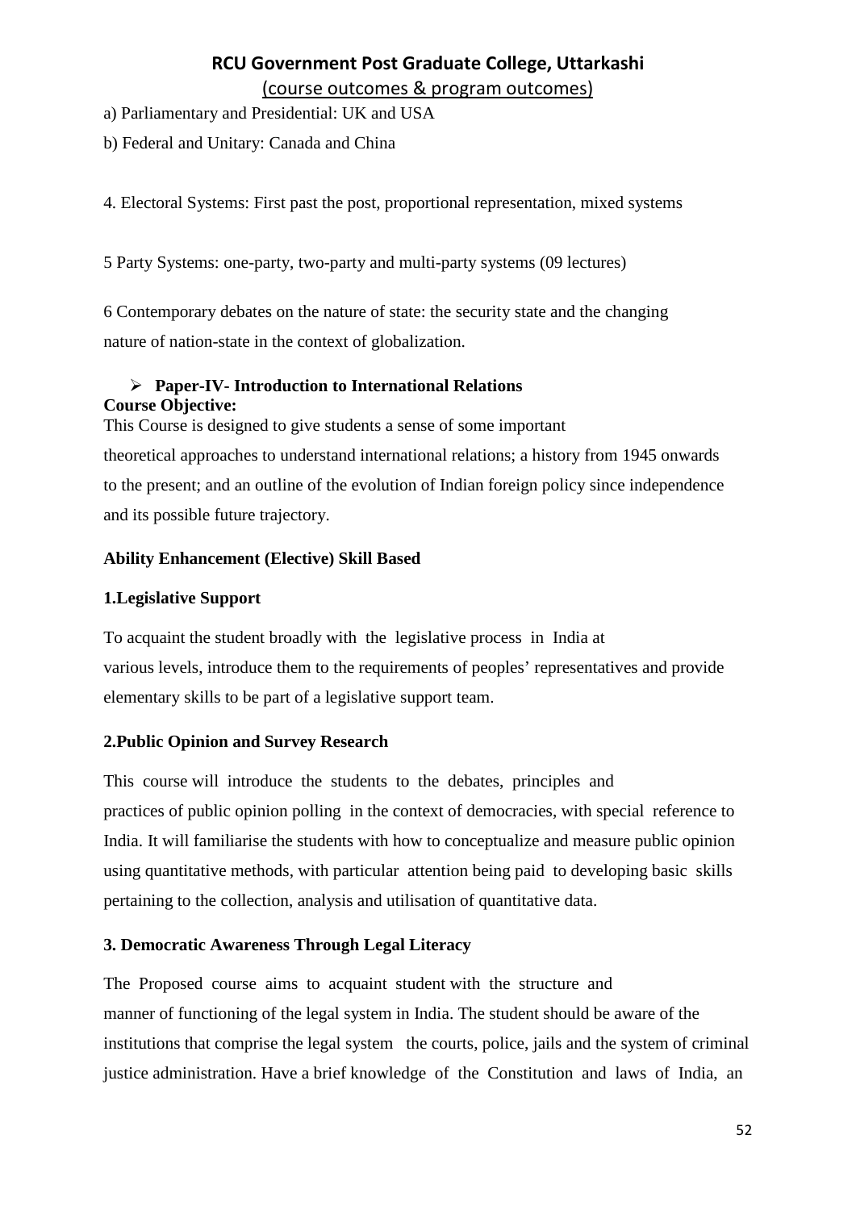a) Parliamentary and Presidential: UK and USA

b) Federal and Unitary: Canada and China

4. Electoral Systems: First past the post, proportional representation, mixed systems

5 Party Systems: one-party, two-party and multi-party systems (09 lectures)

6 Contemporary debates on the nature of state: the security state and the changing nature of nation-state in the context of globalization.

- **Paper-IV- Introduction to International Relations**

**Course Objective:**

This Course is designed to give students a sense of some important theoretical approaches to understand international relations; a history from 1945 onwards to the present; and an outline of the evolution of Indian foreign policy since independence and its possible future trajectory.

**Ability Enhancement (Elective) Skill Based**

**1.Legislative Support**

To acquaint the student broadly with the legislative process in India at various levels, introduce them to the requirements of peoples' representatives and provide elementary skills to be part of a legislative support team.

**2.Public Opinion and Survey Research**

This course will introduce the students to the debates, principles and practices of public opinion polling in the context of democracies, with special reference to India. It will familiarise the students with how to conceptualize and measure public opinion using quantitative methods, with particular attention being paid to developing basic skills pertaining to the collection, analysis and utilisation of quantitative data.

**3. Democratic Awareness Through Legal Literacy**

The Proposed course aims to acquaint student with the structure and manner of functioning of the legal system in India. The student should be aware of the institutions that comprise the legal system the courts, police, jails and the system of criminal justice administration. Have a brief knowledge of the Constitution and laws of India, an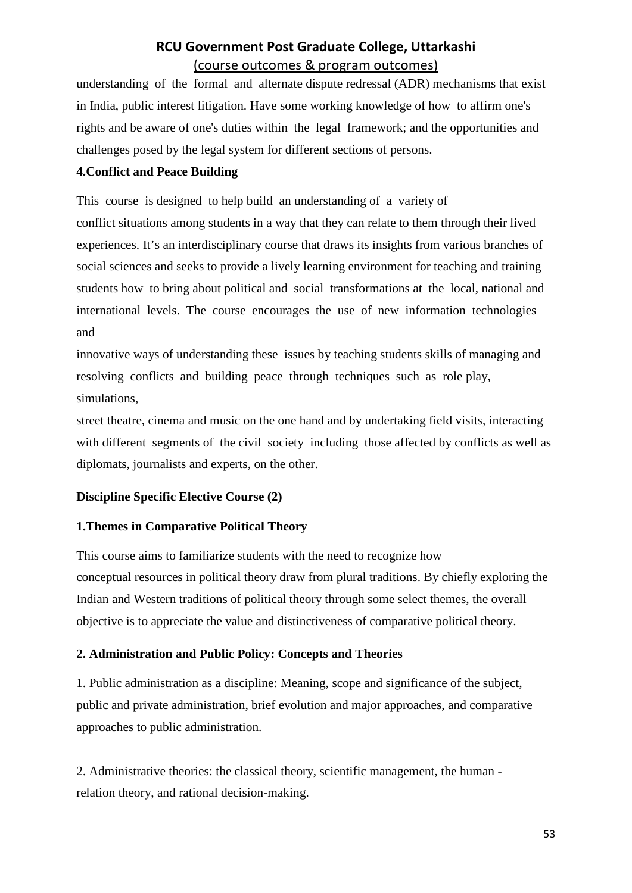understanding of the formal and alternate dispute redressal (ADR) mechanisms that exist in India, public interest litigation. Have some working knowledge of how to affirm one's rights and be aware of one's duties within the legal framework; and the opportunities and challenges posed by the legal system for different sections of persons.

**4.Conflict and Peace Building**

This course is designed to help build an understanding of a variety of conflict situations among students in a way that they can relate to them through their lived experiences. It's an interdisciplinary course that draws its insights from various branches of social sciences and seeks to provide a lively learning environment for teaching and training students how to bring about political and social transformations at the local, national and international levels. The course encourages the use of new information technologies and innovative ways of understanding these issues by teaching students skills of managing and resolving conflicts and building peace through techniques such as role play, simulations, street theatre, cinema and music on the one hand and by undertaking field visits, interacting with different segments of the civil society including those affected by conflicts as well as diplomats, journalists and experts, on the other.

**Discipline Specific Elective Course (2)**

**1.Themes in Comparative Political Theory**

This course aims to familiarize students with the need to recognize how conceptual resources in political theory draw from plural traditions. By chiefly exploring the Indian and Western traditions of political theory through some select themes, the overall objective is to appreciate the value and distinctiveness of comparative political theory.

**2. Administration and Public Policy: Concepts and Theories**

1. Public administration as a discipline: Meaning, scope and significance of the subject, public and private administration, brief evolution and major approaches, and comparative approaches to public administration.

2. Administrative theories: the classical theory, scientific management, the human - relation theory, and rational decision-making.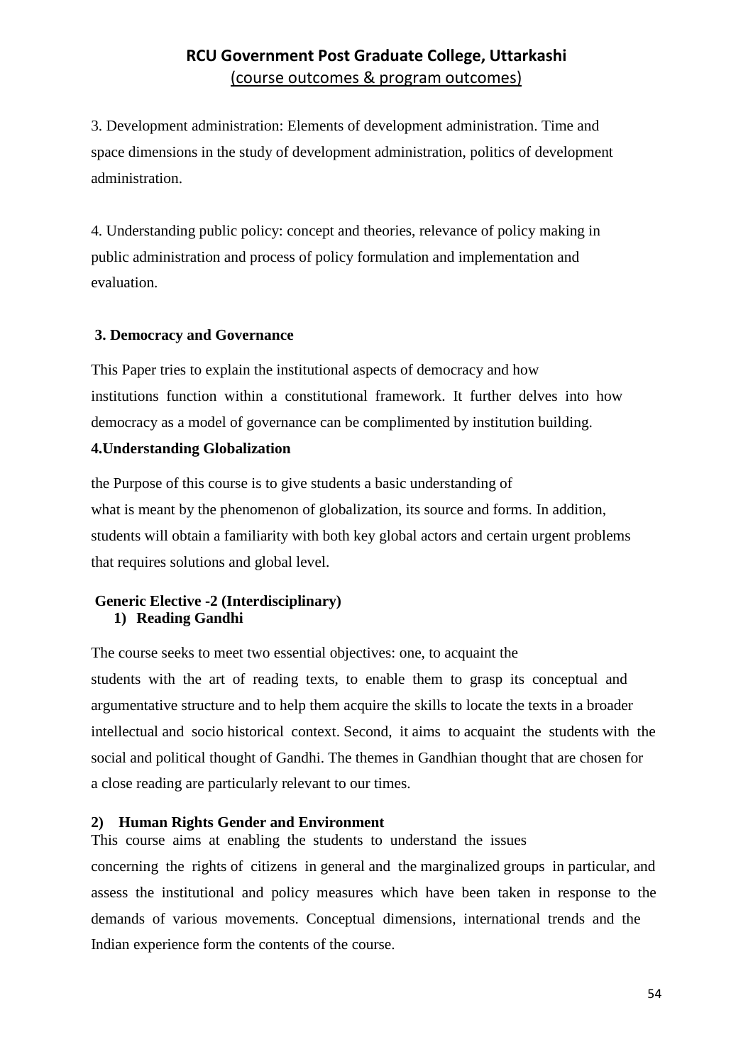3. Development administration: Elements of development administration. Time and space dimensions in the study of development administration, politics of development administration.

4. Understanding public policy: concept and theories, relevance of policy making in public administration and process of policy formulation and implementation and evaluation.

**3. Democracy and Governance**

This Paper tries to explain the institutional aspects of democracy and how institutions function within a constitutional framework. It further delves into how democracy as a model of governance can be complimented by institution building.

**4.Understanding Globalization**

the Purpose of this course is to give students a basic understanding of what is meant by the phenomenon of globalization, its source and forms. In addition, students will obtain a familiarity with both key global actors and certain urgent problems that requires solutions and global level.

**Generic Elective -2 (Interdisciplinary)**

**1) Reading Gandhi**

The course seeks to meet two essential objectives: one, to acquaint the students with the art of reading texts, to enable them to grasp its conceptual and argumentative structure and to help them acquire the skills to locate the texts in a broader intellectual and socio historical context. Second, it aims to acquaint the students with the social and political thought of Gandhi. The themes in Gandhian thought that are chosen for a close reading are particularly relevant to our times.

**2) Human Rights Gender and Environment**

This course aims at enabling the students to understand the issues concerning the rights of citizens in general and the marginalized groups in particular, and assess the institutional and policy measures which have been taken in response to the demands of various movements. Conceptual dimensions, international trends and the Indian experience form the contents of the course.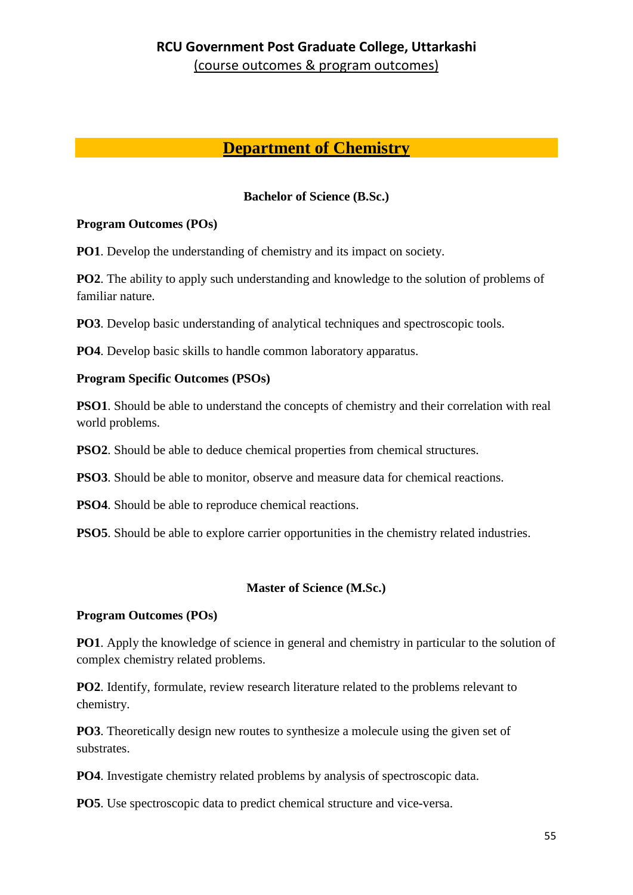## RCU Government Post Graduate College, Uttarkashi

(course outcomes & program outcomes)

# Department of Chemistry

### Bachelor of Science (B.Sc.)

**Program Outcomes (POs)**

**PO1**. Develop the understanding of chemistry and its impact on society.

**PO2**. The ability to apply such understanding and knowledge to the solution of problems of familiar nature.

**PO3**. Develop basic understanding of analytical techniques and spectroscopic tools.

**PO4**. Develop basic skills to handle common laboratory apparatus.

**Program Specific Outcomes (PSOs)**

**PSO1**. Should be able to understand the concepts of chemistry and their correlation with real world problems.

**PSO2**. Should be able to deduce chemical properties from chemical structures.

**PSO3**. Should be able to monitor, observe and measure data for chemical reactions.

**PSO4**. Should be able to reproduce chemical reactions.

**PSO5**. Should be able to explore carrier opportunities in the chemistry related industries.

### Master of Science (M.Sc.)

**Program Outcomes (POs)**

**PO1**. Apply the knowledge of science in general and chemistry in particular to the solution of complex chemistry related problems.

**PO2**. Identify, formulate, review research literature related to the problems relevant to chemistry.

**PO3**. Theoretically design new routes to synthesize a molecule using the given set of substrates.

**PO4**. Investigate chemistry related problems by analysis of spectroscopic data.

**PO5**. Use spectroscopic data to predict chemical structure and vice-versa.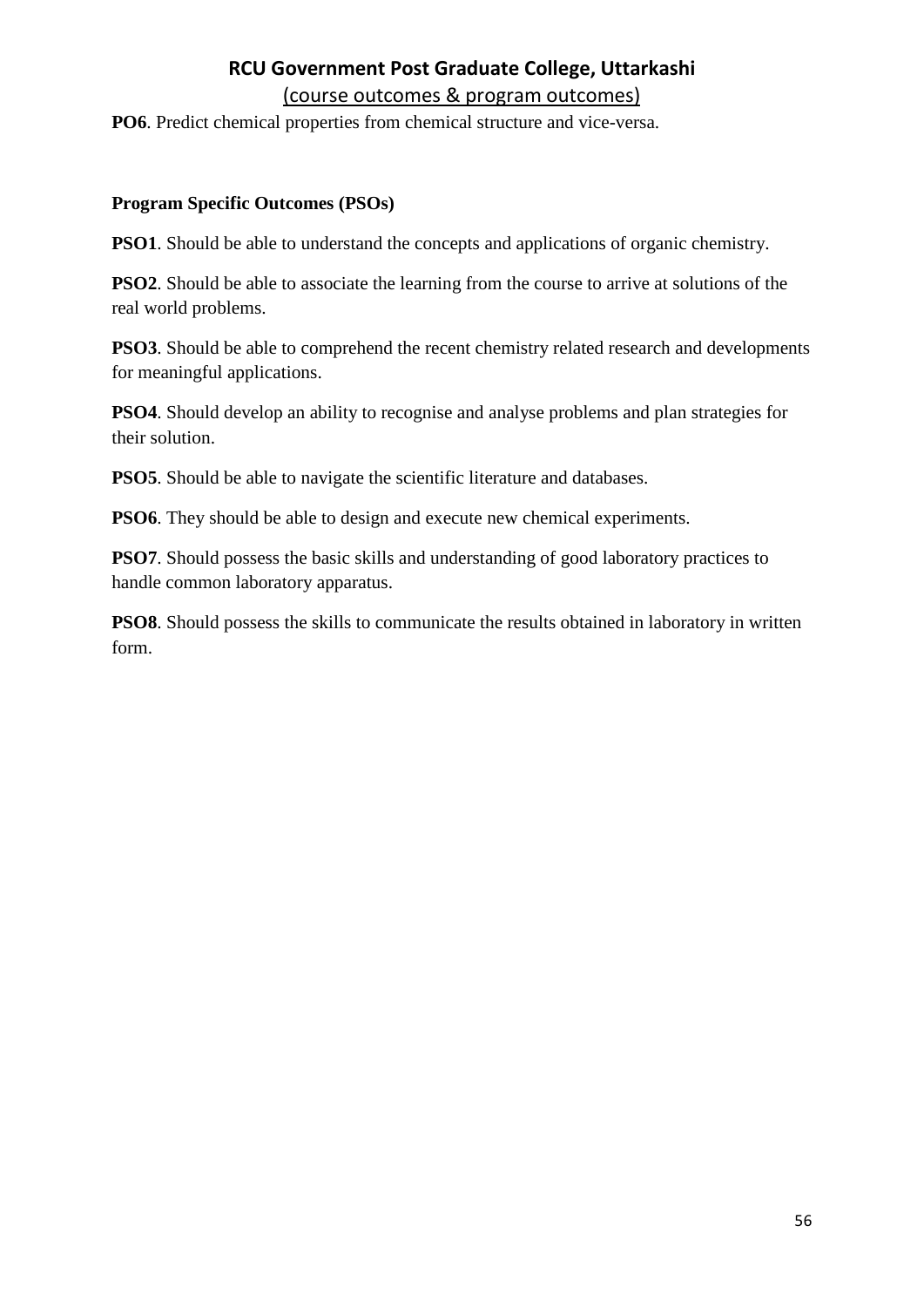**PO6**. Predict chemical properties from chemical structure and vice-versa.

**Program Specific Outcomes (PSOs)**

**PSO1**. Should be able to understand the concepts and applications of organic chemistry.

**PSO2**. Should be able to associate the learning from the course to arrive at solutions of the real world problems.

**PSO3**. Should be able to comprehend the recent chemistry related research and developments for meaningful applications.

**PSO4**. Should develop an ability to recognise and analyse problems and plan strategies for their solution.

**PSO5**. Should be able to navigate the scientific literature and databases.

**PSO6**. They should be able to design and execute new chemical experiments.

**PSO7**. Should possess the basic skills and understanding of good laboratory practices to handle common laboratory apparatus.

**PSO8**. Should possess the skills to communicate the results obtained in laboratory in written form.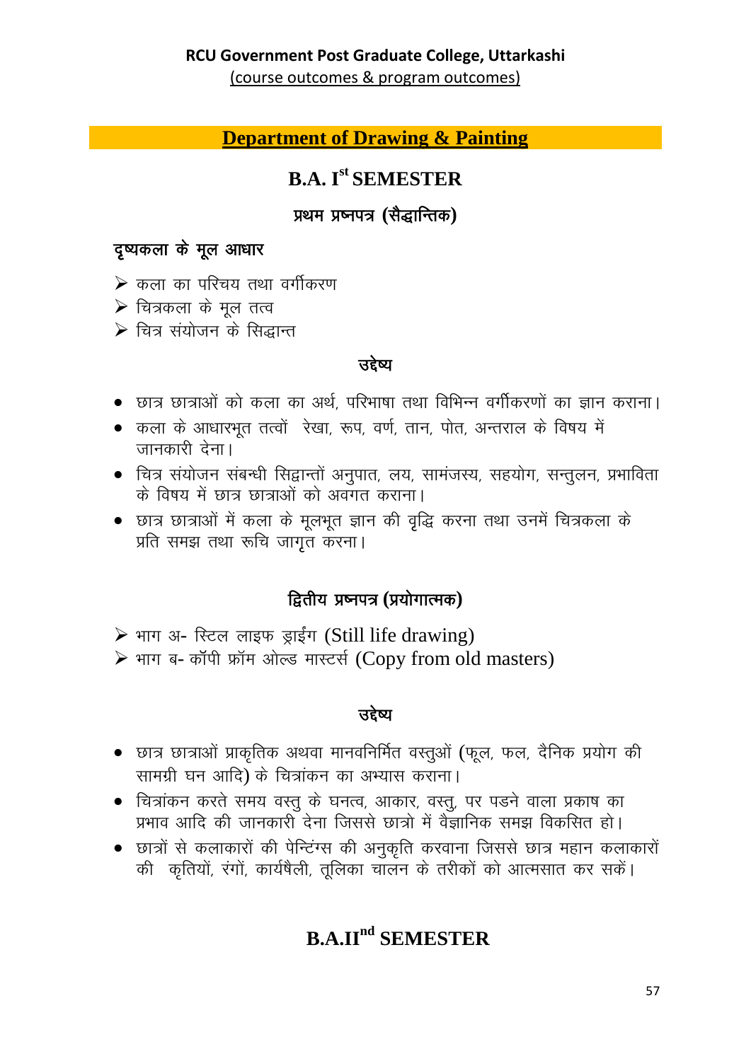**RCU Government Post Graduate College, Uttarkashi**
(course outcomes & program outcomes)

## Department of Drawing & Painting

## B.A. I[st] SEMESTER

### प्रथम प्रष्नपत्र (सैद्धान्तिक)

**दृष्यकला के मूल आधार**

- कला का परिचय तथा वर्गीकरण
- चित्रकला के मूल तत्व
- चित्र संयोजन के सिद्धान्त

**उद्देष्य**

- छात्र छात्राओं को कला का अर्थ, परिभाषा तथा विभिन्न वर्गीकरणों का ज्ञान कराना।
- कला के आधारभूत तत्वों रेखा, रूप, वर्ण, तान, पोत, अन्तराल के विषय में जानकारी देना।
- चित्र संयोजन संबन्धी सिद्वान्तों अनुपात, लय, सामंजस्य, सहयोग, सन्तुलन, प्रभाविता के विषय में छात्र छात्राओं को अवगत कराना।
- छात्र छात्राओं में कला के मूलभूत ज्ञान की वृद्धि करना तथा उनमें चित्रकला के प्रति समझ तथा रूचि जागृत करना।

### द्वितीय प्रष्नपत्र (प्रयोगात्मक)

- भाग अ- स्टिल लाइफ ड्राईंग (Still life drawing)
- भाग ब- कॉपी फ्रॉम ओल्ड मास्टर्स (Copy from old masters)

**उद्देष्य**

- छात्र छात्राओं प्राकृतिक अथवा मानवनिर्मित वस्तुओं (फूल, फल, दैनिक प्रयोग की सामग्री घन आदि) के चित्रांकन का अभ्यास कराना।
- चित्रांकन करते समय वस्तु के घनत्व, आकार, वस्तु, पर पडने वाला प्रकाष का प्रभाव आदि की जानकारी देना जिससे छात्रो में वैज्ञानिक समझ विकसित हो।
- छात्रों से कलाकारों की पेन्टिंग्स की अनुकृति करवाना जिससे छात्र महान कलाकारों की कृतियों, रंगों, कार्यषैली, तूलिका चालन के तरीकों को आत्मसात कर सकें।

## B.A.II[nd] SEMESTER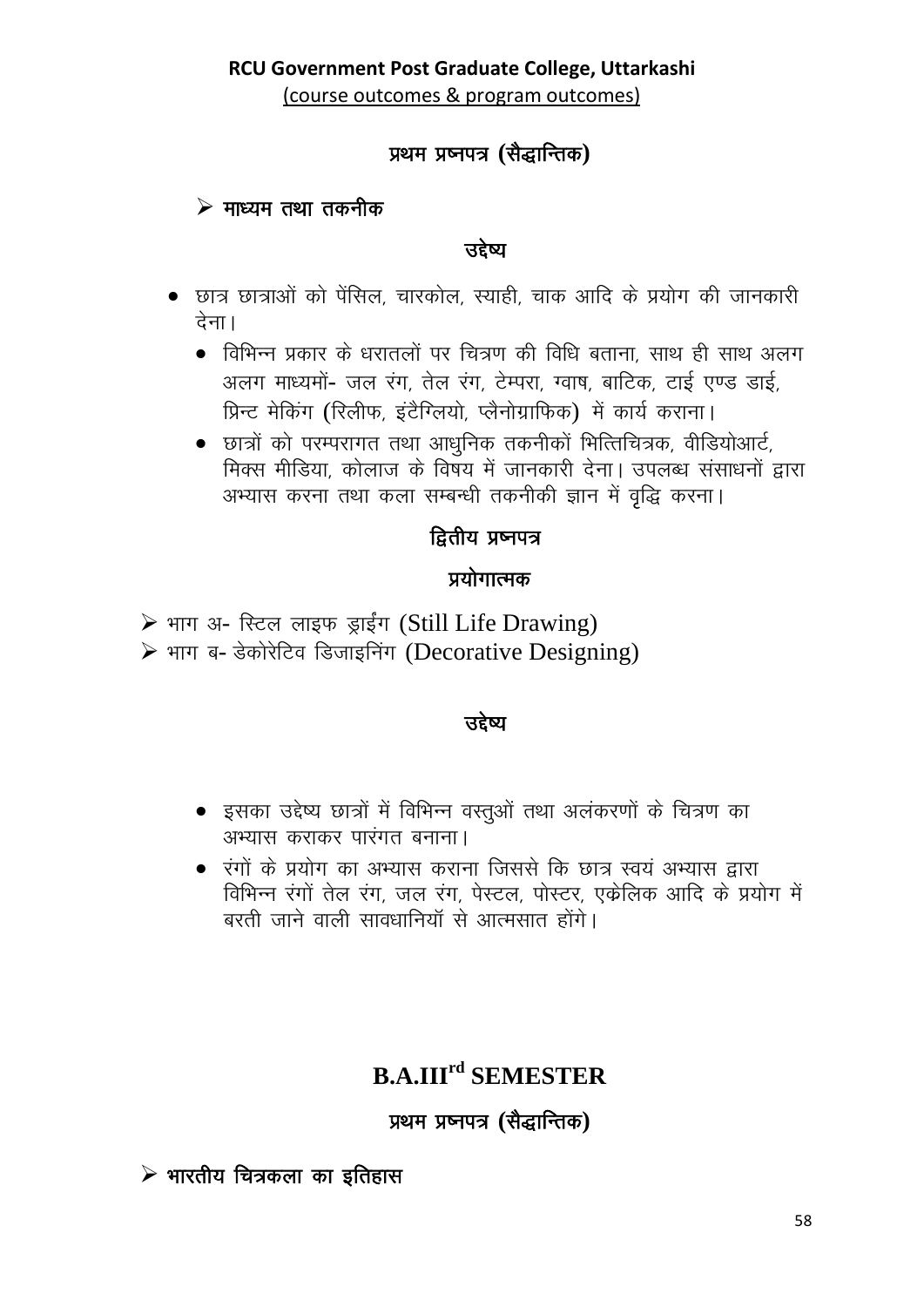**प्रथम प्रश्नपत्र (सैद्धान्तिक)**

➢ **माध्यम तथा तकनीक**

**उद्देष्य**

- छात्र छात्राओं को पेंसिल, चारकोल, स्याही, चाक आदि के प्रयोग की जानकारी देना।
  - विभिन्न प्रकार के धरातलों पर चित्रण की विधि बताना, साथ ही साथ अलग अलग माध्यमों- जल रंग, तेल रंग, टेम्परा, ग्वाष, बाटिक, टाई एण्ड डाई, प्रिन्ट मेकिंग (रिलीफ, इंटैग्लियो, प्लैनोग्राफिक) में कार्य कराना।
  - छात्रों को परम्परागत तथा आधुनिक तकनीकों भित्तिचित्रक, वीडियोआर्ट, मिक्स मीडिया, कोलाज के विषय में जानकारी देना। उपलब्ध संसाधनों द्वारा अभ्यास करना तथा कला सम्बन्धी तकनीकी ज्ञान में वृद्धि करना।

**द्वितीय प्रश्नपत्र**

**प्रयोगात्मक**

➢ भाग अ- स्टिल लाइफ ड्राईंग (Still Life Drawing)
➢ भाग ब- डेकोरेटिव डिजाइनिंग (Decorative Designing)

**उद्देष्य**

- इसका उद्देष्य छात्रों में विभिन्न वस्तुओं तथा अलंकरणों के चित्रण का अभ्यास कराकर पारंगत बनाना।
- रंगों के प्रयोग का अभ्यास कराना जिससे कि छात्र स्वयं अभ्यास द्वारा विभिन्न रंगों तेल रंग, जल रंग, पेस्टल, पोस्टर, एक्रेलिक आदि के प्रयोग में बरती जाने वाली सावधानियॉ से आत्मसात होंगे।

## B.A.III$^{rd}$ SEMESTER

**प्रथम प्रश्नपत्र (सैद्धान्तिक)**

➢ **भारतीय चित्रकला का इतिहास**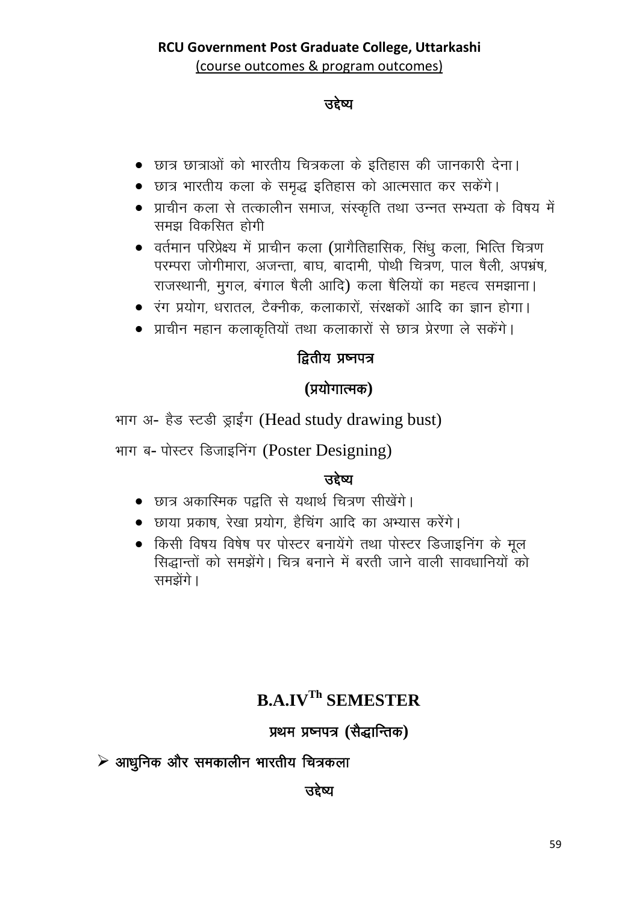**RCU Government Post Graduate College, Uttarkashi**
(course outcomes & program outcomes)

### उद्देष्य

- छात्र छात्राओं को भारतीय चित्रकला के इतिहास की जानकारी देना।
- छात्र भारतीय कला के समृद्ध इतिहास को आत्मसात कर सकेंगे।
- प्राचीन कला से तत्कालीन समाज, संस्कृति तथा उन्नत सभ्यता के विषय में समझ विकसित होगी
- वर्तमान परिप्रेक्ष्य में प्राचीन कला (प्रागैतिहासिक, सिंधु कला, भित्ति चित्रण परम्परा जोगीमारा, अजन्ता, बाघ, बादामी, पोथी चित्रण, पाल षैली, अपभ्रंष, राजस्थानी, मुगल, बंगाल षैली आदि) कला षैलियों का महत्व समझाना।
- रंग प्रयोग, धरातल, टैक्नीक, कलाकारों, संरक्षकों आदि का ज्ञान होगा।
- प्राचीन महान कलाकृतियों तथा कलाकारों से छात्र प्रेरणा ले सकेंगे।

### द्वितीय प्रष्नपत्र

### (प्रयोगात्मक)

भाग अ- हैड स्टडी ड्राईंग (Head study drawing bust)

भाग ब- पोस्टर डिजाइनिंग (Poster Designing)

### उद्देष्य

- छात्र अकास्मिक पद्वति से यथार्थ चित्रण सीखेंगे।
- छाया प्रकाष, रेखा प्रयोग, हैचिंग आदि का अभ्यास करेंगे।
- किसी विषय विषेष पर पोस्टर बनायेंगे तथा पोस्टर डिजाइनिंग के मूल सिद्धान्तों को समझेंगे। चित्र बनाने में बरती जाने वाली सावधानियों को समझेंगे।

## B.A.IV[Th] SEMESTER

### प्रथम प्रष्नपत्र (सैद्धान्तिक)

- **आधुनिक और समकालीन भारतीय चित्रकला**

### उद्देष्य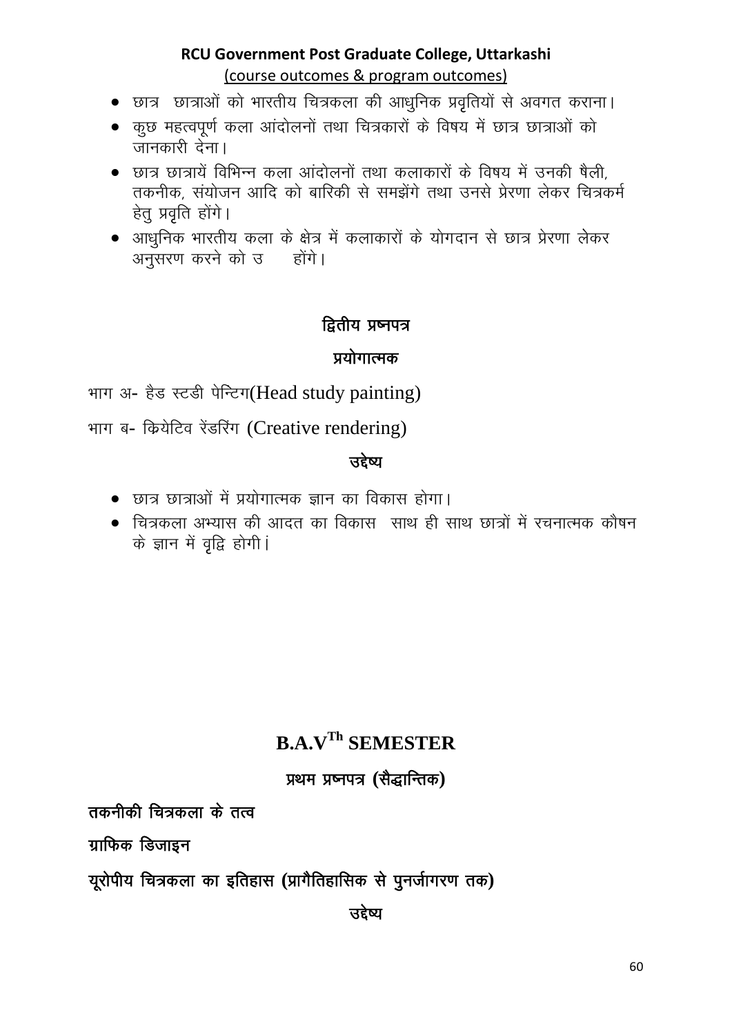- छात्र  छात्राओं को भारतीय चित्रकला की आधुनिक प्रवृतियों से अवगत कराना।
- कुछ महत्वपूर्ण कला आंदोलनों तथा चित्रकारों के विषय में छात्र छात्राओं को जानकारी देना।
- छात्र छात्रायें विभिन्न कला आंदोलनों तथा कलाकारों के विषय में उनकी षैली, तकनीक, संयोजन आदि को बारिकी से समझेंगे तथा उनसे प्रेरणा लेकर चित्रकर्म हेतु प्रवृति होंगे।
- आधुनिक भारतीय कला के क्षेत्र में कलाकारों के योगदान से छात्र प्रेरणा लेकर अनुसरण करने को उ      होंगे।

### द्वितीय प्रष्नपत्र

### प्रयोगात्मक

भाग अ- हैड स्टडी पेन्टिग(Head study painting)

भाग ब- क्रियेटिव रेंडरिंग (Creative rendering)

### उद्देष्य

- छात्र छात्राओं में प्रयोगात्मक ज्ञान का विकास होगा।
- चित्रकला अभ्यास की आदत का विकास  साथ ही साथ छात्रों में रचनात्मक कौषन के ज्ञान में वृद्वि होगी।

## B.A.V[Th] SEMESTER

### प्रथम प्रष्नपत्र (सैद्धान्तिक)

**तकनीकी चित्रकला के तत्व**

**ग्राफिक डिजाइन**

**यूरोपीय चित्रकला का इतिहास (प्रागैतिहासिक से पुनर्जागरण तक)**

### उद्देष्य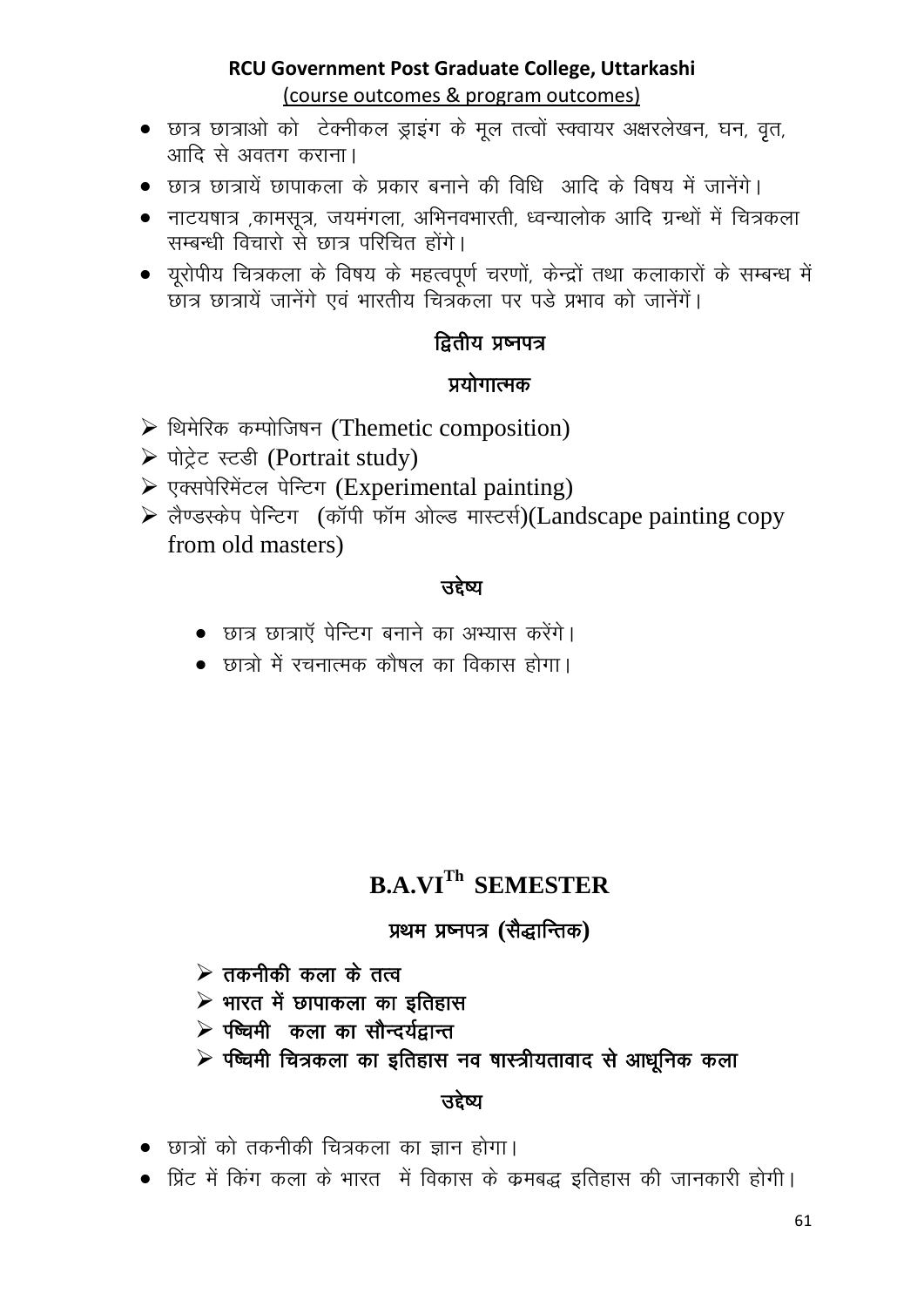- छात्र छात्राओ को टेक्नीकल ड्राइंग के मूल तत्वों स्क्वायर अक्षरलेखन, घन, वृत, आदि से अवतग कराना।
- छात्र छात्रायें छापाकला के प्रकार बनाने की विधि आदि के विषय में जानेंगे।
- नाटयषात्र ,कामसूत्र, जयमंगला, अभिनवभारती, ध्वन्यालोक आदि ग्रन्थों में चित्रकला सम्बन्धी विचारो से छात्र परिचित होंगे।
- यूरोपीय चित्रकला के विषय के महत्वपूर्ण चरणों, केन्द्रों तथा कलाकारों के सम्बन्ध में छात्र छात्रायें जानेंगे एवं भारतीय चित्रकला पर पडे प्रभाव को जानेंगें।

### द्वितीय प्रष्नपत्र

### प्रयोगात्मक

- थिमेरिक कम्पोजिषन (Themetic composition)
- पोट्रेट स्टडी (Portrait study)
- एक्सपेरिमेंटल पेन्टिग (Experimental painting)
- लैण्डस्केप पेन्टिग (कॉपी फॉम ओल्ड मास्टर्स)(Landscape painting copy from old masters)

### उद्देष्य

- छात्र छात्राएँ पेन्टिग बनाने का अभ्यास करेंगे।
- छात्रो में रचनात्मक कौषल का विकास होगा।

## B.A.VI^Th SEMESTER

### प्रथम प्रष्नपत्र (सैद्धान्तिक)

- **तकनीकी कला के तत्व**
- **भारत में छापाकला का इतिहास**
- **पष्चिमी कला का सौन्दर्यद्वान्त**
- **पष्चिमी चित्रकला का इतिहास नव षास्त्रीयतावाद से आधूनिक कला**

### उद्देष्य

- छात्रों को तकनीकी चित्रकला का ज्ञान होगा।
- प्रिंट में किंग कला के भारत में विकास के क्रमबद्ध इतिहास की जानकारी होगी।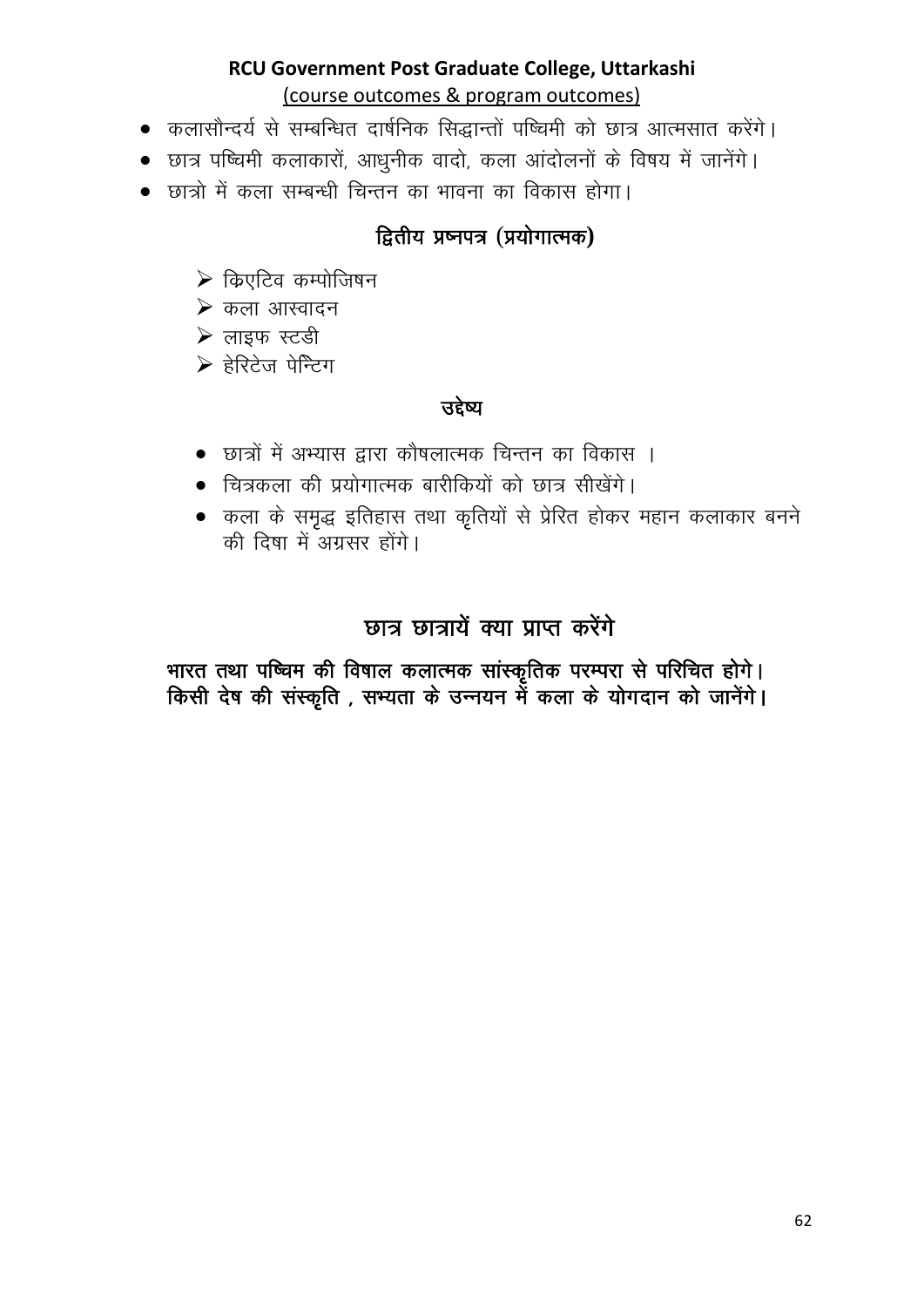**RCU Government Post Graduate College, Uttarkashi**
(course outcomes & program outcomes)

- कलासौन्दर्य से सम्बन्धित दार्षनिक सिद्धान्तों पष्चिमी को छात्र आत्मसात करेंगे।
- छात्र पष्चिमी कलाकारों, आधुनीक वादो, कला आंदोलनों के विषय में जानेंगे।
- छात्रो में कला सम्बन्धी चिन्तन का भावना का विकास होगा।

### द्वितीय प्रष्नपत्र (प्रयोगात्मक)

- क्रिएटिव कम्पोजिषन
- कला आस्वादन
- लाइफ स्टडी
- हेरिटेज पेन्टिग

### उद्देष्य

- छात्रों में अभ्यास द्वारा कौषलात्मक चिन्तन का विकास ।
- चित्रकला की प्रयोगात्मक बारीकियों को छात्र सीखेंगे।
- कला के समृद्ध इतिहास तथा कृतियों से प्रेरित होकर महान कलाकार बनने की दिषा में अग्रसर होंगे।

## छात्र छात्रायें क्या प्राप्त करेंगे

**भारत तथा पष्चिम की विषाल कलात्मक सांस्कृतिक परम्परा से परिचित होगे।**
**किसी देष की संस्कृति , सभ्यता के उन्नयन में कला के योगदान को जानेंगे।**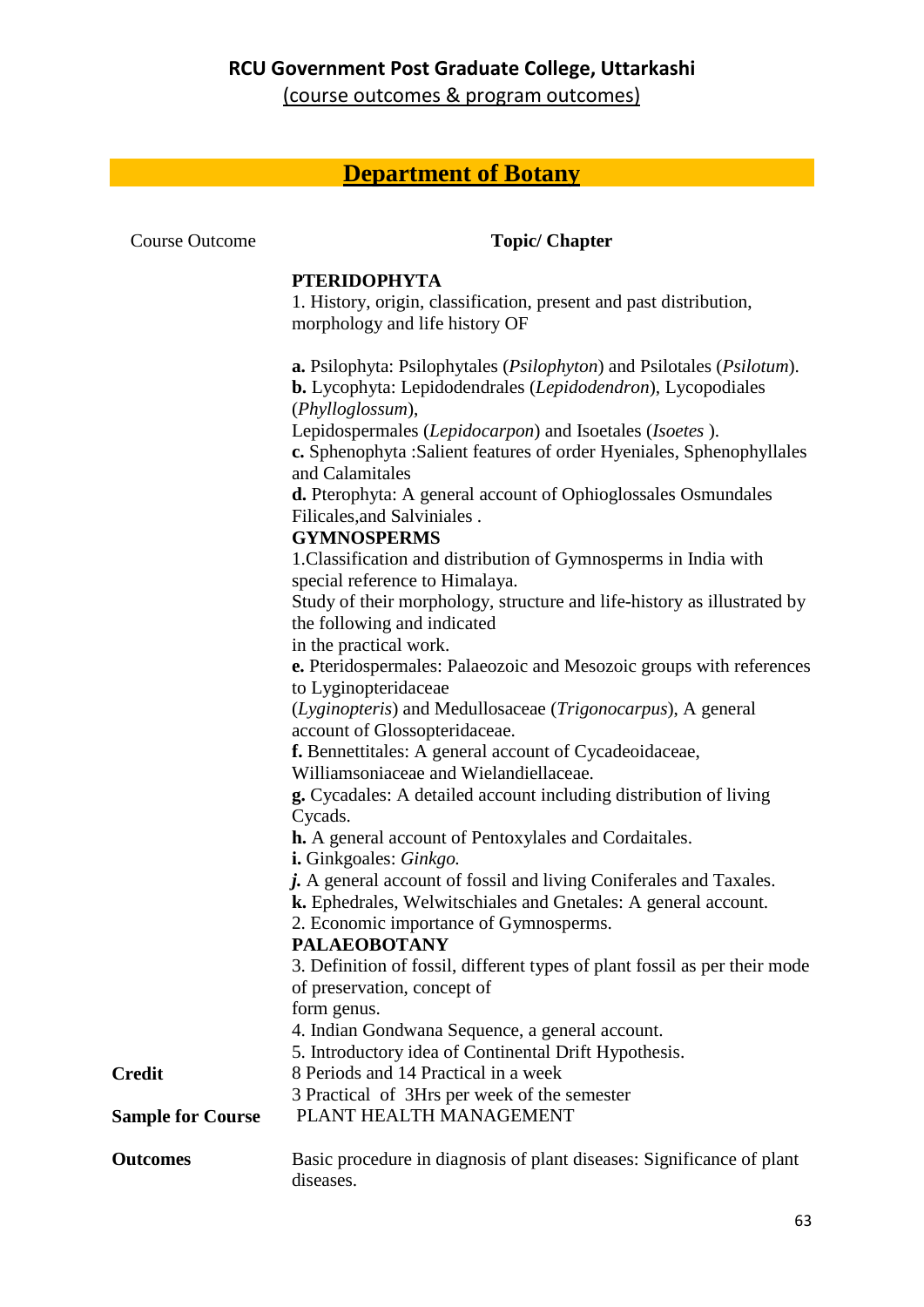**RCU Government Post Graduate College, Uttarkashi**

(course outcomes & program outcomes)

## Department of Botany

| Course Outcome | Topic/ Chapter |
|---|---|
| | **PTERIDOPHYTA**<br>1. History, origin, classification, present and past distribution, morphology and life history OF<br><br>**a.** Psilophyta: Psilophytales (*Psilophyton*) and Psilotales (*Psilotum*).<br>**b.** Lycophyta: Lepidodendrales (*Lepidodendron*), Lycopodiales (*Phylloglossum*),<br>Lepidospermales (*Lepidocarpon*) and Isoetales (*Isoetes* ).<br>**c.** Sphenophyta :Salient features of order Hyeniales, Sphenophyllales and Calamitales<br>**d.** Pterophyta: A general account of Ophioglossales Osmundales Filicales,and Salviniales .<br>**GYMNOSPERMS**<br>1.Classification and distribution of Gymnosperms in India with special reference to Himalaya.<br>Study of their morphology, structure and life-history as illustrated by the following and indicated<br>in the practical work.<br>**e.** Pteridospermales: Palaeozoic and Mesozoic groups with references to Lyginopteridaceae<br>(*Lyginopteris*) and Medullosaceae (*Trigonocarpus*), A general account of Glossopteridaceae.<br>**f.** Bennettitales: A general account of Cycadeoidaceae, Williamsoniaceae and Wielandiellaceae.<br>**g.** Cycadales: A detailed account including distribution of living Cycads.<br>**h.** A general account of Pentoxylales and Cordaitales.<br>**i.** Ginkgoales: *Ginkgo.*<br>***j.*** A general account of fossil and living Coniferales and Taxales.<br>**k.** Ephedrales, Welwitschiales and Gnetales: A general account.<br>2. Economic importance of Gymnosperms.<br>**PALAEOBOTANY**<br>3. Definition of fossil, different types of plant fossil as per their mode of preservation, concept of<br>form genus.<br>4. Indian Gondwana Sequence, a general account.<br>5. Introductory idea of Continental Drift Hypothesis. |
| **Credit** | 8 Periods and 14 Practical in a week<br>3 Practical of 3Hrs per week of the semester |
| **Sample for Course** | PLANT HEALTH MANAGEMENT |
| **Outcomes** | Basic procedure in diagnosis of plant diseases: Significance of plant diseases. |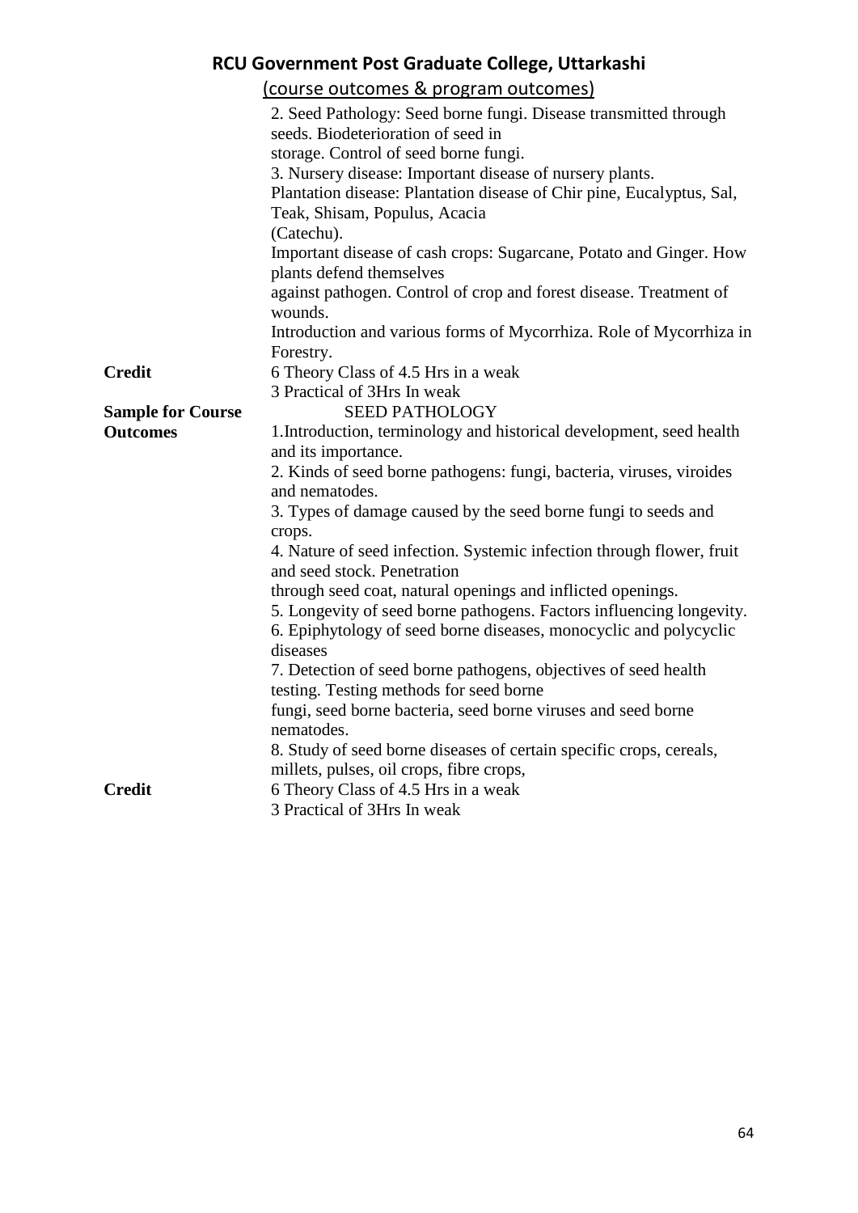2. Seed Pathology: Seed borne fungi. Disease transmitted through seeds. Biodeterioration of seed in storage. Control of seed borne fungi.
3. Nursery disease: Important disease of nursery plants.
Plantation disease: Plantation disease of Chir pine, Eucalyptus, Sal, Teak, Shisam, Populus, Acacia (Catechu).
Important disease of cash crops: Sugarcane, Potato and Ginger. How plants defend themselves against pathogen. Control of crop and forest disease. Treatment of wounds.
Introduction and various forms of Mycorrhiza. Role of Mycorrhiza in Forestry.

**Credit**

6 Theory Class of 4.5 Hrs in a weak
3 Practical of 3Hrs In weak

**Sample for Course Outcomes**

SEED PATHOLOGY

1. Introduction, terminology and historical development, seed health and its importance.
2. Kinds of seed borne pathogens: fungi, bacteria, viruses, viroides and nematodes.
3. Types of damage caused by the seed borne fungi to seeds and crops.
4. Nature of seed infection. Systemic infection through flower, fruit and seed stock. Penetration through seed coat, natural openings and inflicted openings.
5. Longevity of seed borne pathogens. Factors influencing longevity.
6. Epiphytology of seed borne diseases, monocyclic and polycyclic diseases
7. Detection of seed borne pathogens, objectives of seed health testing. Testing methods for seed borne fungi, seed borne bacteria, seed borne viruses and seed borne nematodes.
8. Study of seed borne diseases of certain specific crops, cereals, millets, pulses, oil crops, fibre crops,

**Credit**

6 Theory Class of 4.5 Hrs in a weak
3 Practical of 3Hrs In weak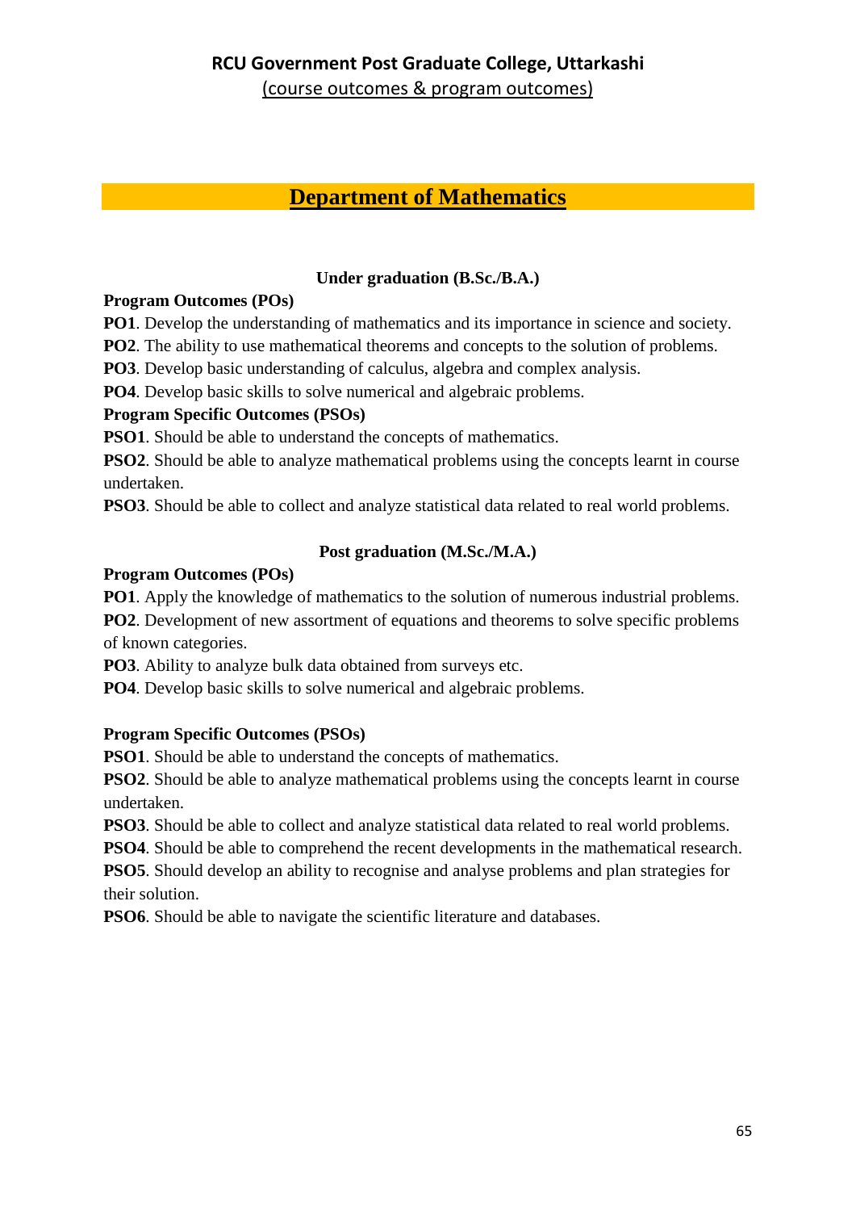# RCU Government Post Graduate College, Uttarkashi

(course outcomes & program outcomes)

## Department of Mathematics

### Under graduation (B.Sc./B.A.)

**Program Outcomes (POs)**

**PO1**. Develop the understanding of mathematics and its importance in science and society.

**PO2**. The ability to use mathematical theorems and concepts to the solution of problems.

**PO3**. Develop basic understanding of calculus, algebra and complex analysis.

**PO4**. Develop basic skills to solve numerical and algebraic problems.

**Program Specific Outcomes (PSOs)**

**PSO1**. Should be able to understand the concepts of mathematics.

**PSO2**. Should be able to analyze mathematical problems using the concepts learnt in course undertaken.

**PSO3**. Should be able to collect and analyze statistical data related to real world problems.

### Post graduation (M.Sc./M.A.)

**Program Outcomes (POs)**

**PO1**. Apply the knowledge of mathematics to the solution of numerous industrial problems.

**PO2**. Development of new assortment of equations and theorems to solve specific problems of known categories.

**PO3**. Ability to analyze bulk data obtained from surveys etc.

**PO4**. Develop basic skills to solve numerical and algebraic problems.

**Program Specific Outcomes (PSOs)**

**PSO1**. Should be able to understand the concepts of mathematics.

**PSO2**. Should be able to analyze mathematical problems using the concepts learnt in course undertaken.

**PSO3**. Should be able to collect and analyze statistical data related to real world problems.

**PSO4**. Should be able to comprehend the recent developments in the mathematical research.

**PSO5**. Should develop an ability to recognise and analyse problems and plan strategies for their solution.

**PSO6**. Should be able to navigate the scientific literature and databases.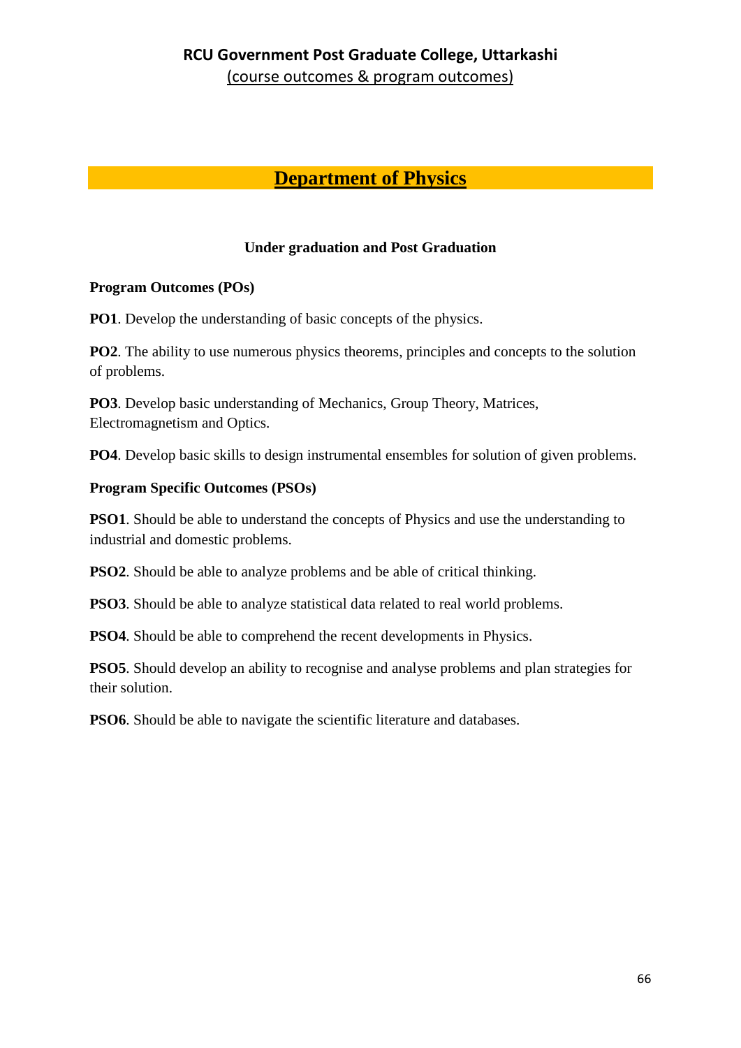# RCU Government Post Graduate College, Uttarkashi

(course outcomes & program outcomes)

## Department of Physics

**Under graduation and Post Graduation**

**Program Outcomes (POs)**

**PO1**. Develop the understanding of basic concepts of the physics.

**PO2**. The ability to use numerous physics theorems, principles and concepts to the solution of problems.

**PO3**. Develop basic understanding of Mechanics, Group Theory, Matrices, Electromagnetism and Optics.

**PO4**. Develop basic skills to design instrumental ensembles for solution of given problems.

**Program Specific Outcomes (PSOs)**

**PSO1**. Should be able to understand the concepts of Physics and use the understanding to industrial and domestic problems.

**PSO2**. Should be able to analyze problems and be able of critical thinking.

**PSO3**. Should be able to analyze statistical data related to real world problems.

**PSO4**. Should be able to comprehend the recent developments in Physics.

**PSO5**. Should develop an ability to recognise and analyse problems and plan strategies for their solution.

**PSO6**. Should be able to navigate the scientific literature and databases.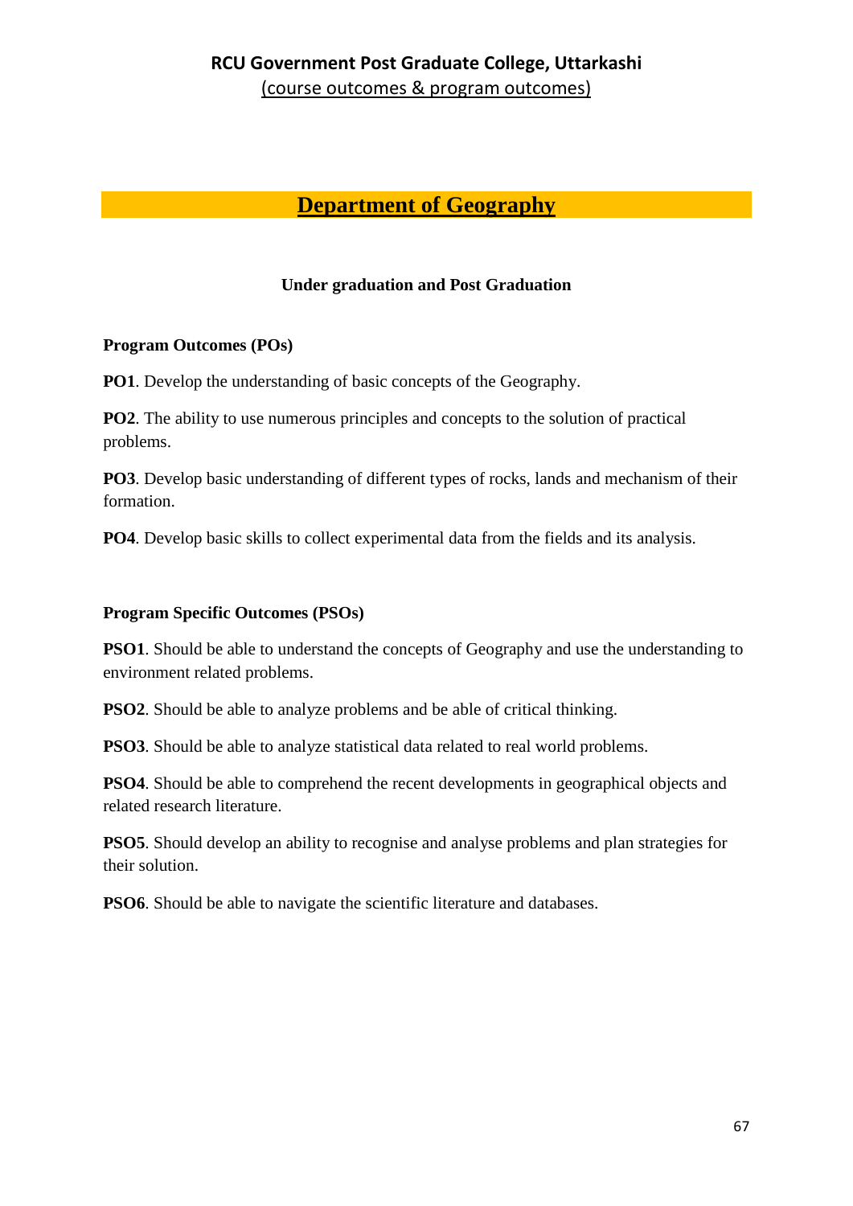## Department of Geography

**Under graduation and Post Graduation**

**Program Outcomes (POs)**

**PO1**. Develop the understanding of basic concepts of the Geography.

**PO2**. The ability to use numerous principles and concepts to the solution of practical problems.

**PO3**. Develop basic understanding of different types of rocks, lands and mechanism of their formation.

**PO4**. Develop basic skills to collect experimental data from the fields and its analysis.

**Program Specific Outcomes (PSOs)**

**PSO1**. Should be able to understand the concepts of Geography and use the understanding to environment related problems.

**PSO2**. Should be able to analyze problems and be able of critical thinking.

**PSO3**. Should be able to analyze statistical data related to real world problems.

**PSO4**. Should be able to comprehend the recent developments in geographical objects and related research literature.

**PSO5**. Should develop an ability to recognise and analyse problems and plan strategies for their solution.

**PSO6**. Should be able to navigate the scientific literature and databases.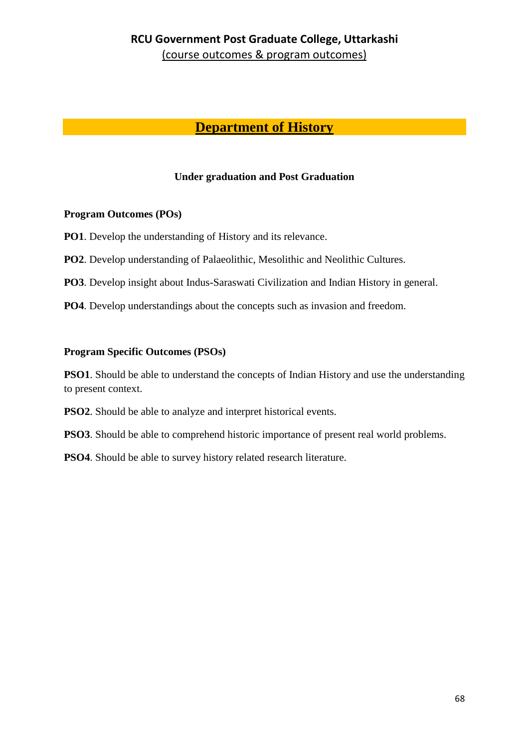**RCU Government Post Graduate College, Uttarkashi**
(course outcomes & program outcomes)

# Department of History

**Under graduation and Post Graduation**

**Program Outcomes (POs)**

**PO1**. Develop the understanding of History and its relevance.

**PO2**. Develop understanding of Palaeolithic, Mesolithic and Neolithic Cultures.

**PO3**. Develop insight about Indus-Saraswati Civilization and Indian History in general.

**PO4**. Develop understandings about the concepts such as invasion and freedom.

**Program Specific Outcomes (PSOs)**

**PSO1**. Should be able to understand the concepts of Indian History and use the understanding to present context.

**PSO2**. Should be able to analyze and interpret historical events.

**PSO3**. Should be able to comprehend historic importance of present real world problems.

**PSO4**. Should be able to survey history related research literature.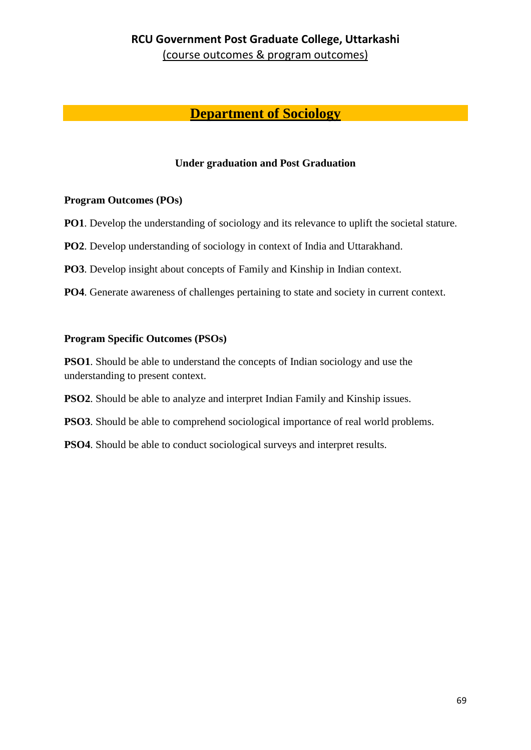# RCU Government Post Graduate College, Uttarkashi

(course outcomes & program outcomes)

## Department of Sociology

**Under graduation and Post Graduation**

**Program Outcomes (POs)**

**PO1**. Develop the understanding of sociology and its relevance to uplift the societal stature.

**PO2**. Develop understanding of sociology in context of India and Uttarakhand.

**PO3**. Develop insight about concepts of Family and Kinship in Indian context.

**PO4**. Generate awareness of challenges pertaining to state and society in current context.

**Program Specific Outcomes (PSOs)**

**PSO1**. Should be able to understand the concepts of Indian sociology and use the understanding to present context.

**PSO2**. Should be able to analyze and interpret Indian Family and Kinship issues.

**PSO3**. Should be able to comprehend sociological importance of real world problems.

**PSO4**. Should be able to conduct sociological surveys and interpret results.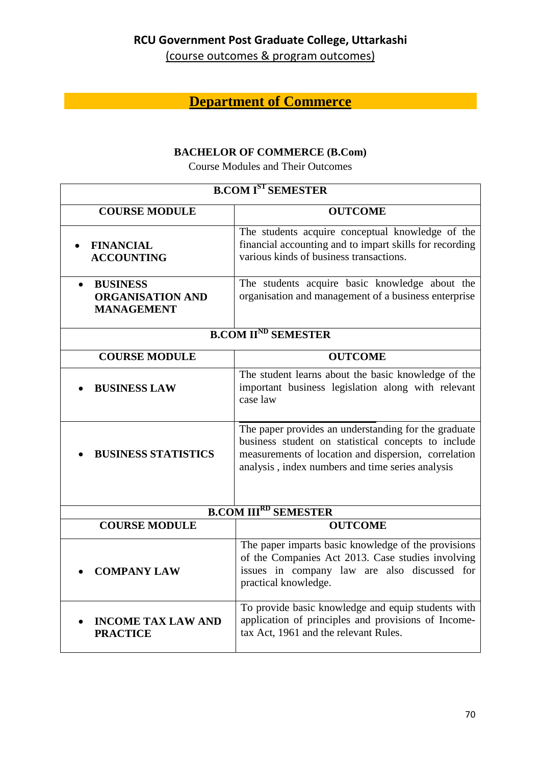**RCU Government Post Graduate College, Uttarkashi**
(course outcomes & program outcomes)

## Department of Commerce

### BACHELOR OF COMMERCE (B.Com)

Course Modules and Their Outcomes

| B.COM I[ST] SEMESTER | |
|---|---|
| **COURSE MODULE** | **OUTCOME** |
| • **FINANCIAL ACCOUNTING** | The students acquire conceptual knowledge of the financial accounting and to impart skills for recording various kinds of business transactions. |
| • **BUSINESS ORGANISATION AND MANAGEMENT** | The students acquire basic knowledge about the organisation and management of a business enterprise |
| **B.COM II[ND] SEMESTER** | |
| **COURSE MODULE** | **OUTCOME** |
| • **BUSINESS LAW** | The student learns about the basic knowledge of the important business legislation along with relevant case law |
| • **BUSINESS STATISTICS** | The paper provides an understanding for the graduate business student on statistical concepts to include measurements of location and dispersion, correlation analysis , index numbers and time series analysis |
| **B.COM III[RD] SEMESTER** | |
| **COURSE MODULE** | **OUTCOME** |
| • **COMPANY LAW** | The paper imparts basic knowledge of the provisions of the Companies Act 2013. Case studies involving issues in company law are also discussed for practical knowledge. |
| • **INCOME TAX LAW AND PRACTICE** | To provide basic knowledge and equip students with application of principles and provisions of Income-tax Act, 1961 and the relevant Rules. |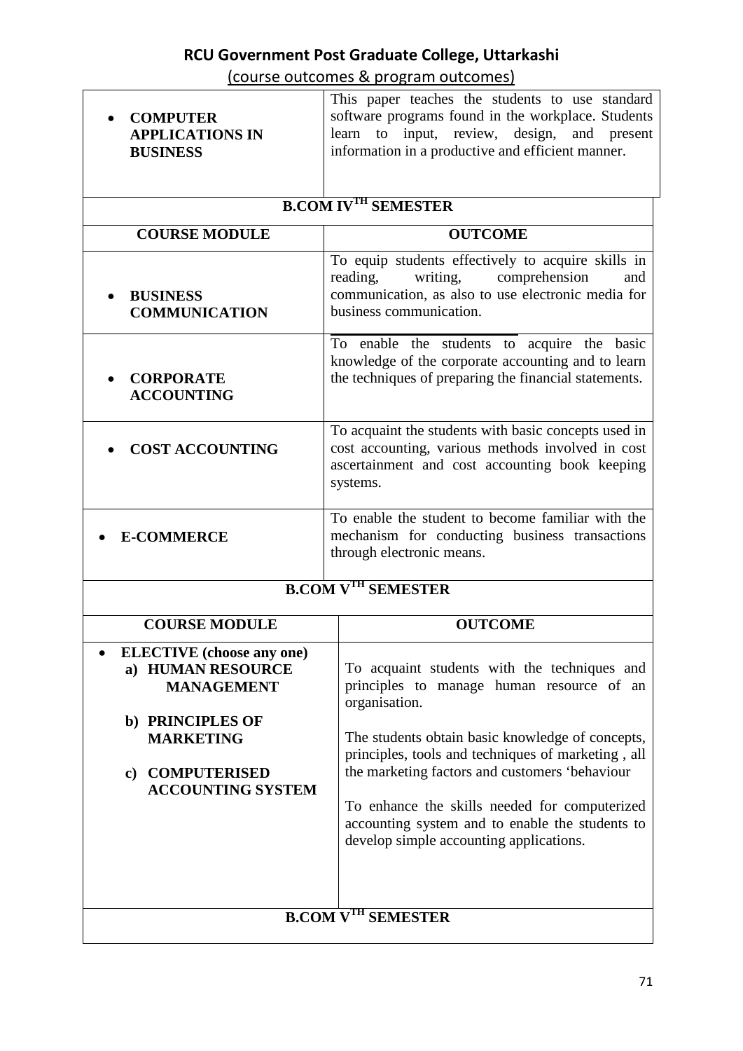## RCU Government Post Graduate College, Uttarkashi

(course outcomes & program outcomes)

| | |
|---|---|
| • **COMPUTER APPLICATIONS IN BUSINESS** | This paper teaches the students to use standard software programs found in the workplace. Students learn to input, review, design, and present information in a productive and efficient manner. |
| **B.COM IV$^{TH}$ SEMESTER** | |
| **COURSE MODULE** | **OUTCOME** |
| • **BUSINESS COMMUNICATION** | To equip students effectively to acquire skills in reading, writing, comprehension and communication, as also to use electronic media for business communication. |
| • **CORPORATE ACCOUNTING** | To enable the students to acquire the basic knowledge of the corporate accounting and to learn the techniques of preparing the financial statements. |
| • **COST ACCOUNTING** | To acquaint the students with basic concepts used in cost accounting, various methods involved in cost ascertainment and cost accounting book keeping systems. |
| • **E-COMMERCE** | To enable the student to become familiar with the mechanism for conducting business transactions through electronic means. |
| **B.COM V$^{TH}$ SEMESTER** | |
| **COURSE MODULE** | **OUTCOME** |
| • **ELECTIVE (choose any one)**<br>a) **HUMAN RESOURCE MANAGEMENT**<br>b) **PRINCIPLES OF MARKETING**<br>c) **COMPUTERISED ACCOUNTING SYSTEM** | To acquaint students with the techniques and principles to manage human resource of an organisation.<br><br>The students obtain basic knowledge of concepts, principles, tools and techniques of marketing , all the marketing factors and customers 'behaviour<br><br>To enhance the skills needed for computerized accounting system and to enable the students to develop simple accounting applications. |
| **B.COM V$^{TH}$ SEMESTER** | |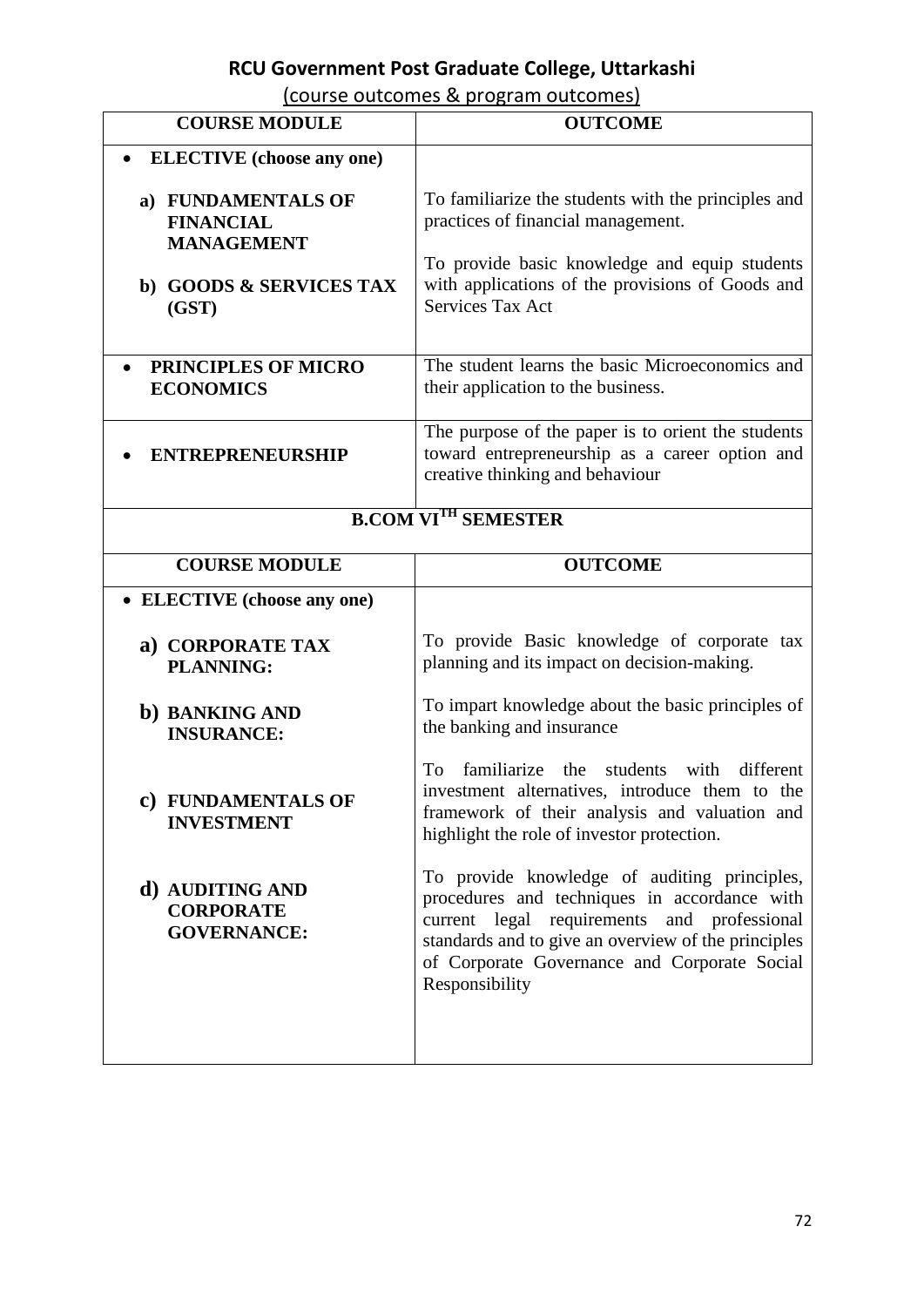# RCU Government Post Graduate College, Uttarkashi

(course outcomes & program outcomes)

| COURSE MODULE | OUTCOME |
|---|---|
| • **ELECTIVE (choose any one)** | |
| **a) FUNDAMENTALS OF FINANCIAL MANAGEMENT** | To familiarize the students with the principles and practices of financial management. |
| **b) GOODS & SERVICES TAX (GST)** | To provide basic knowledge and equip students with applications of the provisions of Goods and Services Tax Act |
| • **PRINCIPLES OF MICRO ECONOMICS** | The student learns the basic Microeconomics and their application to the business. |
| • **ENTREPRENEURSHIP** | The purpose of the paper is to orient the students toward entrepreneurship as a career option and creative thinking and behaviour |

## B.COM VI<sup>TH</sup> SEMESTER

| COURSE MODULE | OUTCOME |
|---|---|
| • **ELECTIVE (choose any one)** | |
| **a) CORPORATE TAX PLANNING:** | To provide Basic knowledge of corporate tax planning and its impact on decision-making. |
| **b) BANKING AND INSURANCE:** | To impart knowledge about the basic principles of the banking and insurance |
| **c) FUNDAMENTALS OF INVESTMENT** | To familiarize the students with different investment alternatives, introduce them to the framework of their analysis and valuation and highlight the role of investor protection. |
| **d) AUDITING AND CORPORATE GOVERNANCE:** | To provide knowledge of auditing principles, procedures and techniques in accordance with current legal requirements and professional standards and to give an overview of the principles of Corporate Governance and Corporate Social Responsibility |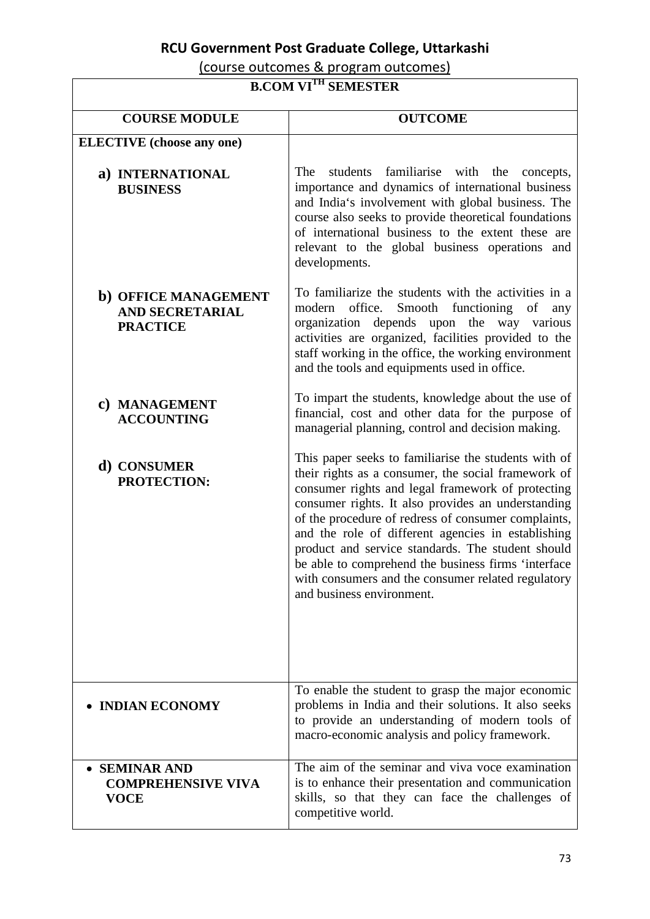# RCU Government Post Graduate College, Uttarkashi

(course outcomes & program outcomes)

| B.COM VI$^{TH}$ SEMESTER | |
|---|---|
| **COURSE MODULE** | **OUTCOME** |
| **ELECTIVE (choose any one)** | |
| **a) INTERNATIONAL BUSINESS** | The students familiarise with the concepts, importance and dynamics of international business and India's involvement with global business. The course also seeks to provide theoretical foundations of international business to the extent these are relevant to the global business operations and developments. |
| **b) OFFICE MANAGEMENT AND SECRETARIAL PRACTICE** | To familiarize the students with the activities in a modern office. Smooth functioning of any organization depends upon the way various activities are organized, facilities provided to the staff working in the office, the working environment and the tools and equipments used in office. |
| **c) MANAGEMENT ACCOUNTING** | To impart the students, knowledge about the use of financial, cost and other data for the purpose of managerial planning, control and decision making. |
| **d) CONSUMER PROTECTION:** | This paper seeks to familiarise the students with of their rights as a consumer, the social framework of consumer rights and legal framework of protecting consumer rights. It also provides an understanding of the procedure of redress of consumer complaints, and the role of different agencies in establishing product and service standards. The student should be able to comprehend the business firms 'interface with consumers and the consumer related regulatory and business environment. |
| • **INDIAN ECONOMY** | To enable the student to grasp the major economic problems in India and their solutions. It also seeks to provide an understanding of modern tools of macro-economic analysis and policy framework. |
| • **SEMINAR AND COMPREHENSIVE VIVA VOCE** | The aim of the seminar and viva voce examination is to enhance their presentation and communication skills, so that they can face the challenges of competitive world. |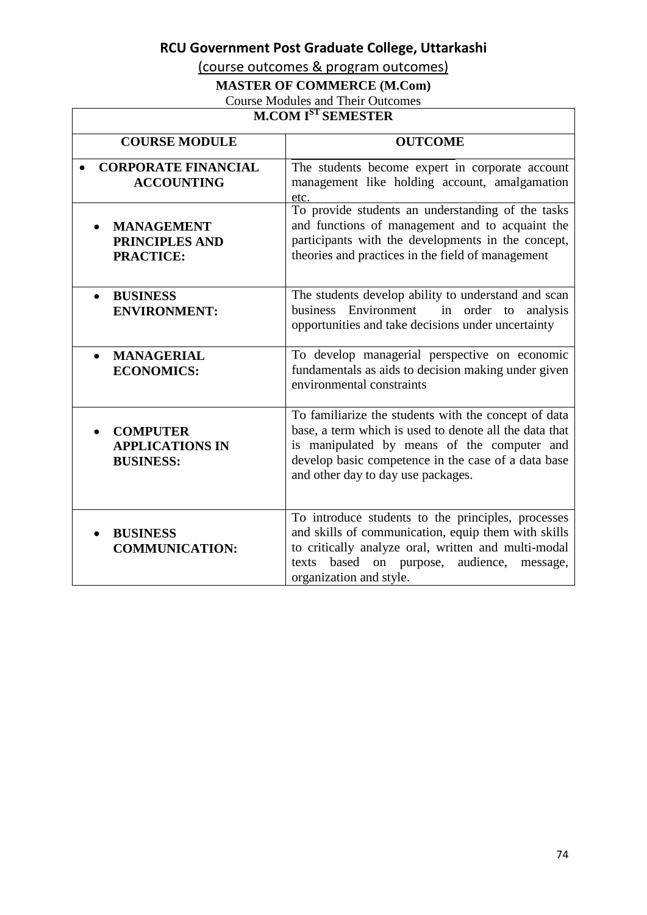# RCU Government Post Graduate College, Uttarkashi

(course outcomes & program outcomes)

## MASTER OF COMMERCE (M.Com)

Course Modules and Their Outcomes

| M.COM I[ST] SEMESTER | |
|---|---|
| **COURSE MODULE** | **OUTCOME** |
| • **CORPORATE FINANCIAL ACCOUNTING** | The students become expert in corporate account management like holding account, amalgamation etc. |
| • **MANAGEMENT PRINCIPLES AND PRACTICE:** | To provide students an understanding of the tasks and functions of management and to acquaint the participants with the developments in the concept, theories and practices in the field of management |
| • **BUSINESS ENVIRONMENT:** | The students develop ability to understand and scan business Environment in order to analysis opportunities and take decisions under uncertainty |
| • **MANAGERIAL ECONOMICS:** | To develop managerial perspective on economic fundamentals as aids to decision making under given environmental constraints |
| • **COMPUTER APPLICATIONS IN BUSINESS:** | To familiarize the students with the concept of data base, a term which is used to denote all the data that is manipulated by means of the computer and develop basic competence in the case of a data base and other day to day use packages. |
| • **BUSINESS COMMUNICATION:** | To introduce students to the principles, processes and skills of communication, equip them with skills to critically analyze oral, written and multi-modal texts based on purpose, audience, message, organization and style. |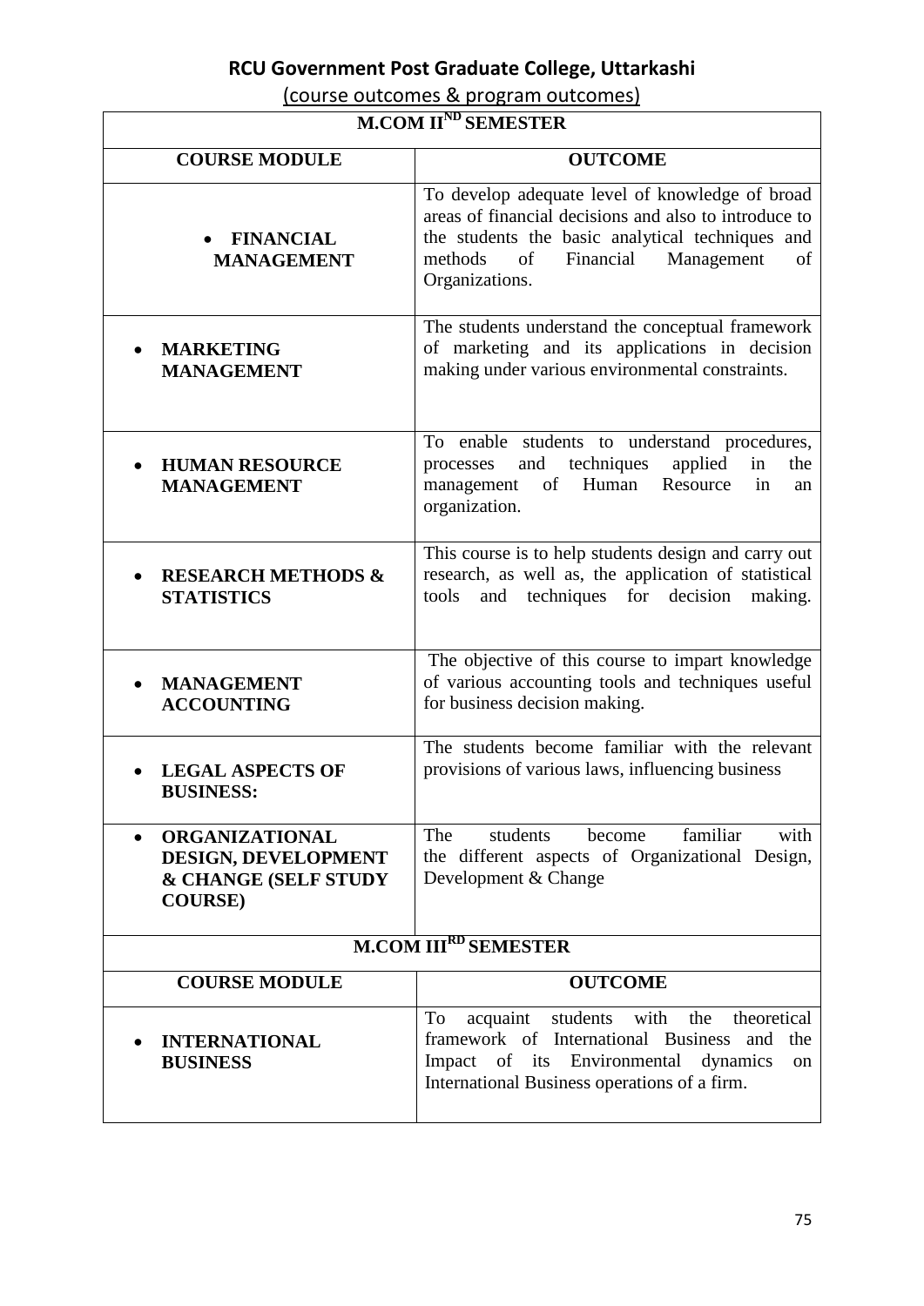# RCU Government Post Graduate College, Uttarkashi

(course outcomes & program outcomes)

| M.COM II$^{ND}$ SEMESTER | |
|---|---|
| **COURSE MODULE** | **OUTCOME** |
| • **FINANCIAL MANAGEMENT** | To develop adequate level of knowledge of broad areas of financial decisions and also to introduce to the students the basic analytical techniques and methods of Financial Management of Organizations. |
| • **MARKETING MANAGEMENT** | The students understand the conceptual framework of marketing and its applications in decision making under various environmental constraints. |
| • **HUMAN RESOURCE MANAGEMENT** | To enable students to understand procedures, processes and techniques applied in the management of Human Resource in an organization. |
| • **RESEARCH METHODS & STATISTICS** | This course is to help students design and carry out research, as well as, the application of statistical tools and techniques for decision making. |
| • **MANAGEMENT ACCOUNTING** | The objective of this course to impart knowledge of various accounting tools and techniques useful for business decision making. |
| • **LEGAL ASPECTS OF BUSINESS:** | The students become familiar with the relevant provisions of various laws, influencing business |
| • **ORGANIZATIONAL DESIGN, DEVELOPMENT & CHANGE (SELF STUDY COURSE)** | The students become familiar with the different aspects of Organizational Design, Development & Change |

| M.COM III$^{RD}$ SEMESTER | |
|---|---|
| **COURSE MODULE** | **OUTCOME** |
| • **INTERNATIONAL BUSINESS** | To acquaint students with the theoretical framework of International Business and the Impact of its Environmental dynamics on International Business operations of a firm. |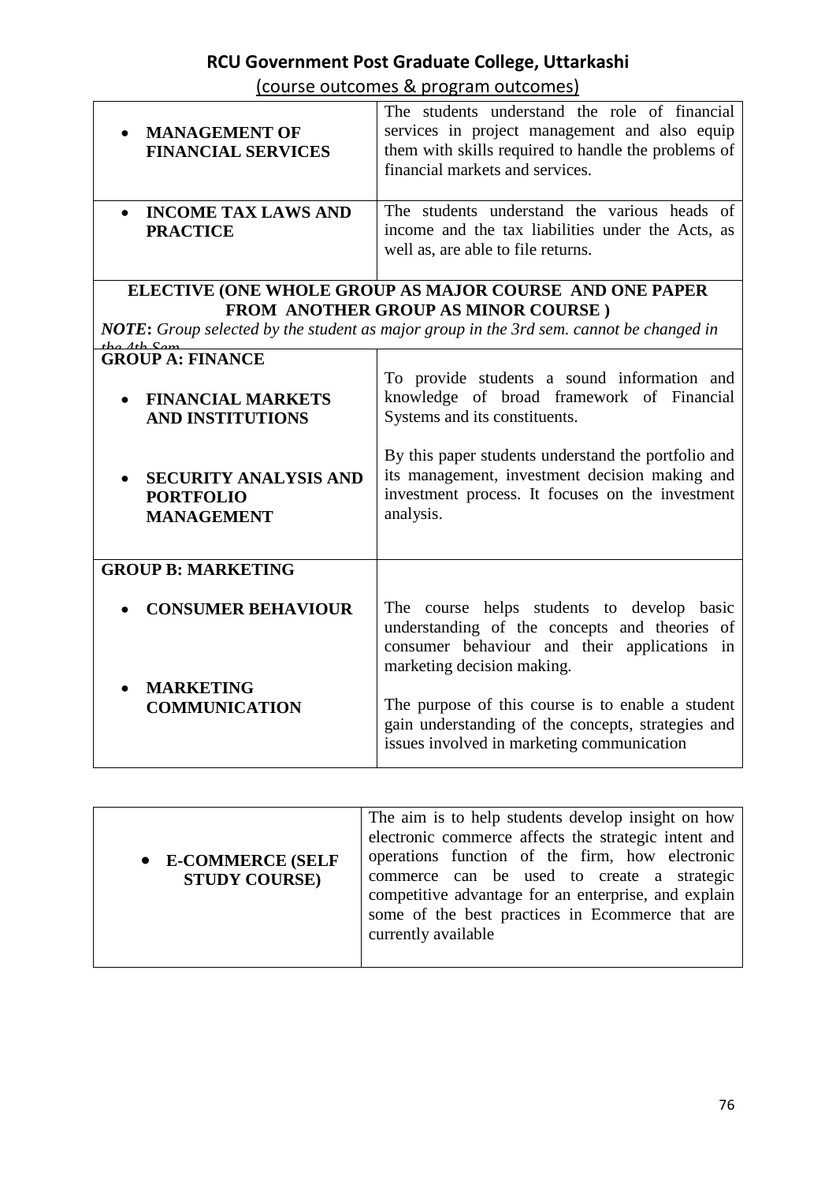**RCU Government Post Graduate College, Uttarkashi**

(course outcomes & program outcomes)

| | |
|---|---|
| • **MANAGEMENT OF FINANCIAL SERVICES** | The students understand the role of financial services in project management and also equip them with skills required to handle the problems of financial markets and services. |
| • **INCOME TAX LAWS AND PRACTICE** | The students understand the various heads of income and the tax liabilities under the Acts, as well as, are able to file returns. |
| **ELECTIVE (ONE WHOLE GROUP AS MAJOR COURSE AND ONE PAPER FROM ANOTHER GROUP AS MINOR COURSE )** *NOTE: Group selected by the student as major group in the 3rd sem. cannot be changed in the 4th Sem* | |
| **GROUP A: FINANCE** | |
| • **FINANCIAL MARKETS AND INSTITUTIONS** | To provide students a sound information and knowledge of broad framework of Financial Systems and its constituents. |
| • **SECURITY ANALYSIS AND PORTFOLIO MANAGEMENT** | By this paper students understand the portfolio and its management, investment decision making and investment process. It focuses on the investment analysis. |
| **GROUP B: MARKETING** | |
| • **CONSUMER BEHAVIOUR** | The course helps students to develop basic understanding of the concepts and theories of consumer behaviour and their applications in marketing decision making. |
| • **MARKETING COMMUNICATION** | The purpose of this course is to enable a student gain understanding of the concepts, strategies and issues involved in marketing communication |

| | |
|---|---|
| • **E-COMMERCE (SELF STUDY COURSE)** | The aim is to help students develop insight on how electronic commerce affects the strategic intent and operations function of the firm, how electronic commerce can be used to create a strategic competitive advantage for an enterprise, and explain some of the best practices in Ecommerce that are currently available |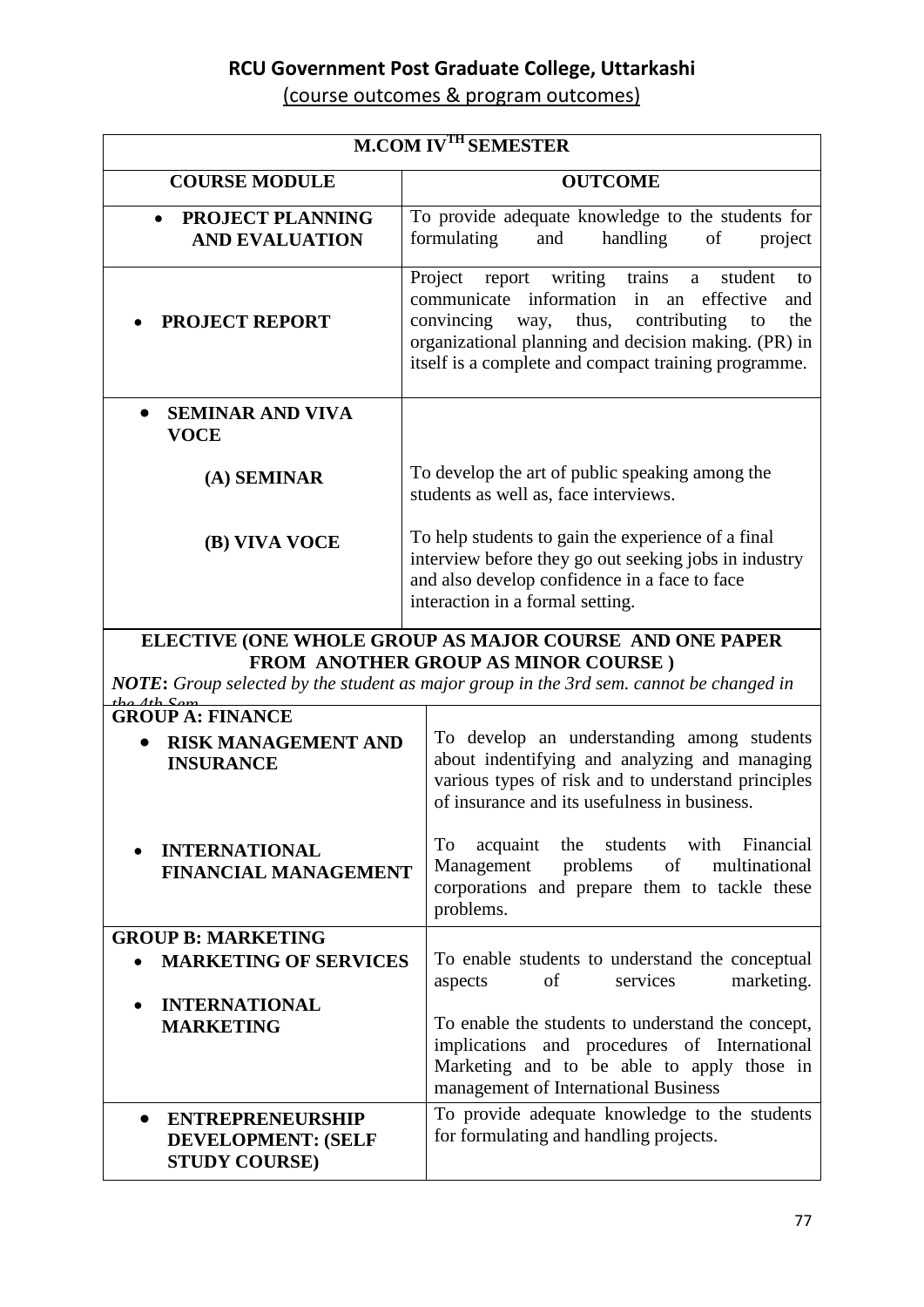**RCU Government Post Graduate College, Uttarkashi**

(course outcomes & program outcomes)

| M.COM IV$^{TH}$ SEMESTER | |
|---|---|
| **COURSE MODULE** | **OUTCOME** |
| • **PROJECT PLANNING AND EVALUATION** | To provide adequate knowledge to the students for formulating and handling of project |
| • **PROJECT REPORT** | Project report writing trains a student to communicate information in an effective and convincing way, thus, contributing to the organizational planning and decision making. (PR) in itself is a complete and compact training programme. |
| • **SEMINAR AND VIVA VOCE** | |
| **(A) SEMINAR** | To develop the art of public speaking among the students as well as, face interviews. |
| **(B) VIVA VOCE** | To help students to gain the experience of a final interview before they go out seeking jobs in industry and also develop confidence in a face to face interaction in a formal setting. |
| **ELECTIVE (ONE WHOLE GROUP AS MAJOR COURSE AND ONE PAPER FROM ANOTHER GROUP AS MINOR COURSE )** *NOTE: Group selected by the student as major group in the 3rd sem. cannot be changed in the 4th Sem* | |
| **GROUP A: FINANCE** | |
| • **RISK MANAGEMENT AND INSURANCE** | To develop an understanding among students about indentifying and analyzing and managing various types of risk and to understand principles of insurance and its usefulness in business. |
| • **INTERNATIONAL FINANCIAL MANAGEMENT** | To acquaint the students with Financial Management problems of multinational corporations and prepare them to tackle these problems. |
| **GROUP B: MARKETING** | |
| • **MARKETING OF SERVICES** | To enable students to understand the conceptual aspects of services marketing. |
| • **INTERNATIONAL MARKETING** | To enable the students to understand the concept, implications and procedures of International Marketing and to be able to apply those in management of International Business |
| • **ENTREPRENEURSHIP DEVELOPMENT: (SELF STUDY COURSE)** | To provide adequate knowledge to the students for formulating and handling projects. |